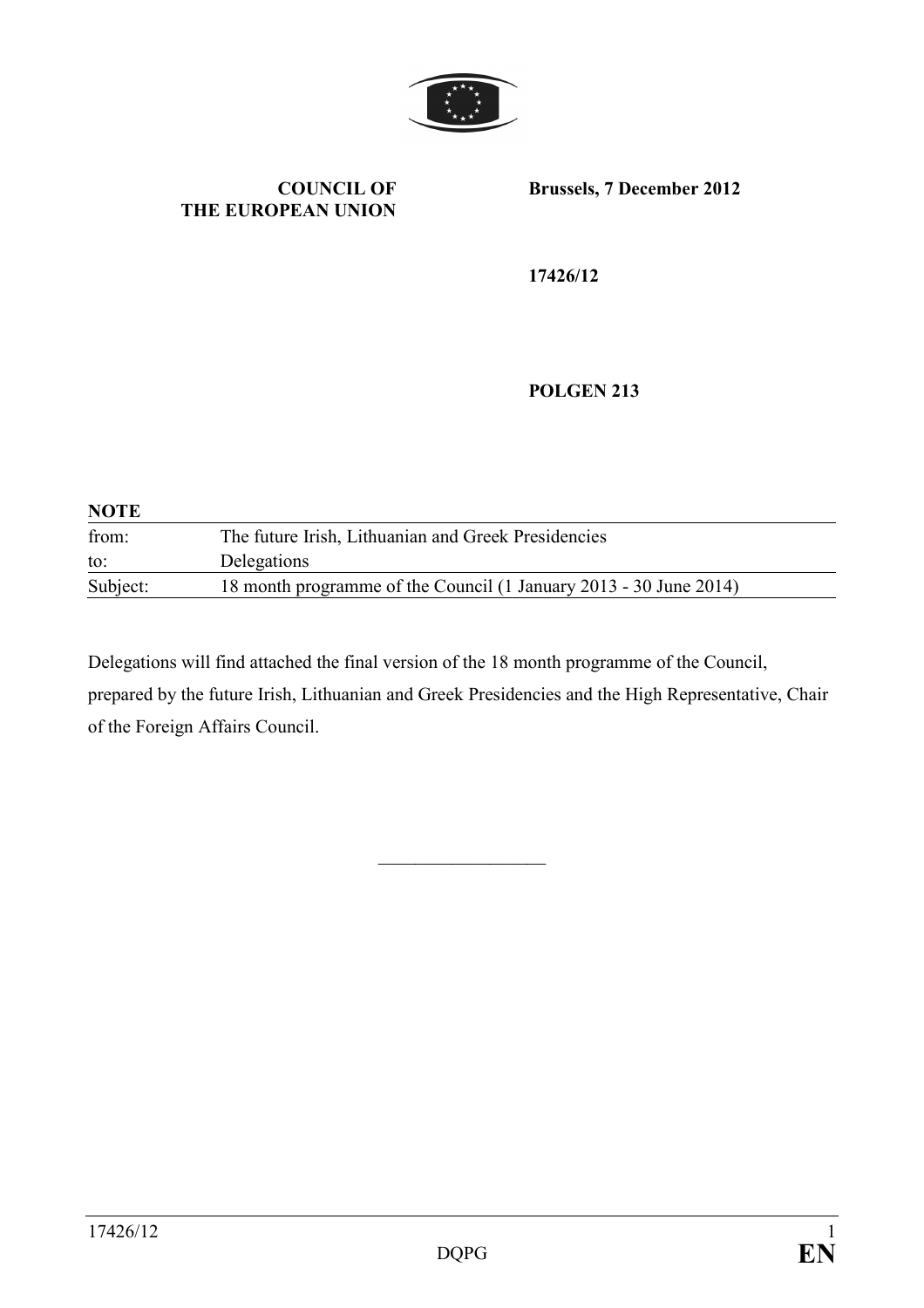**COUNCIL OF THE EUROPEAN UNION**

**Brussels, 7 December 2012**

**17426/12**

**POLGEN 213**

**NOTE**

| | |
|---|---|
| from: | The future Irish, Lithuanian and Greek Presidencies |
| to: | Delegations |
| Subject: | 18 month programme of the Council (1 January 2013 - 30 June 2014) |

Delegations will find attached the final version of the 18 month programme of the Council, prepared by the future Irish, Lithuanian and Greek Presidencies and the High Representative, Chair of the Foreign Affairs Council.

\_\_\_\_\_\_\_\_\_\_\_\_\_\_\_\_\_\_\_\_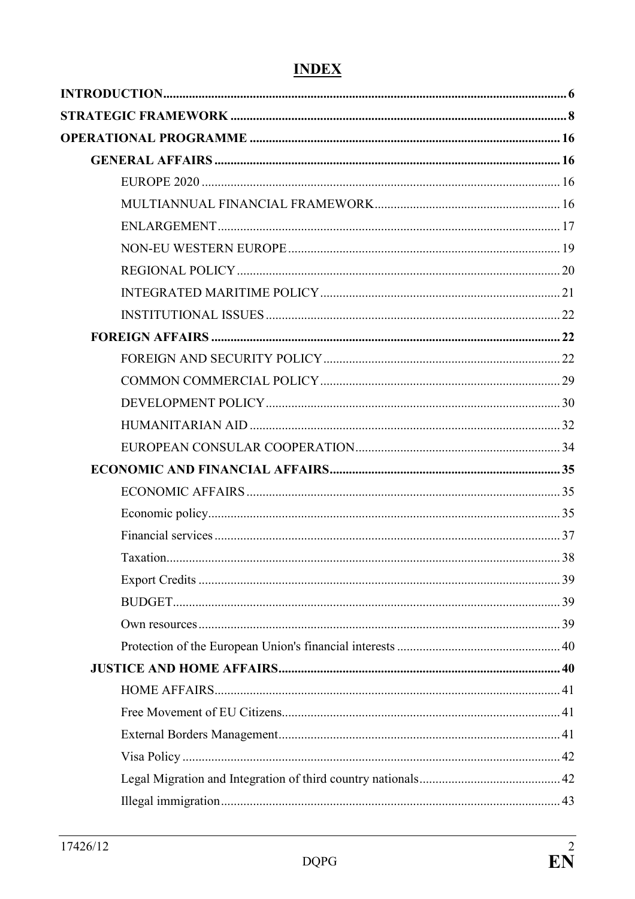# INDEX

**INTRODUCTION** ... 6

**STRATEGIC FRAMEWORK** ... 8

**OPERATIONAL PROGRAMME** ... 16

- **GENERAL AFFAIRS** ... 16
  - EUROPE 2020 ... 16
  - MULTIANNUAL FINANCIAL FRAMEWORK ... 16
  - ENLARGEMENT ... 17
  - NON-EU WESTERN EUROPE ... 19
  - REGIONAL POLICY ... 20
  - INTEGRATED MARITIME POLICY ... 21
  - INSTITUTIONAL ISSUES ... 22
- **FOREIGN AFFAIRS** ... 22
  - FOREIGN AND SECURITY POLICY ... 22
  - COMMON COMMERCIAL POLICY ... 29
  - DEVELOPMENT POLICY ... 30
  - HUMANITARIAN AID ... 32
  - EUROPEAN CONSULAR COOPERATION ... 34
- **ECONOMIC AND FINANCIAL AFFAIRS** ... 35
  - ECONOMIC AFFAIRS ... 35
  - Economic policy ... 35
  - Financial services ... 37
  - Taxation ... 38
  - Export Credits ... 39
  - BUDGET ... 39
  - Own resources ... 39
  - Protection of the European Union's financial interests ... 40
- **JUSTICE AND HOME AFFAIRS** ... 40
  - HOME AFFAIRS ... 41
  - Free Movement of EU Citizens ... 41
  - External Borders Management ... 41
  - Visa Policy ... 42
  - Legal Migration and Integration of third country nationals ... 42
  - Illegal immigration ... 43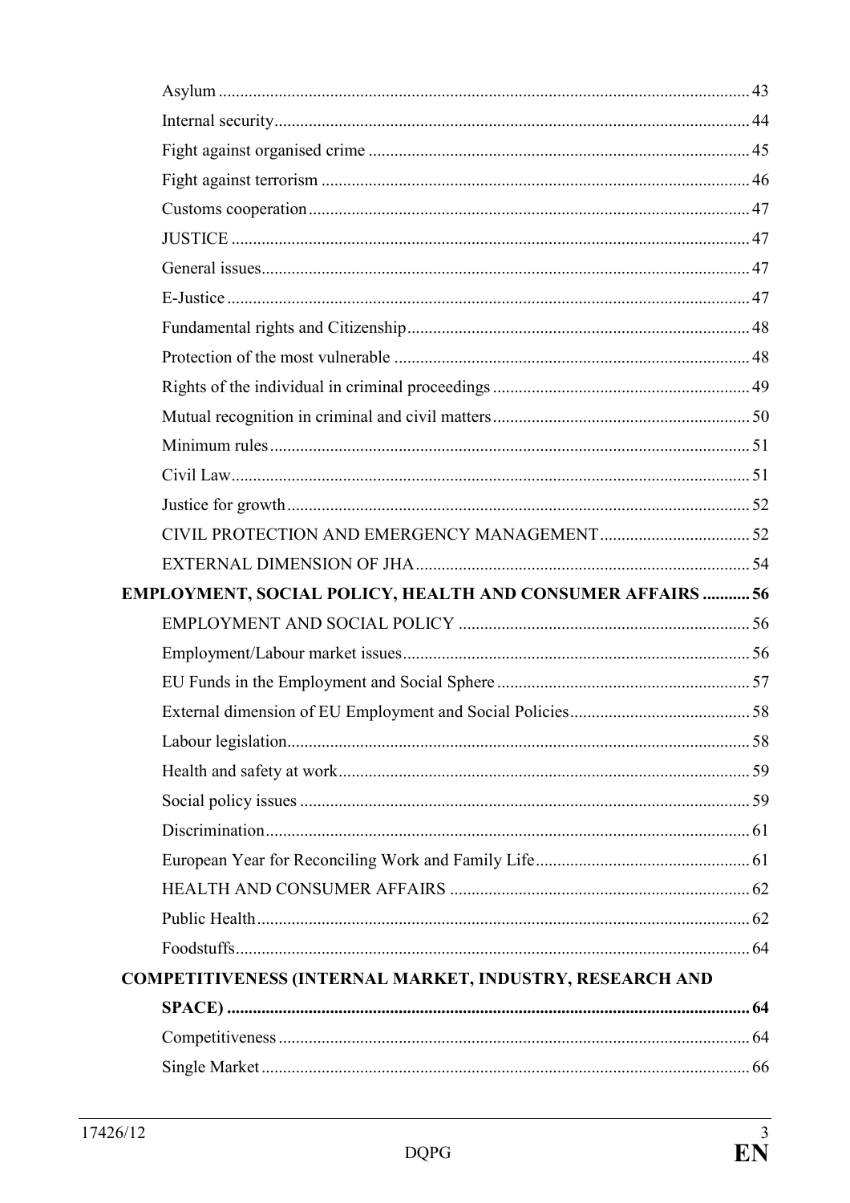Asylum 43
Internal security 44
Fight against organised crime 45
Fight against terrorism 46
Customs cooperation 47
JUSTICE 47
General issues 47
E-Justice 47
Fundamental rights and Citizenship 48
Protection of the most vulnerable 48
Rights of the individual in criminal proceedings 49
Mutual recognition in criminal and civil matters 50
Minimum rules 51
Civil Law 51
Justice for growth 52
CIVIL PROTECTION AND EMERGENCY MANAGEMENT 52
EXTERNAL DIMENSION OF JHA 54

**EMPLOYMENT, SOCIAL POLICY, HEALTH AND CONSUMER AFFAIRS 56**

EMPLOYMENT AND SOCIAL POLICY 56
Employment/Labour market issues 56
EU Funds in the Employment and Social Sphere 57
External dimension of EU Employment and Social Policies 58
Labour legislation 58
Health and safety at work 59
Social policy issues 59
Discrimination 61
European Year for Reconciling Work and Family Life 61
HEALTH AND CONSUMER AFFAIRS 62
Public Health 62
Foodstuffs 64

**COMPETITIVENESS (INTERNAL MARKET, INDUSTRY, RESEARCH AND SPACE) 64**

Competitiveness 64
Single Market 66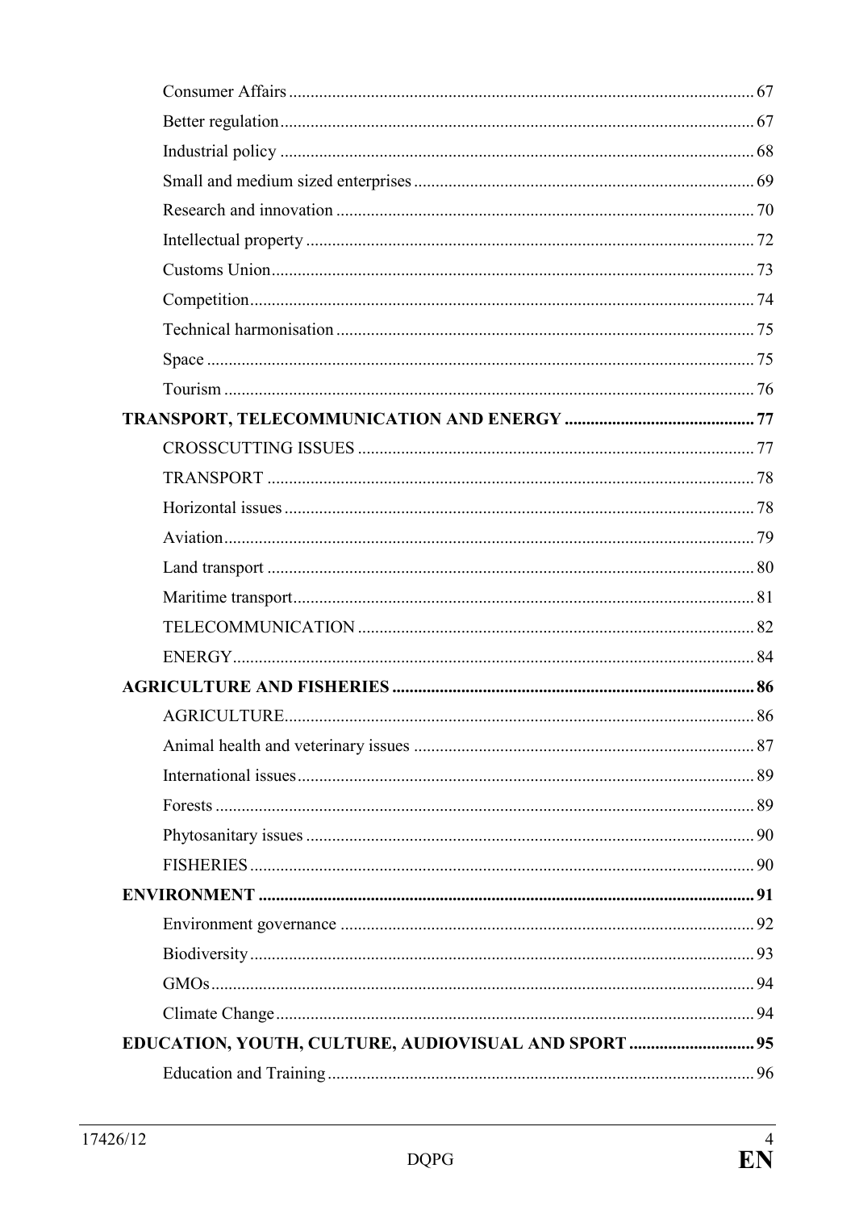Consumer Affairs ........................................................................................................... 67

Better regulation ............................................................................................................ 67

Industrial policy ............................................................................................................. 68

Small and medium sized enterprises .............................................................................. 69

Research and innovation ................................................................................................ 70

Intellectual property ....................................................................................................... 72

Customs Union ............................................................................................................... 73

Competition .................................................................................................................... 74

Technical harmonisation ................................................................................................ 75

Space .............................................................................................................................. 75

Tourism .......................................................................................................................... 76

**TRANSPORT, TELECOMMUNICATION AND ENERGY ............................................ 77**

CROSSCUTTING ISSUES ............................................................................................ 77

TRANSPORT ................................................................................................................. 78

Horizontal issues ............................................................................................................ 78

Aviation .......................................................................................................................... 79

Land transport ................................................................................................................ 80

Maritime transport .......................................................................................................... 81

TELECOMMUNICATION ............................................................................................ 82

ENERGY ........................................................................................................................ 84

**AGRICULTURE AND FISHERIES ................................................................................... 86**

AGRICULTURE ............................................................................................................ 86

Animal health and veterinary issues ............................................................................... 87

International issues ......................................................................................................... 89

Forests ............................................................................................................................ 89

Phytosanitary issues ....................................................................................................... 90

FISHERIES .................................................................................................................... 90

**ENVIRONMENT .................................................................................................................. 91**

Environment governance ............................................................................................... 92

Biodiversity .................................................................................................................... 93

GMOs ............................................................................................................................. 94

Climate Change .............................................................................................................. 94

**EDUCATION, YOUTH, CULTURE, AUDIOVISUAL AND SPORT ............................. 95**

Education and Training .................................................................................................. 96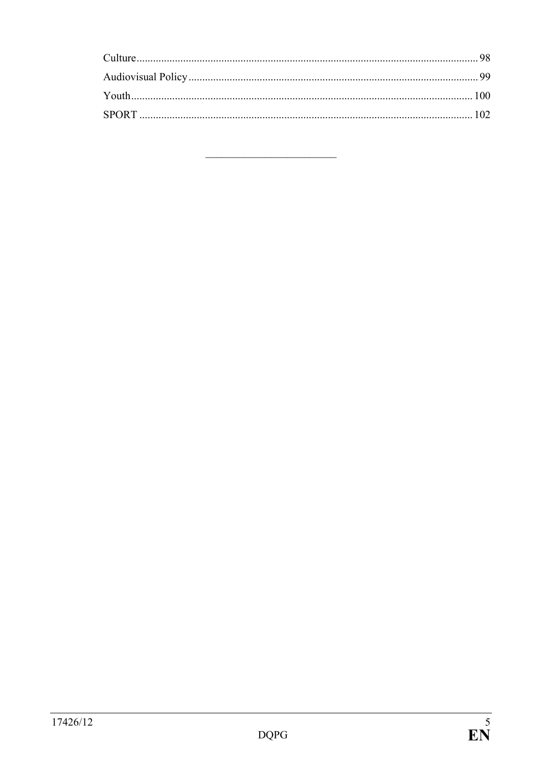Culture ........................................................................................................................ 98

Audiovisual Policy ........................................................................................................ 99

Youth ......................................................................................................................... 100

SPORT ...................................................................................................................... 102

________________________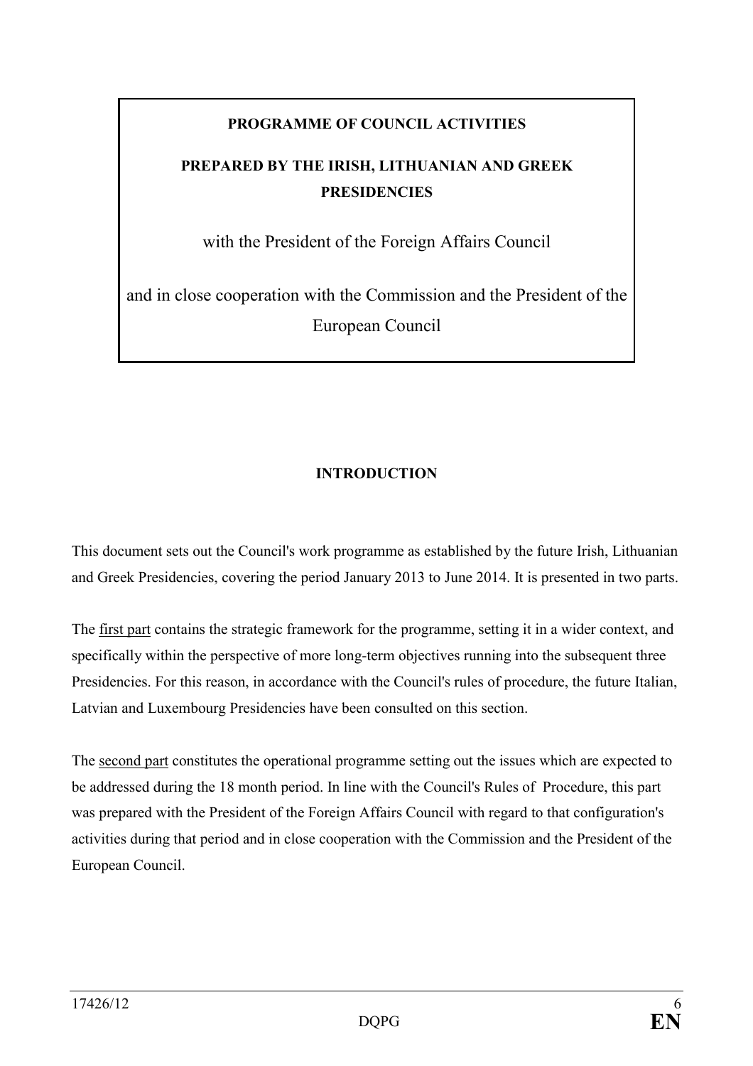**PROGRAMME OF COUNCIL ACTIVITIES**

**PREPARED BY THE IRISH, LITHUANIAN AND GREEK PRESIDENCIES**

with the President of the Foreign Affairs Council

and in close cooperation with the Commission and the President of the European Council

## INTRODUCTION

This document sets out the Council's work programme as established by the future Irish, Lithuanian and Greek Presidencies, covering the period January 2013 to June 2014. It is presented in two parts.

The first part contains the strategic framework for the programme, setting it in a wider context, and specifically within the perspective of more long-term objectives running into the subsequent three Presidencies. For this reason, in accordance with the Council's rules of procedure, the future Italian, Latvian and Luxembourg Presidencies have been consulted on this section.

The second part constitutes the operational programme setting out the issues which are expected to be addressed during the 18 month period. In line with the Council's Rules of Procedure, this part was prepared with the President of the Foreign Affairs Council with regard to that configuration's activities during that period and in close cooperation with the Commission and the President of the European Council.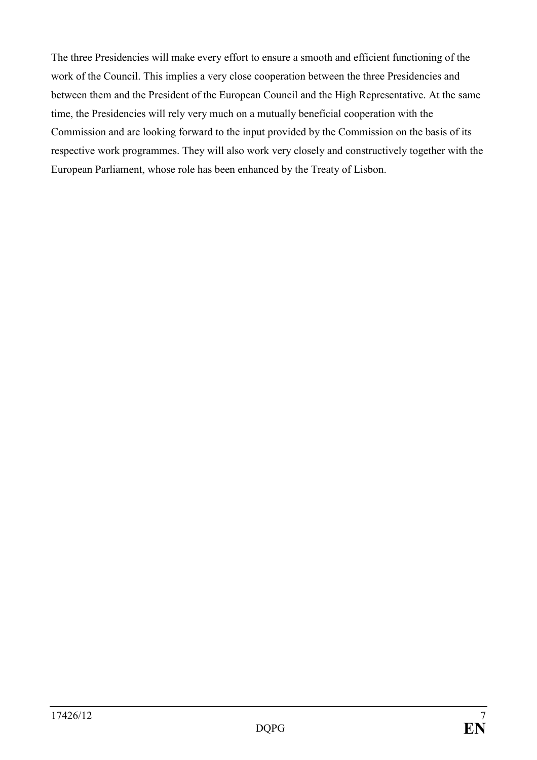The three Presidencies will make every effort to ensure a smooth and efficient functioning of the work of the Council. This implies a very close cooperation between the three Presidencies and between them and the President of the European Council and the High Representative. At the same time, the Presidencies will rely very much on a mutually beneficial cooperation with the Commission and are looking forward to the input provided by the Commission on the basis of its respective work programmes. They will also work very closely and constructively together with the European Parliament, whose role has been enhanced by the Treaty of Lisbon.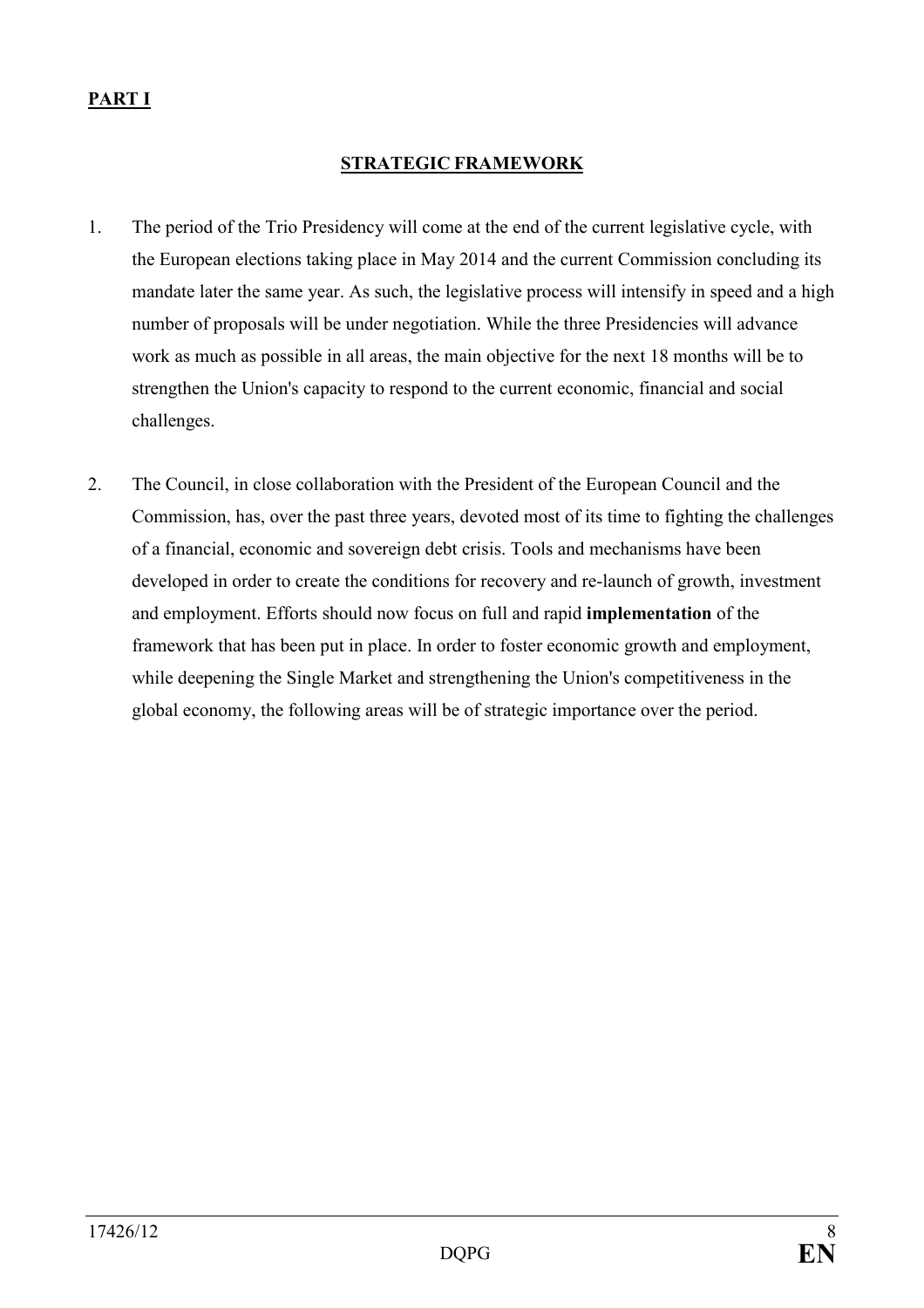**PART I**

## STRATEGIC FRAMEWORK

1. The period of the Trio Presidency will come at the end of the current legislative cycle, with the European elections taking place in May 2014 and the current Commission concluding its mandate later the same year. As such, the legislative process will intensify in speed and a high number of proposals will be under negotiation. While the three Presidencies will advance work as much as possible in all areas, the main objective for the next 18 months will be to strengthen the Union's capacity to respond to the current economic, financial and social challenges.

2. The Council, in close collaboration with the President of the European Council and the Commission, has, over the past three years, devoted most of its time to fighting the challenges of a financial, economic and sovereign debt crisis. Tools and mechanisms have been developed in order to create the conditions for recovery and re-launch of growth, investment and employment. Efforts should now focus on full and rapid **implementation** of the framework that has been put in place. In order to foster economic growth and employment, while deepening the Single Market and strengthening the Union's competitiveness in the global economy, the following areas will be of strategic importance over the period.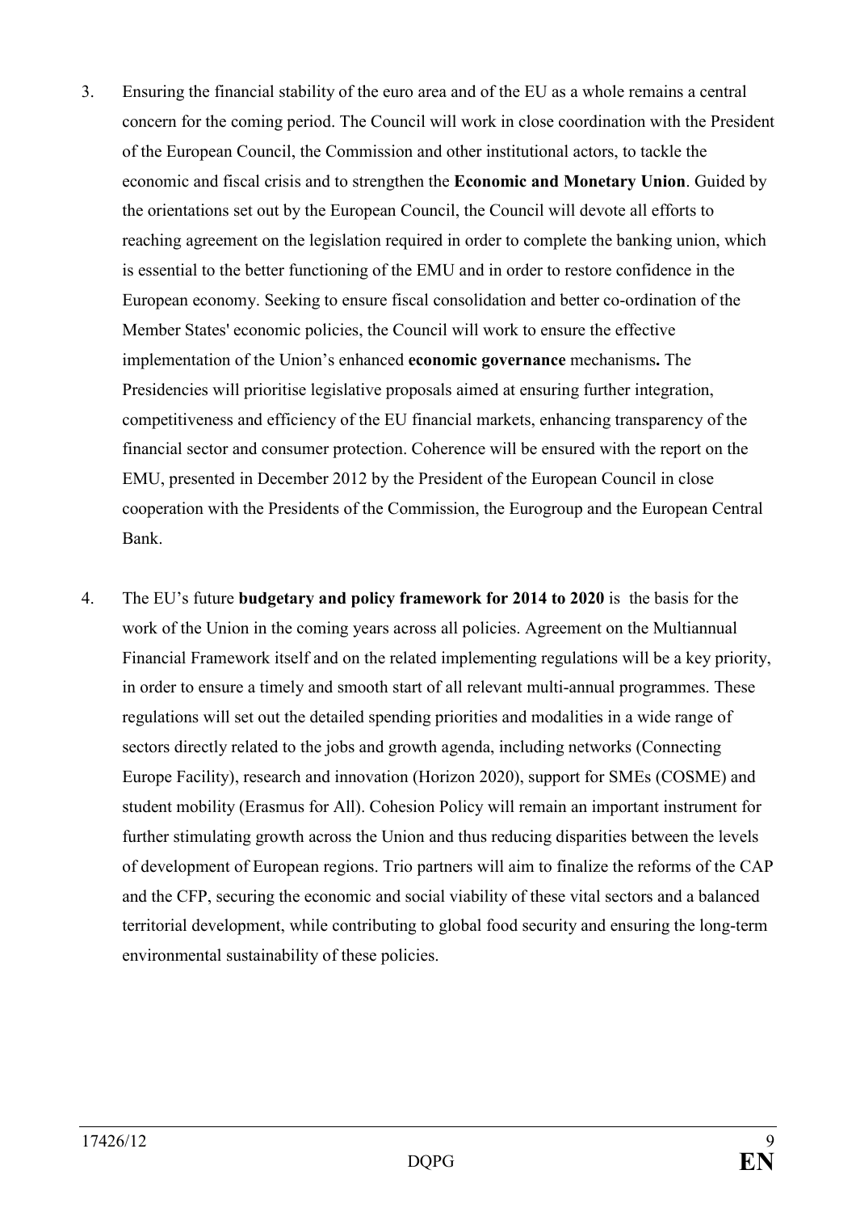3. Ensuring the financial stability of the euro area and of the EU as a whole remains a central concern for the coming period. The Council will work in close coordination with the President of the European Council, the Commission and other institutional actors, to tackle the economic and fiscal crisis and to strengthen the **Economic and Monetary Union**. Guided by the orientations set out by the European Council, the Council will devote all efforts to reaching agreement on the legislation required in order to complete the banking union, which is essential to the better functioning of the EMU and in order to restore confidence in the European economy. Seeking to ensure fiscal consolidation and better co-ordination of the Member States' economic policies, the Council will work to ensure the effective implementation of the Union's enhanced **economic governance** mechanisms**.** The Presidencies will prioritise legislative proposals aimed at ensuring further integration, competitiveness and efficiency of the EU financial markets, enhancing transparency of the financial sector and consumer protection. Coherence will be ensured with the report on the EMU, presented in December 2012 by the President of the European Council in close cooperation with the Presidents of the Commission, the Eurogroup and the European Central Bank.

4. The EU's future **budgetary and policy framework for 2014 to 2020** is the basis for the work of the Union in the coming years across all policies. Agreement on the Multiannual Financial Framework itself and on the related implementing regulations will be a key priority, in order to ensure a timely and smooth start of all relevant multi-annual programmes. These regulations will set out the detailed spending priorities and modalities in a wide range of sectors directly related to the jobs and growth agenda, including networks (Connecting Europe Facility), research and innovation (Horizon 2020), support for SMEs (COSME) and student mobility (Erasmus for All). Cohesion Policy will remain an important instrument for further stimulating growth across the Union and thus reducing disparities between the levels of development of European regions. Trio partners will aim to finalize the reforms of the CAP and the CFP, securing the economic and social viability of these vital sectors and a balanced territorial development, while contributing to global food security and ensuring the long-term environmental sustainability of these policies.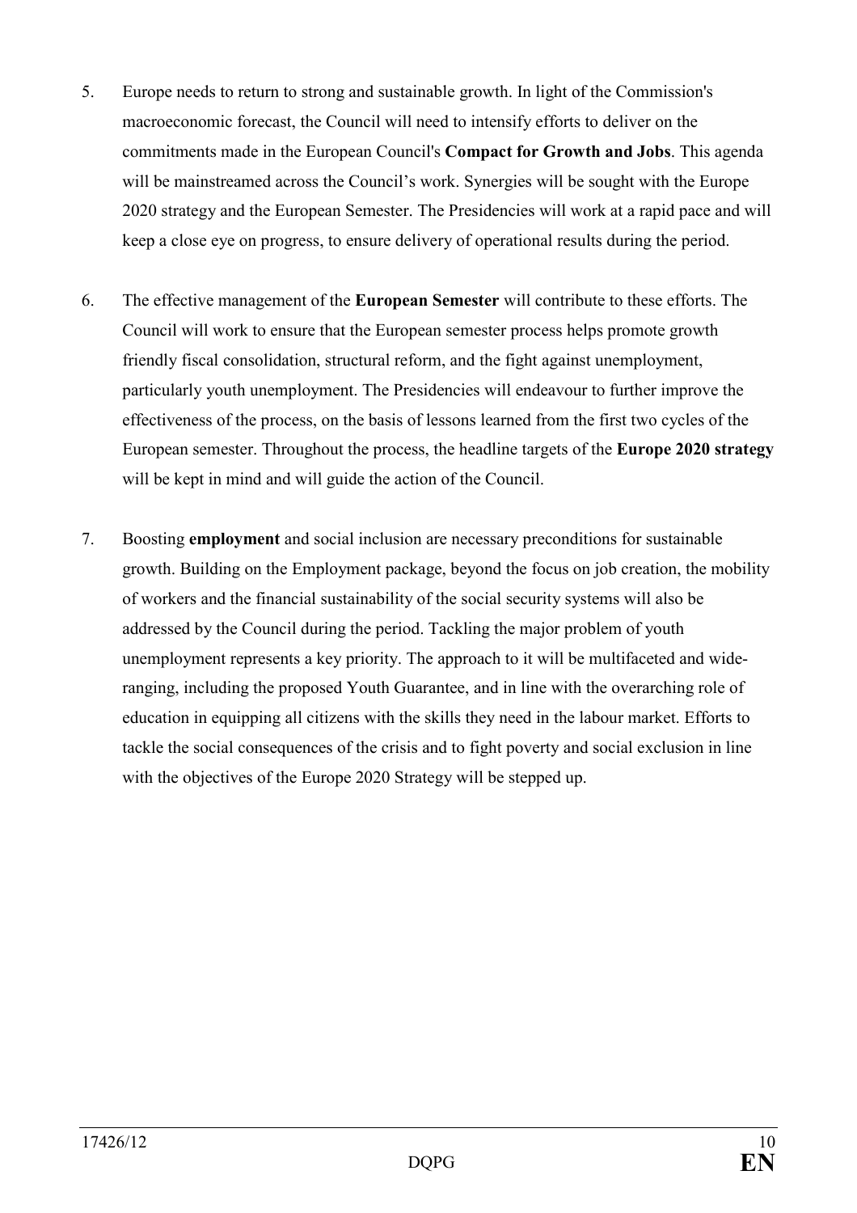5. Europe needs to return to strong and sustainable growth. In light of the Commission's macroeconomic forecast, the Council will need to intensify efforts to deliver on the commitments made in the European Council's **Compact for Growth and Jobs**. This agenda will be mainstreamed across the Council's work. Synergies will be sought with the Europe 2020 strategy and the European Semester. The Presidencies will work at a rapid pace and will keep a close eye on progress, to ensure delivery of operational results during the period.

6. The effective management of the **European Semester** will contribute to these efforts. The Council will work to ensure that the European semester process helps promote growth friendly fiscal consolidation, structural reform, and the fight against unemployment, particularly youth unemployment. The Presidencies will endeavour to further improve the effectiveness of the process, on the basis of lessons learned from the first two cycles of the European semester. Throughout the process, the headline targets of the **Europe 2020 strategy** will be kept in mind and will guide the action of the Council.

7. Boosting **employment** and social inclusion are necessary preconditions for sustainable growth. Building on the Employment package, beyond the focus on job creation, the mobility of workers and the financial sustainability of the social security systems will also be addressed by the Council during the period. Tackling the major problem of youth unemployment represents a key priority. The approach to it will be multifaceted and wide-ranging, including the proposed Youth Guarantee, and in line with the overarching role of education in equipping all citizens with the skills they need in the labour market. Efforts to tackle the social consequences of the crisis and to fight poverty and social exclusion in line with the objectives of the Europe 2020 Strategy will be stepped up.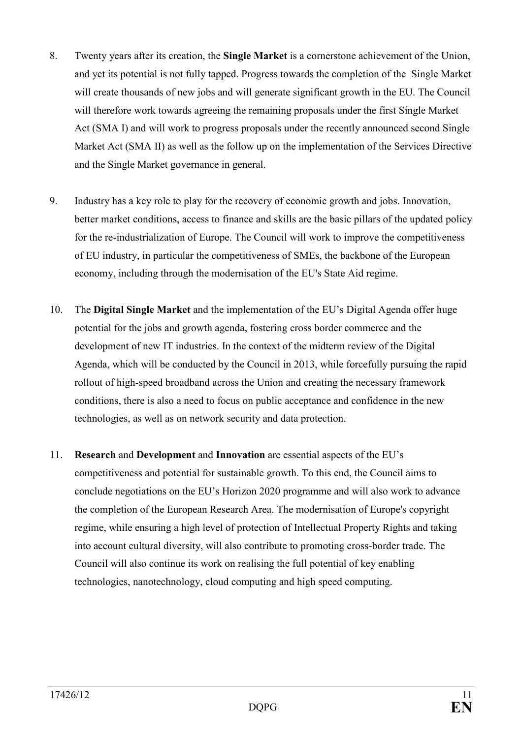8. Twenty years after its creation, the **Single Market** is a cornerstone achievement of the Union, and yet its potential is not fully tapped. Progress towards the completion of the Single Market will create thousands of new jobs and will generate significant growth in the EU. The Council will therefore work towards agreeing the remaining proposals under the first Single Market Act (SMA I) and will work to progress proposals under the recently announced second Single Market Act (SMA II) as well as the follow up on the implementation of the Services Directive and the Single Market governance in general.

9. Industry has a key role to play for the recovery of economic growth and jobs. Innovation, better market conditions, access to finance and skills are the basic pillars of the updated policy for the re-industrialization of Europe. The Council will work to improve the competitiveness of EU industry, in particular the competitiveness of SMEs, the backbone of the European economy, including through the modernisation of the EU's State Aid regime.

10. The **Digital Single Market** and the implementation of the EU's Digital Agenda offer huge potential for the jobs and growth agenda, fostering cross border commerce and the development of new IT industries. In the context of the midterm review of the Digital Agenda, which will be conducted by the Council in 2013, while forcefully pursuing the rapid rollout of high-speed broadband across the Union and creating the necessary framework conditions, there is also a need to focus on public acceptance and confidence in the new technologies, as well as on network security and data protection.

11. **Research** and **Development** and **Innovation** are essential aspects of the EU's competitiveness and potential for sustainable growth. To this end, the Council aims to conclude negotiations on the EU's Horizon 2020 programme and will also work to advance the completion of the European Research Area. The modernisation of Europe's copyright regime, while ensuring a high level of protection of Intellectual Property Rights and taking into account cultural diversity, will also contribute to promoting cross-border trade. The Council will also continue its work on realising the full potential of key enabling technologies, nanotechnology, cloud computing and high speed computing.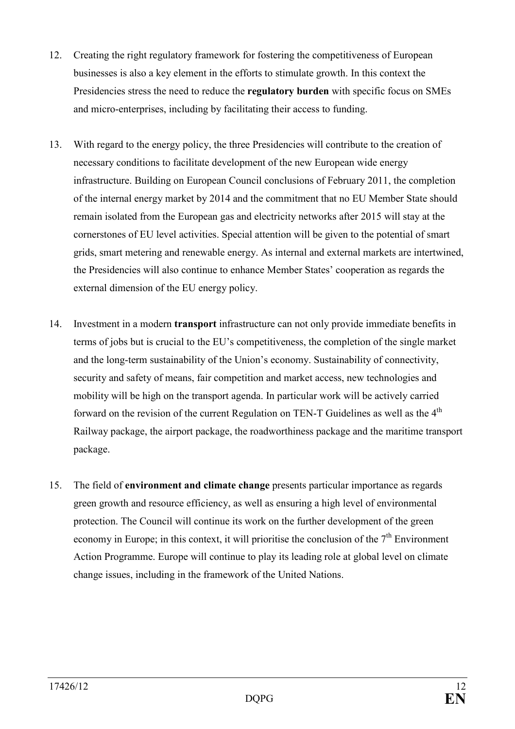12. Creating the right regulatory framework for fostering the competitiveness of European businesses is also a key element in the efforts to stimulate growth. In this context the Presidencies stress the need to reduce the **regulatory burden** with specific focus on SMEs and micro-enterprises, including by facilitating their access to funding.

13. With regard to the energy policy, the three Presidencies will contribute to the creation of necessary conditions to facilitate development of the new European wide energy infrastructure. Building on European Council conclusions of February 2011, the completion of the internal energy market by 2014 and the commitment that no EU Member State should remain isolated from the European gas and electricity networks after 2015 will stay at the cornerstones of EU level activities. Special attention will be given to the potential of smart grids, smart metering and renewable energy. As internal and external markets are intertwined, the Presidencies will also continue to enhance Member States' cooperation as regards the external dimension of the EU energy policy.

14. Investment in a modern **transport** infrastructure can not only provide immediate benefits in terms of jobs but is crucial to the EU's competitiveness, the completion of the single market and the long-term sustainability of the Union's economy. Sustainability of connectivity, security and safety of means, fair competition and market access, new technologies and mobility will be high on the transport agenda. In particular work will be actively carried forward on the revision of the current Regulation on TEN-T Guidelines as well as the 4th Railway package, the airport package, the roadworthiness package and the maritime transport package.

15. The field of **environment and climate change** presents particular importance as regards green growth and resource efficiency, as well as ensuring a high level of environmental protection. The Council will continue its work on the further development of the green economy in Europe; in this context, it will prioritise the conclusion of the 7th Environment Action Programme. Europe will continue to play its leading role at global level on climate change issues, including in the framework of the United Nations.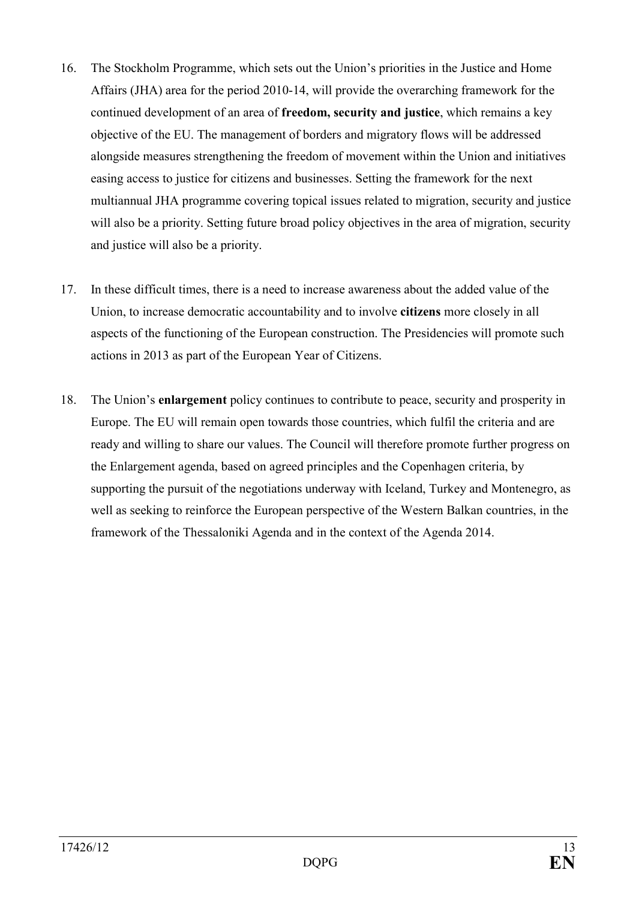16. The Stockholm Programme, which sets out the Union's priorities in the Justice and Home Affairs (JHA) area for the period 2010-14, will provide the overarching framework for the continued development of an area of **freedom, security and justice**, which remains a key objective of the EU. The management of borders and migratory flows will be addressed alongside measures strengthening the freedom of movement within the Union and initiatives easing access to justice for citizens and businesses. Setting the framework for the next multiannual JHA programme covering topical issues related to migration, security and justice will also be a priority. Setting future broad policy objectives in the area of migration, security and justice will also be a priority.

17. In these difficult times, there is a need to increase awareness about the added value of the Union, to increase democratic accountability and to involve **citizens** more closely in all aspects of the functioning of the European construction. The Presidencies will promote such actions in 2013 as part of the European Year of Citizens.

18. The Union's **enlargement** policy continues to contribute to peace, security and prosperity in Europe. The EU will remain open towards those countries, which fulfil the criteria and are ready and willing to share our values. The Council will therefore promote further progress on the Enlargement agenda, based on agreed principles and the Copenhagen criteria, by supporting the pursuit of the negotiations underway with Iceland, Turkey and Montenegro, as well as seeking to reinforce the European perspective of the Western Balkan countries, in the framework of the Thessaloniki Agenda and in the context of the Agenda 2014.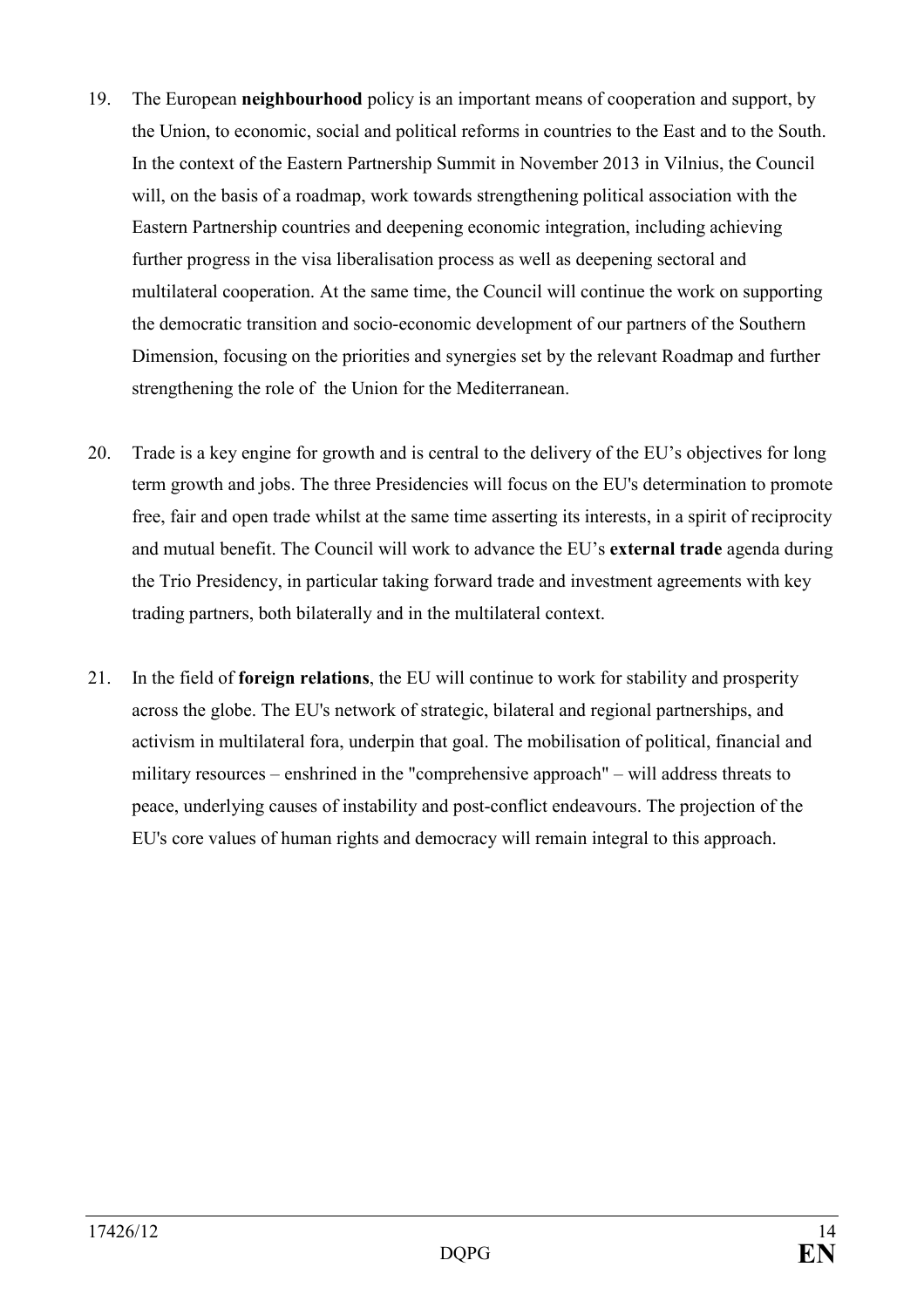19. The European **neighbourhood** policy is an important means of cooperation and support, by the Union, to economic, social and political reforms in countries to the East and to the South. In the context of the Eastern Partnership Summit in November 2013 in Vilnius, the Council will, on the basis of a roadmap, work towards strengthening political association with the Eastern Partnership countries and deepening economic integration, including achieving further progress in the visa liberalisation process as well as deepening sectoral and multilateral cooperation. At the same time, the Council will continue the work on supporting the democratic transition and socio-economic development of our partners of the Southern Dimension, focusing on the priorities and synergies set by the relevant Roadmap and further strengthening the role of the Union for the Mediterranean.

20. Trade is a key engine for growth and is central to the delivery of the EU's objectives for long term growth and jobs. The three Presidencies will focus on the EU's determination to promote free, fair and open trade whilst at the same time asserting its interests, in a spirit of reciprocity and mutual benefit. The Council will work to advance the EU's **external trade** agenda during the Trio Presidency, in particular taking forward trade and investment agreements with key trading partners, both bilaterally and in the multilateral context.

21. In the field of **foreign relations**, the EU will continue to work for stability and prosperity across the globe. The EU's network of strategic, bilateral and regional partnerships, and activism in multilateral fora, underpin that goal. The mobilisation of political, financial and military resources – enshrined in the "comprehensive approach" – will address threats to peace, underlying causes of instability and post-conflict endeavours. The projection of the EU's core values of human rights and democracy will remain integral to this approach.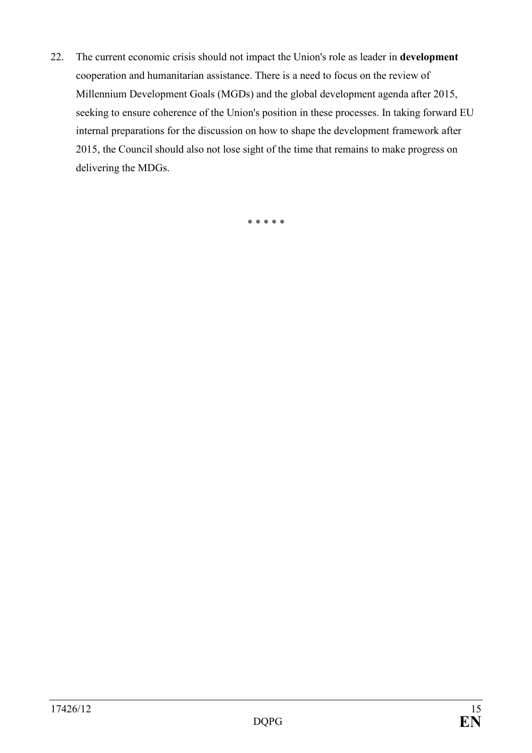22. The current economic crisis should not impact the Union's role as leader in **development** cooperation and humanitarian assistance. There is a need to focus on the review of Millennium Development Goals (MGDs) and the global development agenda after 2015, seeking to ensure coherence of the Union's position in these processes. In taking forward EU internal preparations for the discussion on how to shape the development framework after 2015, the Council should also not lose sight of the time that remains to make progress on delivering the MDGs.

\* \* \* \* \*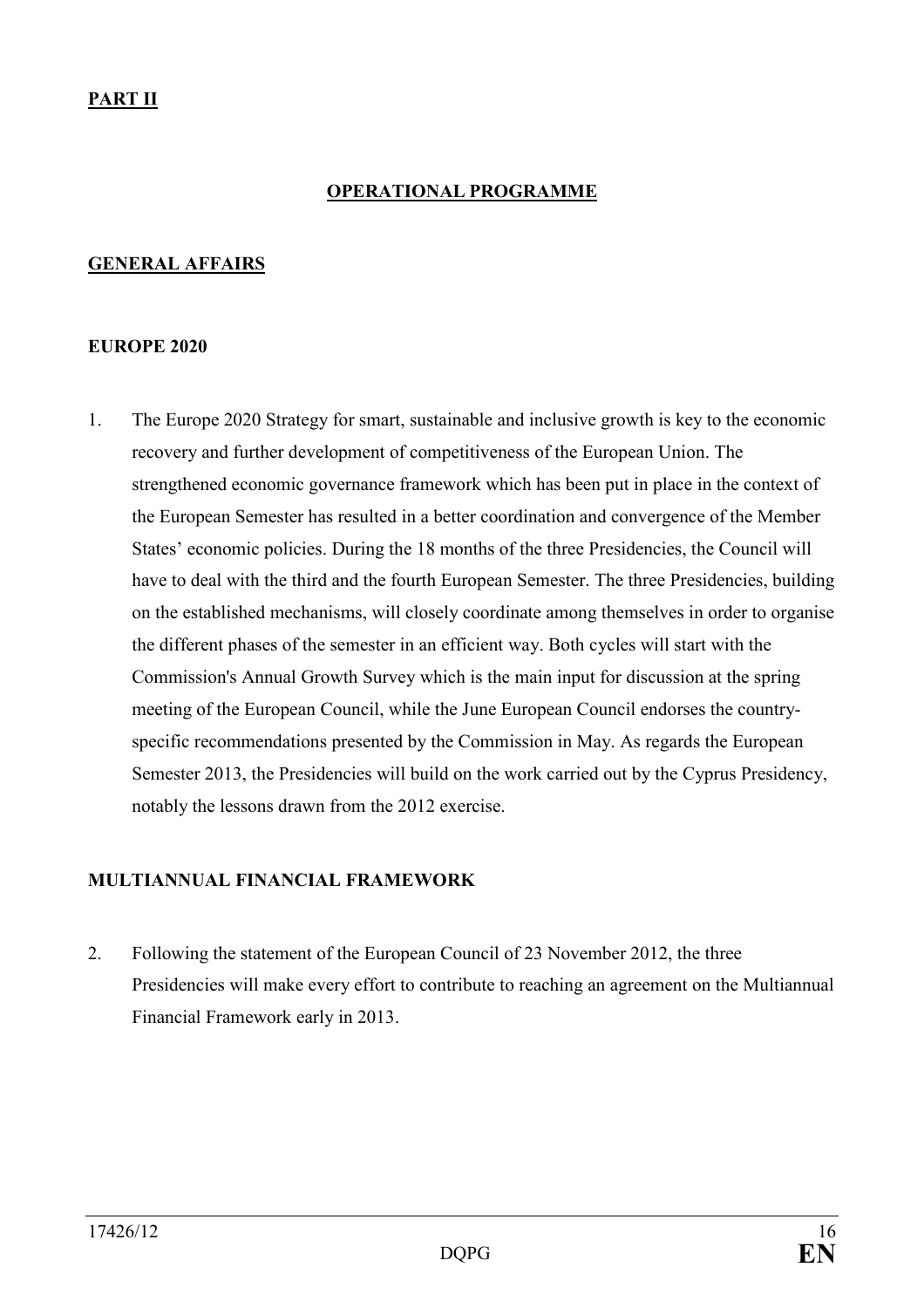## PART II

### OPERATIONAL PROGRAMME

### GENERAL AFFAIRS

#### EUROPE 2020

1. The Europe 2020 Strategy for smart, sustainable and inclusive growth is key to the economic recovery and further development of competitiveness of the European Union. The strengthened economic governance framework which has been put in place in the context of the European Semester has resulted in a better coordination and convergence of the Member States' economic policies. During the 18 months of the three Presidencies, the Council will have to deal with the third and the fourth European Semester. The three Presidencies, building on the established mechanisms, will closely coordinate among themselves in order to organise the different phases of the semester in an efficient way. Both cycles will start with the Commission's Annual Growth Survey which is the main input for discussion at the spring meeting of the European Council, while the June European Council endorses the country-specific recommendations presented by the Commission in May. As regards the European Semester 2013, the Presidencies will build on the work carried out by the Cyprus Presidency, notably the lessons drawn from the 2012 exercise.

#### MULTIANNUAL FINANCIAL FRAMEWORK

2. Following the statement of the European Council of 23 November 2012, the three Presidencies will make every effort to contribute to reaching an agreement on the Multiannual Financial Framework early in 2013.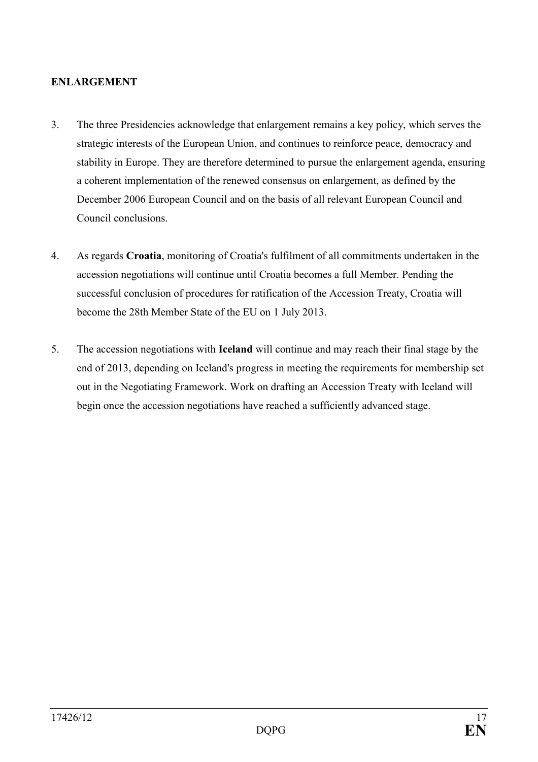**ENLARGEMENT**

3. The three Presidencies acknowledge that enlargement remains a key policy, which serves the strategic interests of the European Union, and continues to reinforce peace, democracy and stability in Europe. They are therefore determined to pursue the enlargement agenda, ensuring a coherent implementation of the renewed consensus on enlargement, as defined by the December 2006 European Council and on the basis of all relevant European Council and Council conclusions.

4. As regards **Croatia**, monitoring of Croatia's fulfilment of all commitments undertaken in the accession negotiations will continue until Croatia becomes a full Member. Pending the successful conclusion of procedures for ratification of the Accession Treaty, Croatia will become the 28th Member State of the EU on 1 July 2013.

5. The accession negotiations with **Iceland** will continue and may reach their final stage by the end of 2013, depending on Iceland's progress in meeting the requirements for membership set out in the Negotiating Framework. Work on drafting an Accession Treaty with Iceland will begin once the accession negotiations have reached a sufficiently advanced stage.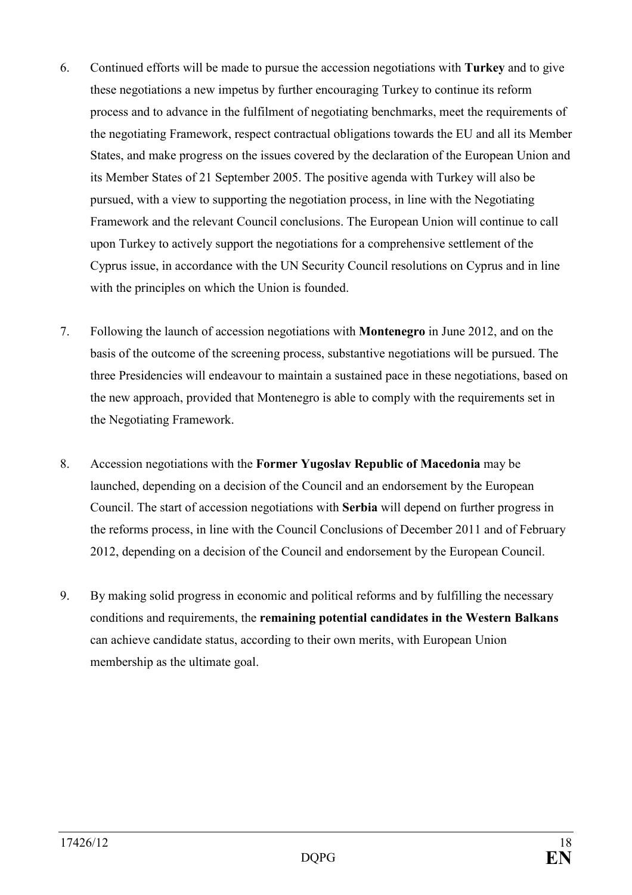6. Continued efforts will be made to pursue the accession negotiations with **Turkey** and to give these negotiations a new impetus by further encouraging Turkey to continue its reform process and to advance in the fulfilment of negotiating benchmarks, meet the requirements of the negotiating Framework, respect contractual obligations towards the EU and all its Member States, and make progress on the issues covered by the declaration of the European Union and its Member States of 21 September 2005. The positive agenda with Turkey will also be pursued, with a view to supporting the negotiation process, in line with the Negotiating Framework and the relevant Council conclusions. The European Union will continue to call upon Turkey to actively support the negotiations for a comprehensive settlement of the Cyprus issue, in accordance with the UN Security Council resolutions on Cyprus and in line with the principles on which the Union is founded.

7. Following the launch of accession negotiations with **Montenegro** in June 2012, and on the basis of the outcome of the screening process, substantive negotiations will be pursued. The three Presidencies will endeavour to maintain a sustained pace in these negotiations, based on the new approach, provided that Montenegro is able to comply with the requirements set in the Negotiating Framework.

8. Accession negotiations with the **Former Yugoslav Republic of Macedonia** may be launched, depending on a decision of the Council and an endorsement by the European Council. The start of accession negotiations with **Serbia** will depend on further progress in the reforms process, in line with the Council Conclusions of December 2011 and of February 2012, depending on a decision of the Council and endorsement by the European Council.

9. By making solid progress in economic and political reforms and by fulfilling the necessary conditions and requirements, the **remaining potential candidates in the Western Balkans** can achieve candidate status, according to their own merits, with European Union membership as the ultimate goal.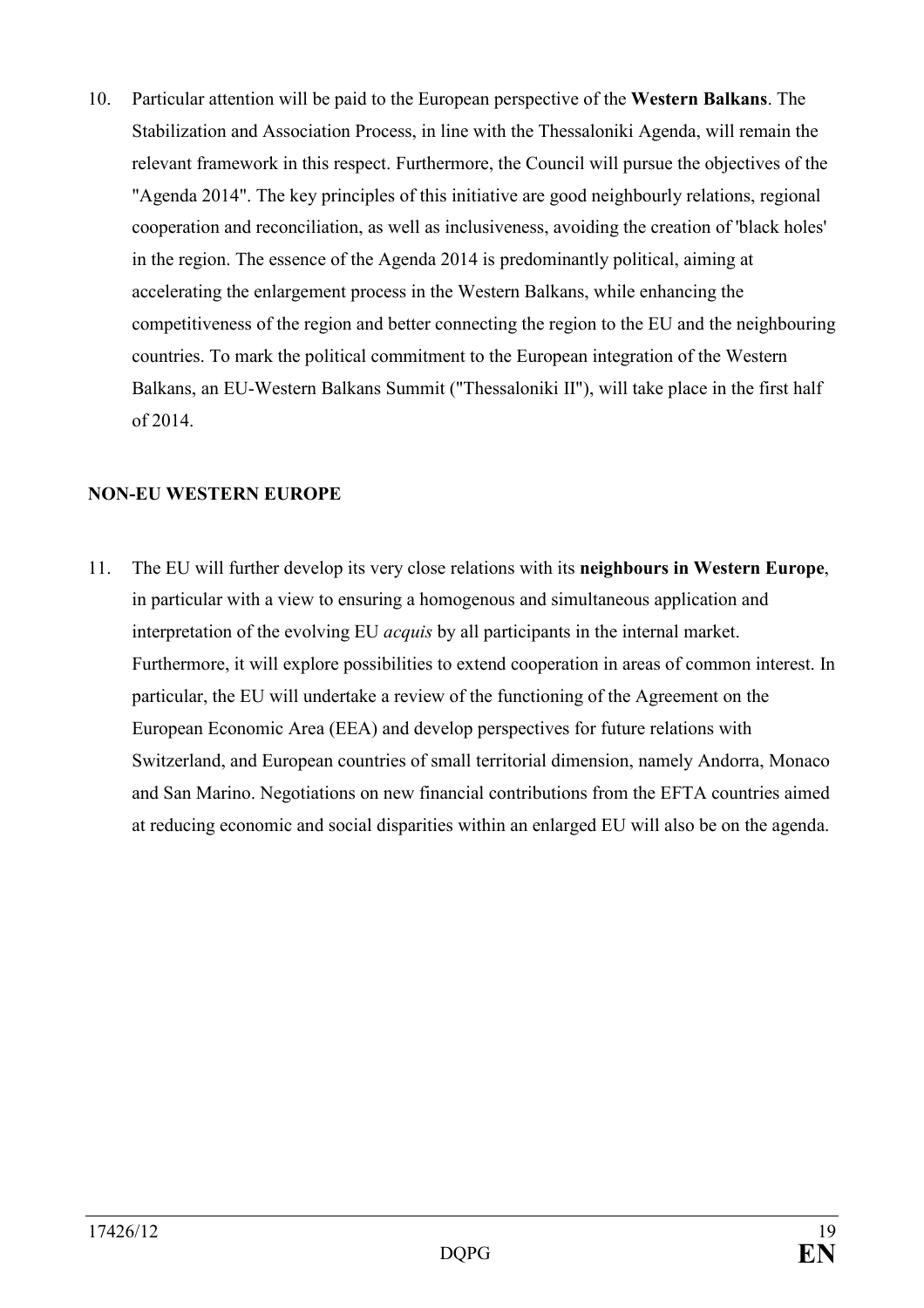10. Particular attention will be paid to the European perspective of the **Western Balkans**. The Stabilization and Association Process, in line with the Thessaloniki Agenda, will remain the relevant framework in this respect. Furthermore, the Council will pursue the objectives of the "Agenda 2014". The key principles of this initiative are good neighbourly relations, regional cooperation and reconciliation, as well as inclusiveness, avoiding the creation of 'black holes' in the region. The essence of the Agenda 2014 is predominantly political, aiming at accelerating the enlargement process in the Western Balkans, while enhancing the competitiveness of the region and better connecting the region to the EU and the neighbouring countries. To mark the political commitment to the European integration of the Western Balkans, an EU-Western Balkans Summit ("Thessaloniki II"), will take place in the first half of 2014.

**NON-EU WESTERN EUROPE**

11. The EU will further develop its very close relations with its **neighbours in Western Europe**, in particular with a view to ensuring a homogenous and simultaneous application and interpretation of the evolving EU *acquis* by all participants in the internal market. Furthermore, it will explore possibilities to extend cooperation in areas of common interest. In particular, the EU will undertake a review of the functioning of the Agreement on the European Economic Area (EEA) and develop perspectives for future relations with Switzerland, and European countries of small territorial dimension, namely Andorra, Monaco and San Marino. Negotiations on new financial contributions from the EFTA countries aimed at reducing economic and social disparities within an enlarged EU will also be on the agenda.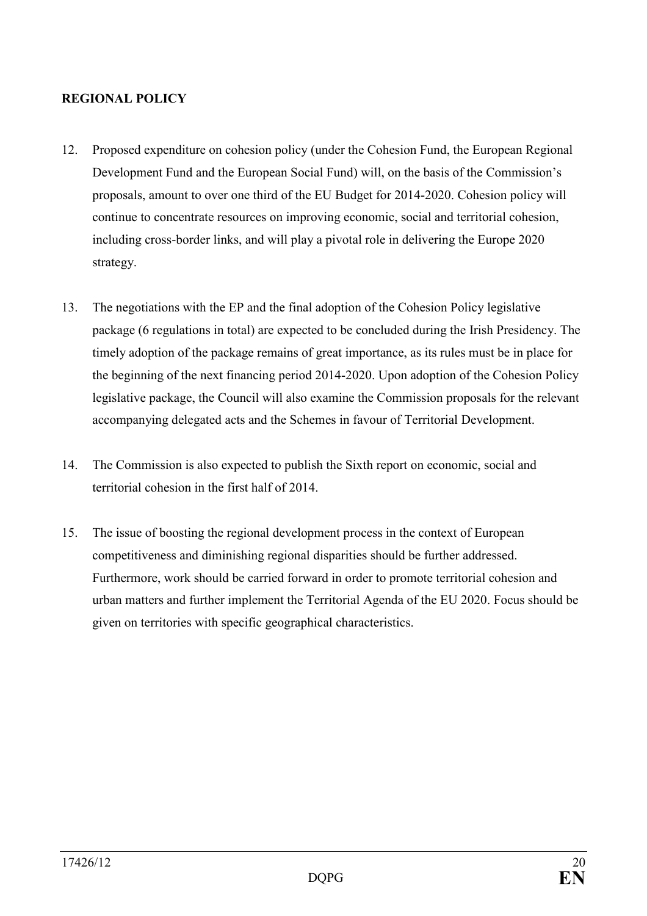**REGIONAL POLICY**

12. Proposed expenditure on cohesion policy (under the Cohesion Fund, the European Regional Development Fund and the European Social Fund) will, on the basis of the Commission's proposals, amount to over one third of the EU Budget for 2014-2020. Cohesion policy will continue to concentrate resources on improving economic, social and territorial cohesion, including cross-border links, and will play a pivotal role in delivering the Europe 2020 strategy.

13. The negotiations with the EP and the final adoption of the Cohesion Policy legislative package (6 regulations in total) are expected to be concluded during the Irish Presidency. The timely adoption of the package remains of great importance, as its rules must be in place for the beginning of the next financing period 2014-2020. Upon adoption of the Cohesion Policy legislative package, the Council will also examine the Commission proposals for the relevant accompanying delegated acts and the Schemes in favour of Territorial Development.

14. The Commission is also expected to publish the Sixth report on economic, social and territorial cohesion in the first half of 2014.

15. The issue of boosting the regional development process in the context of European competitiveness and diminishing regional disparities should be further addressed. Furthermore, work should be carried forward in order to promote territorial cohesion and urban matters and further implement the Territorial Agenda of the EU 2020. Focus should be given on territories with specific geographical characteristics.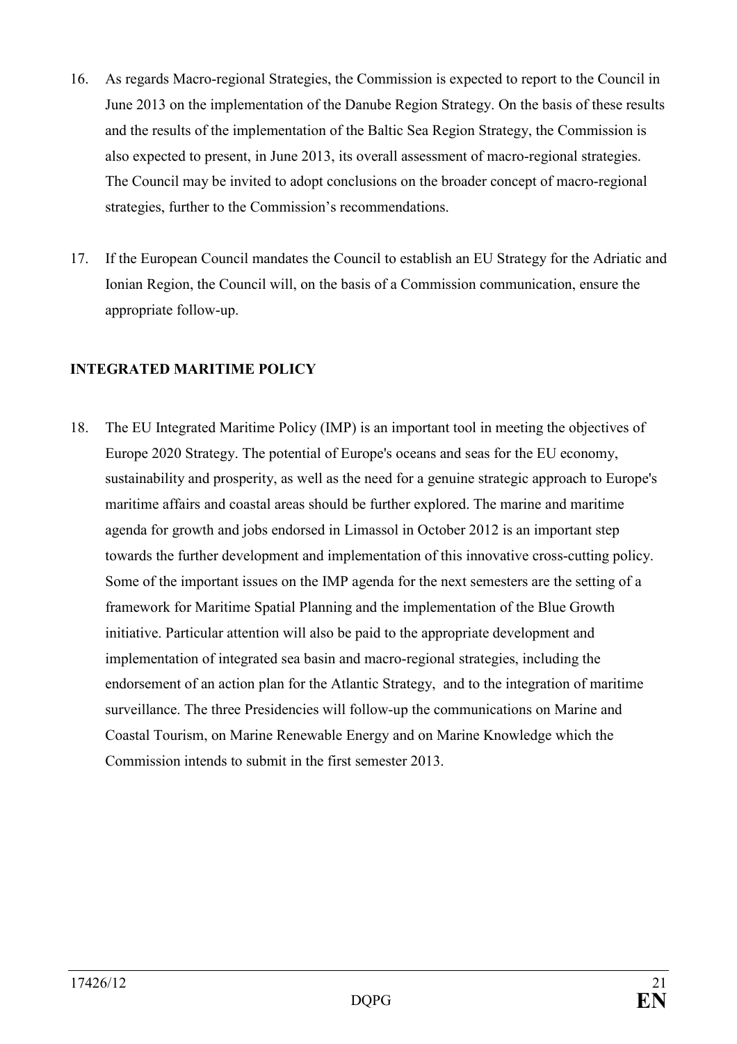16. As regards Macro-regional Strategies, the Commission is expected to report to the Council in June 2013 on the implementation of the Danube Region Strategy. On the basis of these results and the results of the implementation of the Baltic Sea Region Strategy, the Commission is also expected to present, in June 2013, its overall assessment of macro-regional strategies. The Council may be invited to adopt conclusions on the broader concept of macro-regional strategies, further to the Commission's recommendations.

17. If the European Council mandates the Council to establish an EU Strategy for the Adriatic and Ionian Region, the Council will, on the basis of a Commission communication, ensure the appropriate follow-up.

**INTEGRATED MARITIME POLICY**

18. The EU Integrated Maritime Policy (IMP) is an important tool in meeting the objectives of Europe 2020 Strategy. The potential of Europe's oceans and seas for the EU economy, sustainability and prosperity, as well as the need for a genuine strategic approach to Europe's maritime affairs and coastal areas should be further explored. The marine and maritime agenda for growth and jobs endorsed in Limassol in October 2012 is an important step towards the further development and implementation of this innovative cross-cutting policy. Some of the important issues on the IMP agenda for the next semesters are the setting of a framework for Maritime Spatial Planning and the implementation of the Blue Growth initiative. Particular attention will also be paid to the appropriate development and implementation of integrated sea basin and macro-regional strategies, including the endorsement of an action plan for the Atlantic Strategy, and to the integration of maritime surveillance. The three Presidencies will follow-up the communications on Marine and Coastal Tourism, on Marine Renewable Energy and on Marine Knowledge which the Commission intends to submit in the first semester 2013.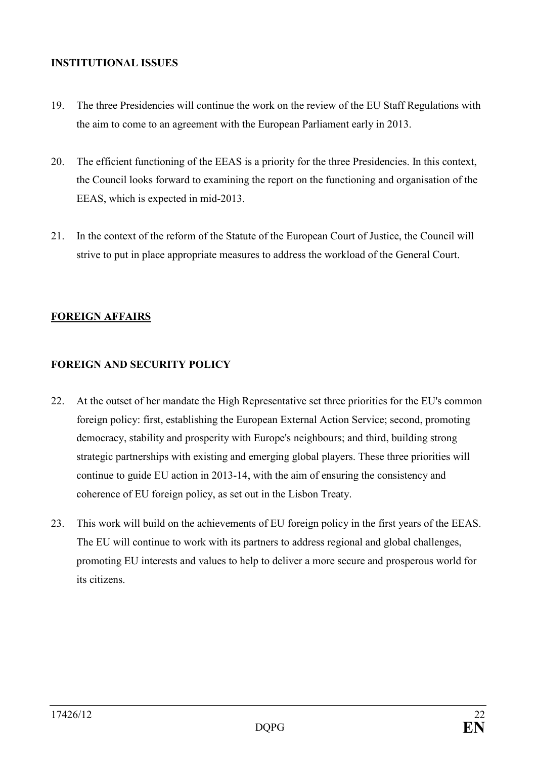**INSTITUTIONAL ISSUES**

19. The three Presidencies will continue the work on the review of the EU Staff Regulations with the aim to come to an agreement with the European Parliament early in 2013.

20. The efficient functioning of the EEAS is a priority for the three Presidencies. In this context, the Council looks forward to examining the report on the functioning and organisation of the EEAS, which is expected in mid-2013.

21. In the context of the reform of the Statute of the European Court of Justice, the Council will strive to put in place appropriate measures to address the workload of the General Court.

## **FOREIGN AFFAIRS**

**FOREIGN AND SECURITY POLICY**

22. At the outset of her mandate the High Representative set three priorities for the EU's common foreign policy: first, establishing the European External Action Service; second, promoting democracy, stability and prosperity with Europe's neighbours; and third, building strong strategic partnerships with existing and emerging global players. These three priorities will continue to guide EU action in 2013-14, with the aim of ensuring the consistency and coherence of EU foreign policy, as set out in the Lisbon Treaty.

23. This work will build on the achievements of EU foreign policy in the first years of the EEAS. The EU will continue to work with its partners to address regional and global challenges, promoting EU interests and values to help to deliver a more secure and prosperous world for its citizens.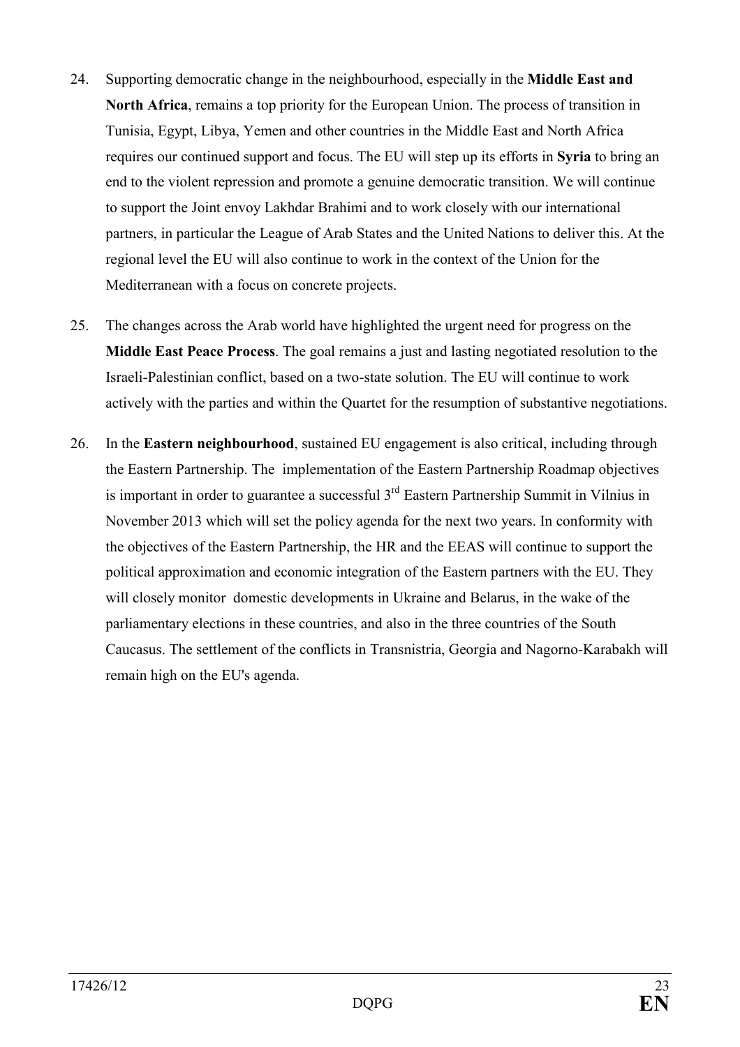24. Supporting democratic change in the neighbourhood, especially in the **Middle East and North Africa**, remains a top priority for the European Union. The process of transition in Tunisia, Egypt, Libya, Yemen and other countries in the Middle East and North Africa requires our continued support and focus. The EU will step up its efforts in **Syria** to bring an end to the violent repression and promote a genuine democratic transition. We will continue to support the Joint envoy Lakhdar Brahimi and to work closely with our international partners, in particular the League of Arab States and the United Nations to deliver this. At the regional level the EU will also continue to work in the context of the Union for the Mediterranean with a focus on concrete projects.

25. The changes across the Arab world have highlighted the urgent need for progress on the **Middle East Peace Process**. The goal remains a just and lasting negotiated resolution to the Israeli-Palestinian conflict, based on a two-state solution. The EU will continue to work actively with the parties and within the Quartet for the resumption of substantive negotiations.

26. In the **Eastern neighbourhood**, sustained EU engagement is also critical, including through the Eastern Partnership. The implementation of the Eastern Partnership Roadmap objectives is important in order to guarantee a successful 3rd Eastern Partnership Summit in Vilnius in November 2013 which will set the policy agenda for the next two years. In conformity with the objectives of the Eastern Partnership, the HR and the EEAS will continue to support the political approximation and economic integration of the Eastern partners with the EU. They will closely monitor domestic developments in Ukraine and Belarus, in the wake of the parliamentary elections in these countries, and also in the three countries of the South Caucasus. The settlement of the conflicts in Transnistria, Georgia and Nagorno-Karabakh will remain high on the EU's agenda.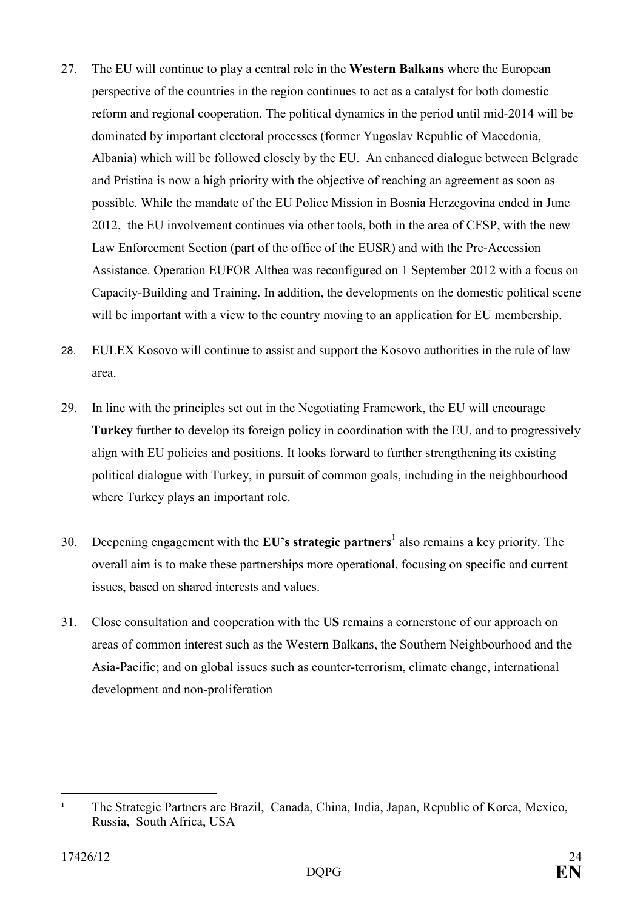27. The EU will continue to play a central role in the **Western Balkans** where the European perspective of the countries in the region continues to act as a catalyst for both domestic reform and regional cooperation. The political dynamics in the period until mid-2014 will be dominated by important electoral processes (former Yugoslav Republic of Macedonia, Albania) which will be followed closely by the EU. An enhanced dialogue between Belgrade and Pristina is now a high priority with the objective of reaching an agreement as soon as possible. While the mandate of the EU Police Mission in Bosnia Herzegovina ended in June 2012, the EU involvement continues via other tools, both in the area of CFSP, with the new Law Enforcement Section (part of the office of the EUSR) and with the Pre-Accession Assistance. Operation EUFOR Althea was reconfigured on 1 September 2012 with a focus on Capacity-Building and Training. In addition, the developments on the domestic political scene will be important with a view to the country moving to an application for EU membership.

28. EULEX Kosovo will continue to assist and support the Kosovo authorities in the rule of law area.

29. In line with the principles set out in the Negotiating Framework, the EU will encourage **Turkey** further to develop its foreign policy in coordination with the EU, and to progressively align with EU policies and positions. It looks forward to further strengthening its existing political dialogue with Turkey, in pursuit of common goals, including in the neighbourhood where Turkey plays an important role.

30. Deepening engagement with the **EU's strategic partners**[1] also remains a key priority. The overall aim is to make these partnerships more operational, focusing on specific and current issues, based on shared interests and values.

31. Close consultation and cooperation with the **US** remains a cornerstone of our approach on areas of common interest such as the Western Balkans, the Southern Neighbourhood and the Asia-Pacific; and on global issues such as counter-terrorism, climate change, international development and non-proliferation

---

[1] The Strategic Partners are Brazil, Canada, China, India, Japan, Republic of Korea, Mexico, Russia, South Africa, USA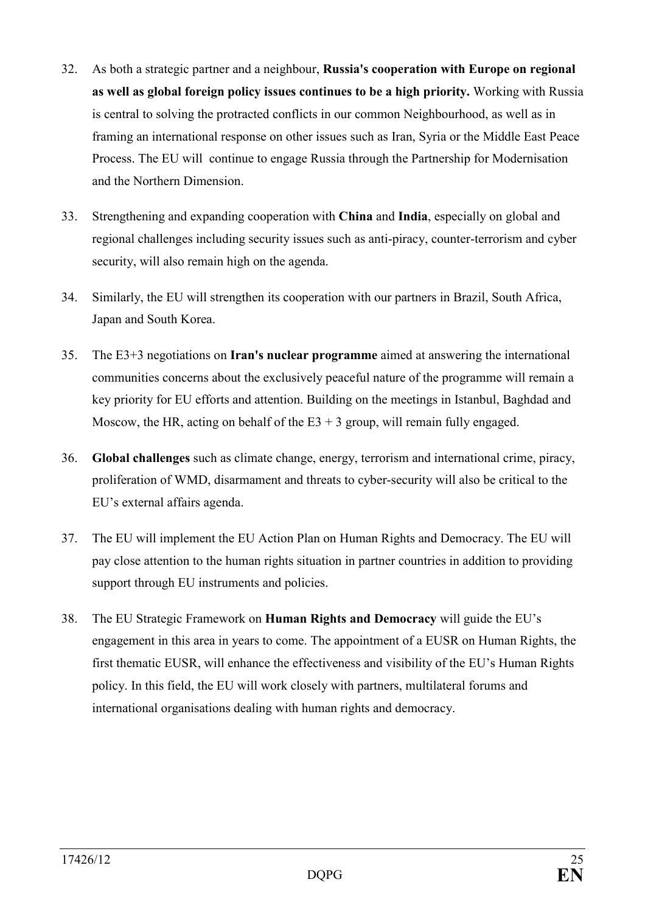32. As both a strategic partner and a neighbour, **Russia's cooperation with Europe on regional as well as global foreign policy issues continues to be a high priority.** Working with Russia is central to solving the protracted conflicts in our common Neighbourhood, as well as in framing an international response on other issues such as Iran, Syria or the Middle East Peace Process. The EU will continue to engage Russia through the Partnership for Modernisation and the Northern Dimension.

33. Strengthening and expanding cooperation with **China** and **India**, especially on global and regional challenges including security issues such as anti-piracy, counter-terrorism and cyber security, will also remain high on the agenda.

34. Similarly, the EU will strengthen its cooperation with our partners in Brazil, South Africa, Japan and South Korea.

35. The E3+3 negotiations on **Iran's nuclear programme** aimed at answering the international communities concerns about the exclusively peaceful nature of the programme will remain a key priority for EU efforts and attention. Building on the meetings in Istanbul, Baghdad and Moscow, the HR, acting on behalf of the E3 + 3 group, will remain fully engaged.

36. **Global challenges** such as climate change, energy, terrorism and international crime, piracy, proliferation of WMD, disarmament and threats to cyber-security will also be critical to the EU's external affairs agenda.

37. The EU will implement the EU Action Plan on Human Rights and Democracy. The EU will pay close attention to the human rights situation in partner countries in addition to providing support through EU instruments and policies.

38. The EU Strategic Framework on **Human Rights and Democracy** will guide the EU's engagement in this area in years to come. The appointment of a EUSR on Human Rights, the first thematic EUSR, will enhance the effectiveness and visibility of the EU's Human Rights policy. In this field, the EU will work closely with partners, multilateral forums and international organisations dealing with human rights and democracy.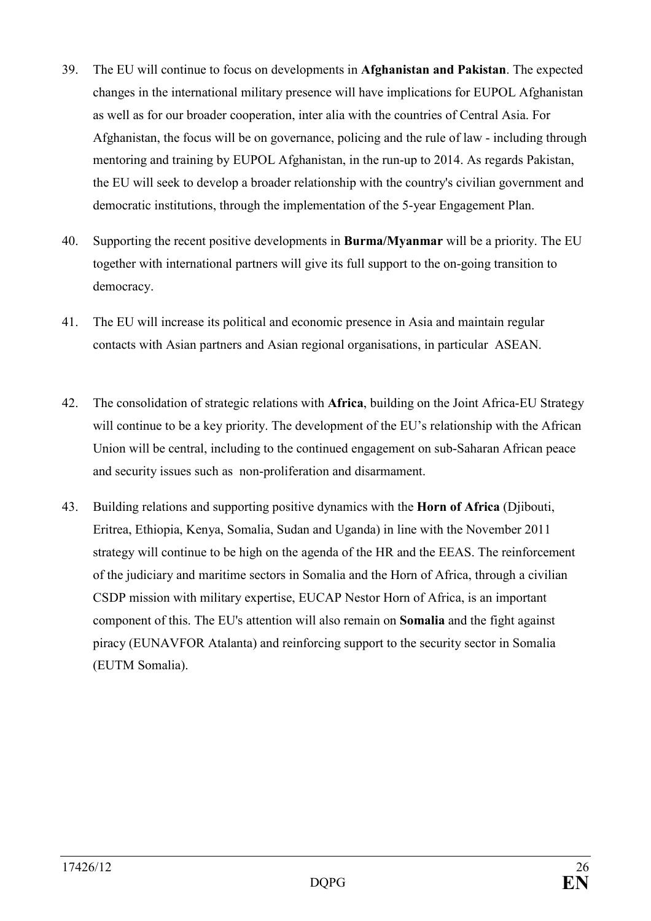39. The EU will continue to focus on developments in **Afghanistan and Pakistan**. The expected changes in the international military presence will have implications for EUPOL Afghanistan as well as for our broader cooperation, inter alia with the countries of Central Asia. For Afghanistan, the focus will be on governance, policing and the rule of law - including through mentoring and training by EUPOL Afghanistan, in the run-up to 2014. As regards Pakistan, the EU will seek to develop a broader relationship with the country's civilian government and democratic institutions, through the implementation of the 5-year Engagement Plan.

40. Supporting the recent positive developments in **Burma/Myanmar** will be a priority. The EU together with international partners will give its full support to the on-going transition to democracy.

41. The EU will increase its political and economic presence in Asia and maintain regular contacts with Asian partners and Asian regional organisations, in particular ASEAN.

42. The consolidation of strategic relations with **Africa**, building on the Joint Africa-EU Strategy will continue to be a key priority. The development of the EU's relationship with the African Union will be central, including to the continued engagement on sub-Saharan African peace and security issues such as non-proliferation and disarmament.

43. Building relations and supporting positive dynamics with the **Horn of Africa** (Djibouti, Eritrea, Ethiopia, Kenya, Somalia, Sudan and Uganda) in line with the November 2011 strategy will continue to be high on the agenda of the HR and the EEAS. The reinforcement of the judiciary and maritime sectors in Somalia and the Horn of Africa, through a civilian CSDP mission with military expertise, EUCAP Nestor Horn of Africa, is an important component of this. The EU's attention will also remain on **Somalia** and the fight against piracy (EUNAVFOR Atalanta) and reinforcing support to the security sector in Somalia (EUTM Somalia).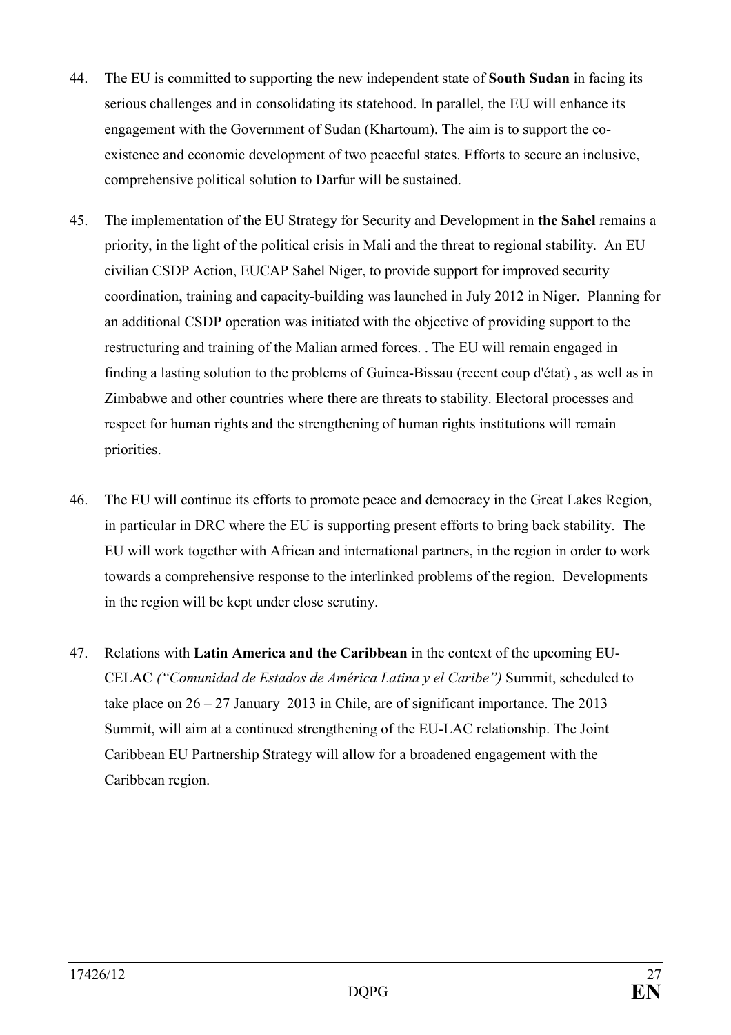44. The EU is committed to supporting the new independent state of **South Sudan** in facing its serious challenges and in consolidating its statehood. In parallel, the EU will enhance its engagement with the Government of Sudan (Khartoum). The aim is to support the co-existence and economic development of two peaceful states. Efforts to secure an inclusive, comprehensive political solution to Darfur will be sustained.

45. The implementation of the EU Strategy for Security and Development in **the Sahel** remains a priority, in the light of the political crisis in Mali and the threat to regional stability. An EU civilian CSDP Action, EUCAP Sahel Niger, to provide support for improved security coordination, training and capacity-building was launched in July 2012 in Niger. Planning for an additional CSDP operation was initiated with the objective of providing support to the restructuring and training of the Malian armed forces. . The EU will remain engaged in finding a lasting solution to the problems of Guinea-Bissau (recent coup d'état) , as well as in Zimbabwe and other countries where there are threats to stability. Electoral processes and respect for human rights and the strengthening of human rights institutions will remain priorities.

46. The EU will continue its efforts to promote peace and democracy in the Great Lakes Region, in particular in DRC where the EU is supporting present efforts to bring back stability. The EU will work together with African and international partners, in the region in order to work towards a comprehensive response to the interlinked problems of the region. Developments in the region will be kept under close scrutiny.

47. Relations with **Latin America and the Caribbean** in the context of the upcoming EU-CELAC *("Comunidad de Estados de América Latina y el Caribe")* Summit, scheduled to take place on 26 – 27 January 2013 in Chile, are of significant importance. The 2013 Summit, will aim at a continued strengthening of the EU-LAC relationship. The Joint Caribbean EU Partnership Strategy will allow for a broadened engagement with the Caribbean region.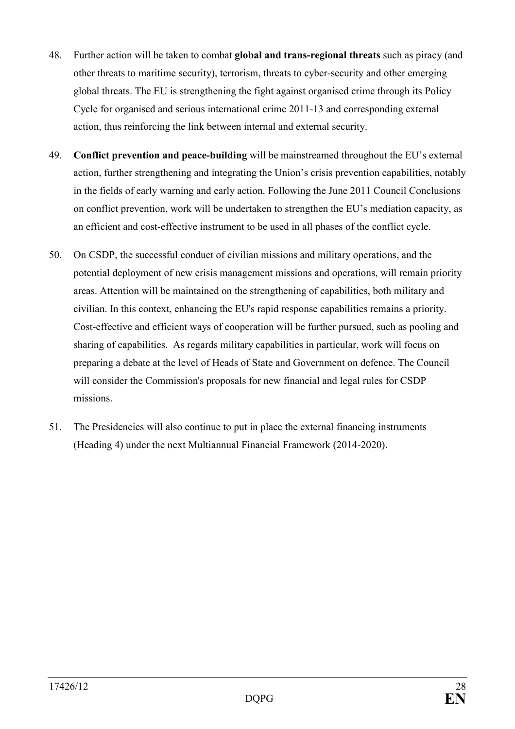48. Further action will be taken to combat **global and trans-regional threats** such as piracy (and other threats to maritime security), terrorism, threats to cyber-security and other emerging global threats. The EU is strengthening the fight against organised crime through its Policy Cycle for organised and serious international crime 2011-13 and corresponding external action, thus reinforcing the link between internal and external security.

49. **Conflict prevention and peace-building** will be mainstreamed throughout the EU's external action, further strengthening and integrating the Union's crisis prevention capabilities, notably in the fields of early warning and early action. Following the June 2011 Council Conclusions on conflict prevention, work will be undertaken to strengthen the EU's mediation capacity, as an efficient and cost-effective instrument to be used in all phases of the conflict cycle.

50. On CSDP, the successful conduct of civilian missions and military operations, and the potential deployment of new crisis management missions and operations, will remain priority areas. Attention will be maintained on the strengthening of capabilities, both military and civilian. In this context, enhancing the EU's rapid response capabilities remains a priority. Cost-effective and efficient ways of cooperation will be further pursued, such as pooling and sharing of capabilities. As regards military capabilities in particular, work will focus on preparing a debate at the level of Heads of State and Government on defence. The Council will consider the Commission's proposals for new financial and legal rules for CSDP missions.

51. The Presidencies will also continue to put in place the external financing instruments (Heading 4) under the next Multiannual Financial Framework (2014-2020).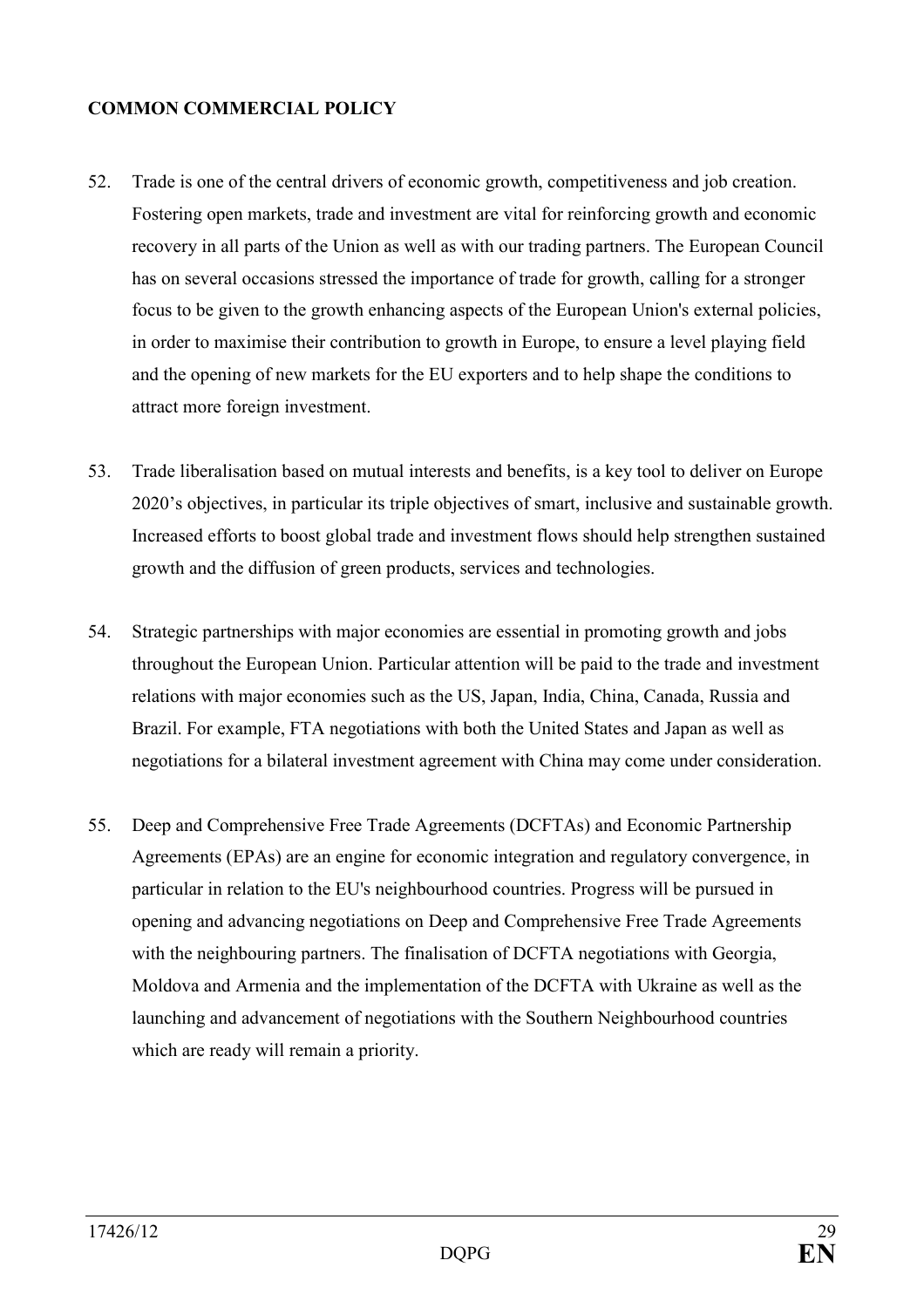**COMMON COMMERCIAL POLICY**

52. Trade is one of the central drivers of economic growth, competitiveness and job creation. Fostering open markets, trade and investment are vital for reinforcing growth and economic recovery in all parts of the Union as well as with our trading partners. The European Council has on several occasions stressed the importance of trade for growth, calling for a stronger focus to be given to the growth enhancing aspects of the European Union's external policies, in order to maximise their contribution to growth in Europe, to ensure a level playing field and the opening of new markets for the EU exporters and to help shape the conditions to attract more foreign investment.

53. Trade liberalisation based on mutual interests and benefits, is a key tool to deliver on Europe 2020's objectives, in particular its triple objectives of smart, inclusive and sustainable growth. Increased efforts to boost global trade and investment flows should help strengthen sustained growth and the diffusion of green products, services and technologies.

54. Strategic partnerships with major economies are essential in promoting growth and jobs throughout the European Union. Particular attention will be paid to the trade and investment relations with major economies such as the US, Japan, India, China, Canada, Russia and Brazil. For example, FTA negotiations with both the United States and Japan as well as negotiations for a bilateral investment agreement with China may come under consideration.

55. Deep and Comprehensive Free Trade Agreements (DCFTAs) and Economic Partnership Agreements (EPAs) are an engine for economic integration and regulatory convergence, in particular in relation to the EU's neighbourhood countries. Progress will be pursued in opening and advancing negotiations on Deep and Comprehensive Free Trade Agreements with the neighbouring partners. The finalisation of DCFTA negotiations with Georgia, Moldova and Armenia and the implementation of the DCFTA with Ukraine as well as the launching and advancement of negotiations with the Southern Neighbourhood countries which are ready will remain a priority.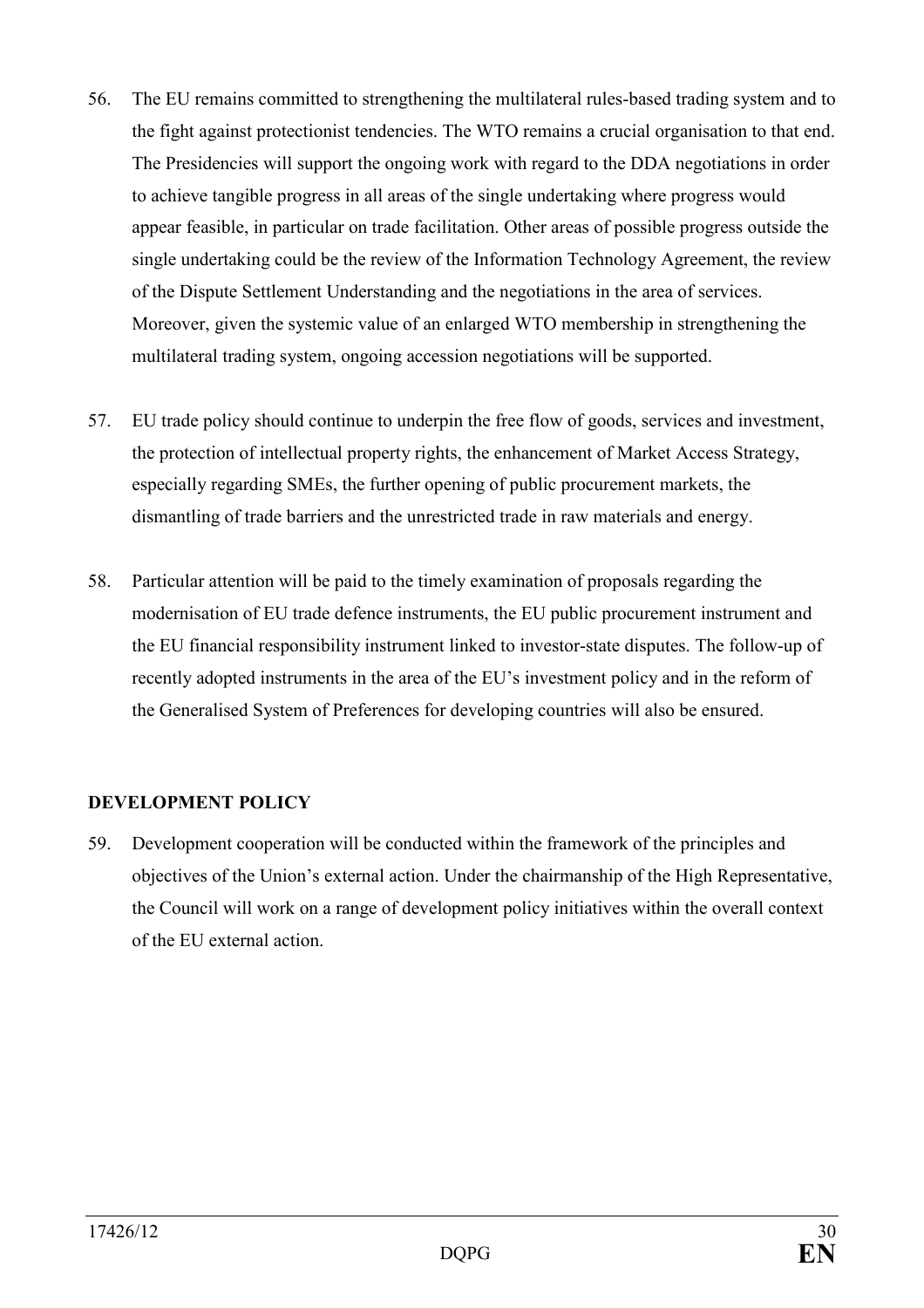56. The EU remains committed to strengthening the multilateral rules-based trading system and to the fight against protectionist tendencies. The WTO remains a crucial organisation to that end. The Presidencies will support the ongoing work with regard to the DDA negotiations in order to achieve tangible progress in all areas of the single undertaking where progress would appear feasible, in particular on trade facilitation. Other areas of possible progress outside the single undertaking could be the review of the Information Technology Agreement, the review of the Dispute Settlement Understanding and the negotiations in the area of services. Moreover, given the systemic value of an enlarged WTO membership in strengthening the multilateral trading system, ongoing accession negotiations will be supported.

57. EU trade policy should continue to underpin the free flow of goods, services and investment, the protection of intellectual property rights, the enhancement of Market Access Strategy, especially regarding SMEs, the further opening of public procurement markets, the dismantling of trade barriers and the unrestricted trade in raw materials and energy.

58. Particular attention will be paid to the timely examination of proposals regarding the modernisation of EU trade defence instruments, the EU public procurement instrument and the EU financial responsibility instrument linked to investor-state disputes. The follow-up of recently adopted instruments in the area of the EU's investment policy and in the reform of the Generalised System of Preferences for developing countries will also be ensured.

**DEVELOPMENT POLICY**

59. Development cooperation will be conducted within the framework of the principles and objectives of the Union's external action. Under the chairmanship of the High Representative, the Council will work on a range of development policy initiatives within the overall context of the EU external action.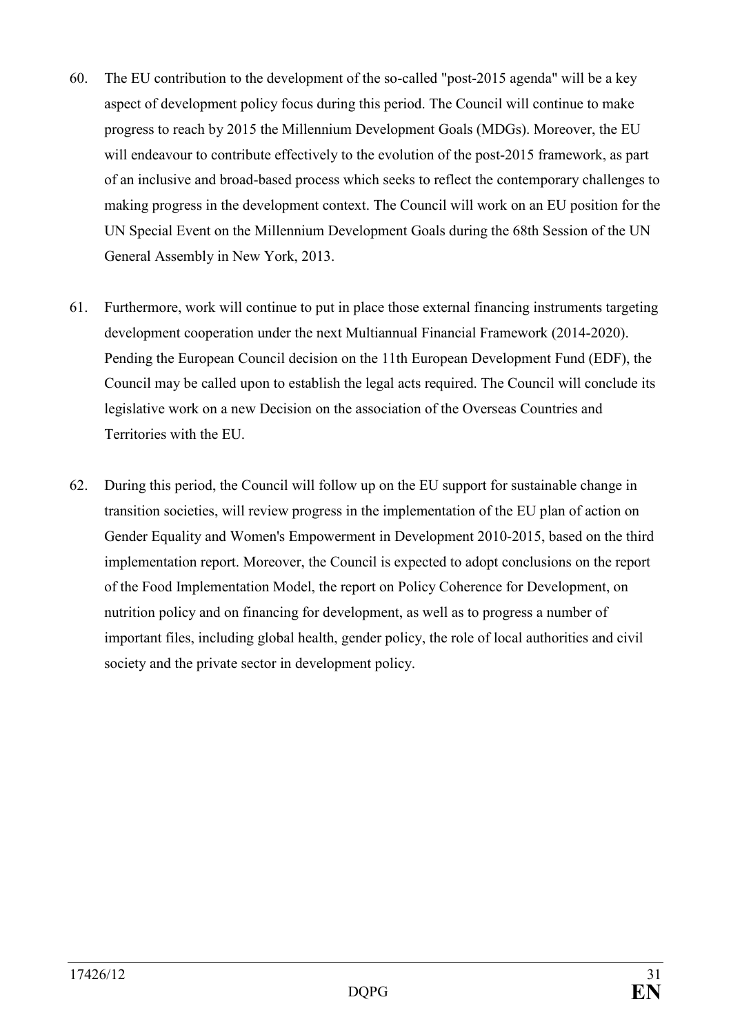60. The EU contribution to the development of the so-called "post-2015 agenda" will be a key aspect of development policy focus during this period. The Council will continue to make progress to reach by 2015 the Millennium Development Goals (MDGs). Moreover, the EU will endeavour to contribute effectively to the evolution of the post-2015 framework, as part of an inclusive and broad-based process which seeks to reflect the contemporary challenges to making progress in the development context. The Council will work on an EU position for the UN Special Event on the Millennium Development Goals during the 68th Session of the UN General Assembly in New York, 2013.

61. Furthermore, work will continue to put in place those external financing instruments targeting development cooperation under the next Multiannual Financial Framework (2014-2020). Pending the European Council decision on the 11th European Development Fund (EDF), the Council may be called upon to establish the legal acts required. The Council will conclude its legislative work on a new Decision on the association of the Overseas Countries and Territories with the EU.

62. During this period, the Council will follow up on the EU support for sustainable change in transition societies, will review progress in the implementation of the EU plan of action on Gender Equality and Women's Empowerment in Development 2010-2015, based on the third implementation report. Moreover, the Council is expected to adopt conclusions on the report of the Food Implementation Model, the report on Policy Coherence for Development, on nutrition policy and on financing for development, as well as to progress a number of important files, including global health, gender policy, the role of local authorities and civil society and the private sector in development policy.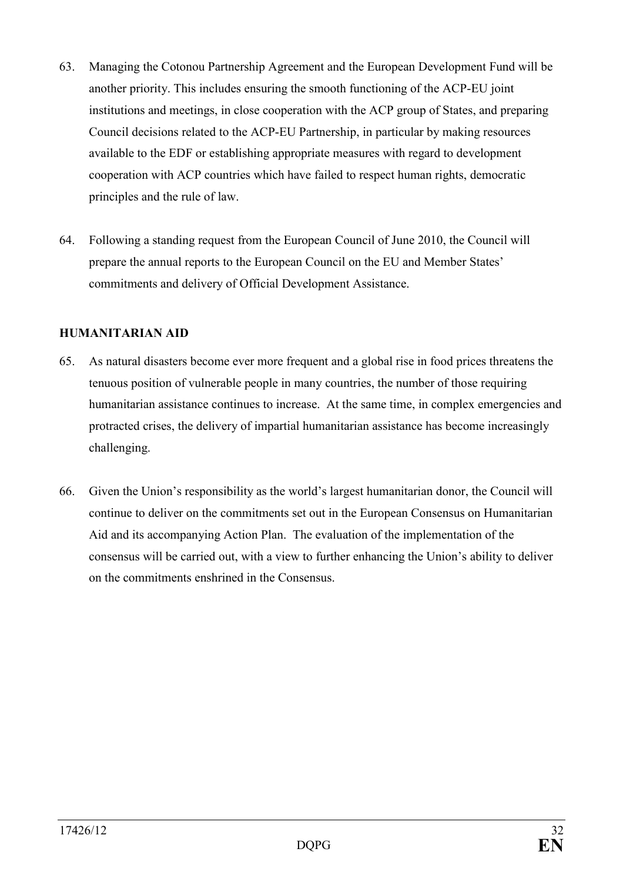63. Managing the Cotonou Partnership Agreement and the European Development Fund will be another priority. This includes ensuring the smooth functioning of the ACP-EU joint institutions and meetings, in close cooperation with the ACP group of States, and preparing Council decisions related to the ACP-EU Partnership, in particular by making resources available to the EDF or establishing appropriate measures with regard to development cooperation with ACP countries which have failed to respect human rights, democratic principles and the rule of law.

64. Following a standing request from the European Council of June 2010, the Council will prepare the annual reports to the European Council on the EU and Member States' commitments and delivery of Official Development Assistance.

**HUMANITARIAN AID**

65. As natural disasters become ever more frequent and a global rise in food prices threatens the tenuous position of vulnerable people in many countries, the number of those requiring humanitarian assistance continues to increase. At the same time, in complex emergencies and protracted crises, the delivery of impartial humanitarian assistance has become increasingly challenging.

66. Given the Union's responsibility as the world's largest humanitarian donor, the Council will continue to deliver on the commitments set out in the European Consensus on Humanitarian Aid and its accompanying Action Plan. The evaluation of the implementation of the consensus will be carried out, with a view to further enhancing the Union's ability to deliver on the commitments enshrined in the Consensus.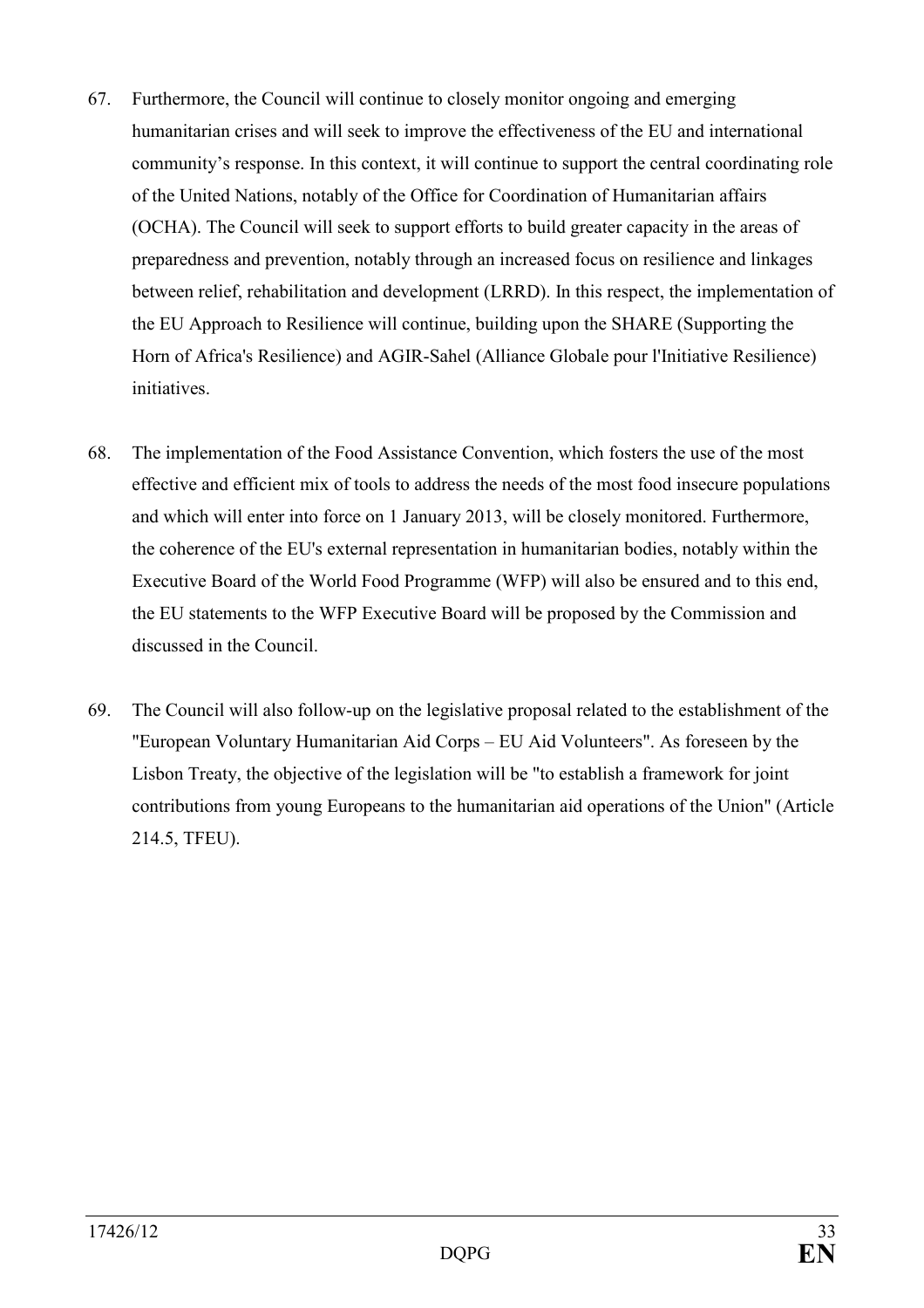67. Furthermore, the Council will continue to closely monitor ongoing and emerging humanitarian crises and will seek to improve the effectiveness of the EU and international community's response. In this context, it will continue to support the central coordinating role of the United Nations, notably of the Office for Coordination of Humanitarian affairs (OCHA). The Council will seek to support efforts to build greater capacity in the areas of preparedness and prevention, notably through an increased focus on resilience and linkages between relief, rehabilitation and development (LRRD). In this respect, the implementation of the EU Approach to Resilience will continue, building upon the SHARE (Supporting the Horn of Africa's Resilience) and AGIR-Sahel (Alliance Globale pour l'Initiative Resilience) initiatives.

68. The implementation of the Food Assistance Convention, which fosters the use of the most effective and efficient mix of tools to address the needs of the most food insecure populations and which will enter into force on 1 January 2013, will be closely monitored. Furthermore, the coherence of the EU's external representation in humanitarian bodies, notably within the Executive Board of the World Food Programme (WFP) will also be ensured and to this end, the EU statements to the WFP Executive Board will be proposed by the Commission and discussed in the Council.

69. The Council will also follow-up on the legislative proposal related to the establishment of the "European Voluntary Humanitarian Aid Corps – EU Aid Volunteers". As foreseen by the Lisbon Treaty, the objective of the legislation will be "to establish a framework for joint contributions from young Europeans to the humanitarian aid operations of the Union" (Article 214.5, TFEU).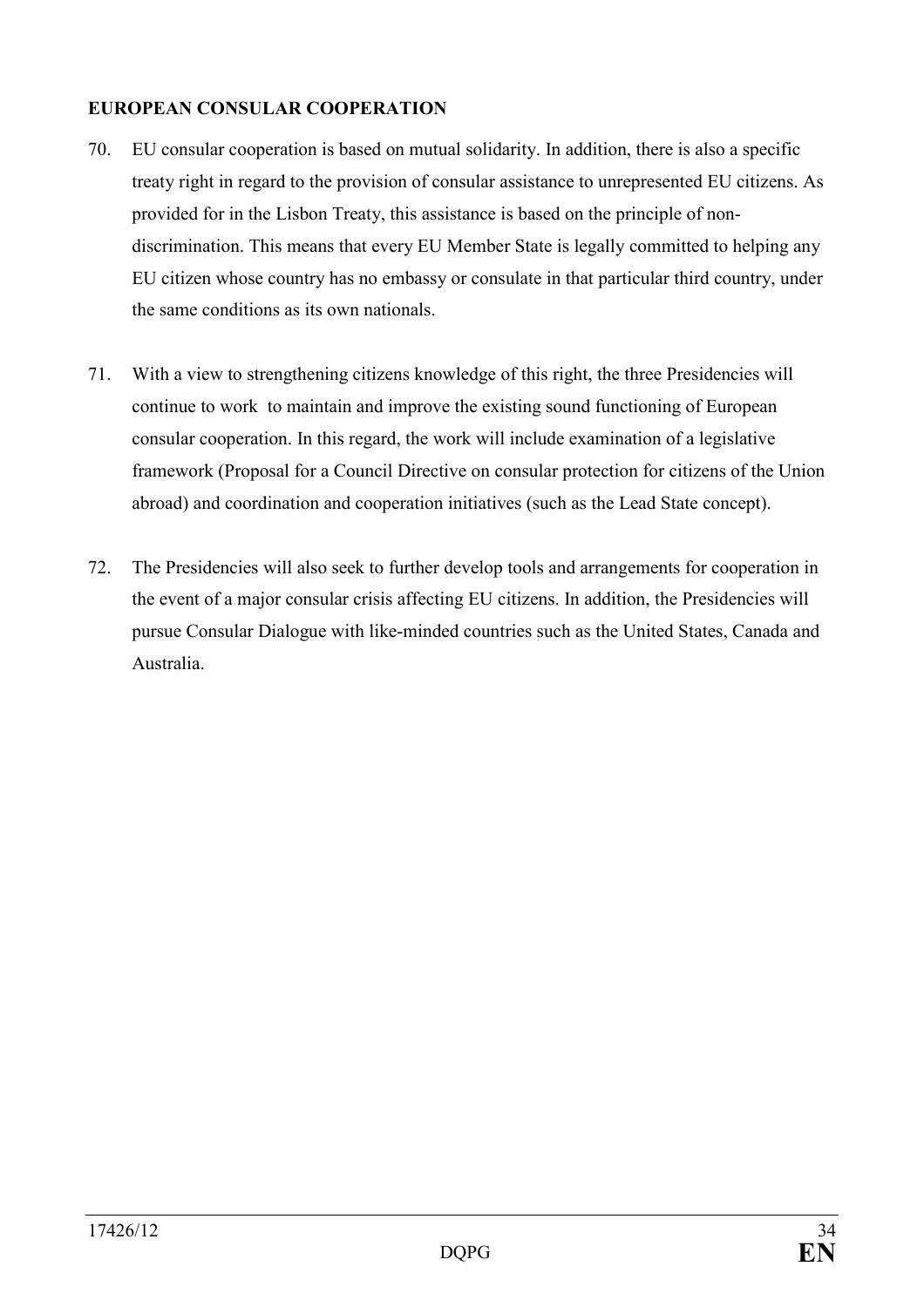**EUROPEAN CONSULAR COOPERATION**

70. EU consular cooperation is based on mutual solidarity. In addition, there is also a specific treaty right in regard to the provision of consular assistance to unrepresented EU citizens. As provided for in the Lisbon Treaty, this assistance is based on the principle of non-discrimination. This means that every EU Member State is legally committed to helping any EU citizen whose country has no embassy or consulate in that particular third country, under the same conditions as its own nationals.

71. With a view to strengthening citizens knowledge of this right, the three Presidencies will continue to work to maintain and improve the existing sound functioning of European consular cooperation. In this regard, the work will include examination of a legislative framework (Proposal for a Council Directive on consular protection for citizens of the Union abroad) and coordination and cooperation initiatives (such as the Lead State concept).

72. The Presidencies will also seek to further develop tools and arrangements for cooperation in the event of a major consular crisis affecting EU citizens. In addition, the Presidencies will pursue Consular Dialogue with like-minded countries such as the United States, Canada and Australia.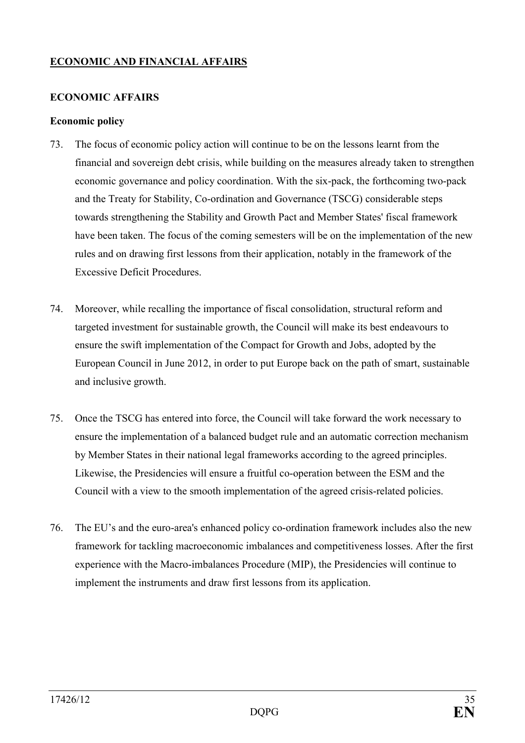## ECONOMIC AND FINANCIAL AFFAIRS

### ECONOMIC AFFAIRS

#### Economic policy

73. The focus of economic policy action will continue to be on the lessons learnt from the financial and sovereign debt crisis, while building on the measures already taken to strengthen economic governance and policy coordination. With the six-pack, the forthcoming two-pack and the Treaty for Stability, Co-ordination and Governance (TSCG) considerable steps towards strengthening the Stability and Growth Pact and Member States' fiscal framework have been taken. The focus of the coming semesters will be on the implementation of the new rules and on drawing first lessons from their application, notably in the framework of the Excessive Deficit Procedures.

74. Moreover, while recalling the importance of fiscal consolidation, structural reform and targeted investment for sustainable growth, the Council will make its best endeavours to ensure the swift implementation of the Compact for Growth and Jobs, adopted by the European Council in June 2012, in order to put Europe back on the path of smart, sustainable and inclusive growth.

75. Once the TSCG has entered into force, the Council will take forward the work necessary to ensure the implementation of a balanced budget rule and an automatic correction mechanism by Member States in their national legal frameworks according to the agreed principles. Likewise, the Presidencies will ensure a fruitful co-operation between the ESM and the Council with a view to the smooth implementation of the agreed crisis-related policies.

76. The EU's and the euro-area's enhanced policy co-ordination framework includes also the new framework for tackling macroeconomic imbalances and competitiveness losses. After the first experience with the Macro-imbalances Procedure (MIP), the Presidencies will continue to implement the instruments and draw first lessons from its application.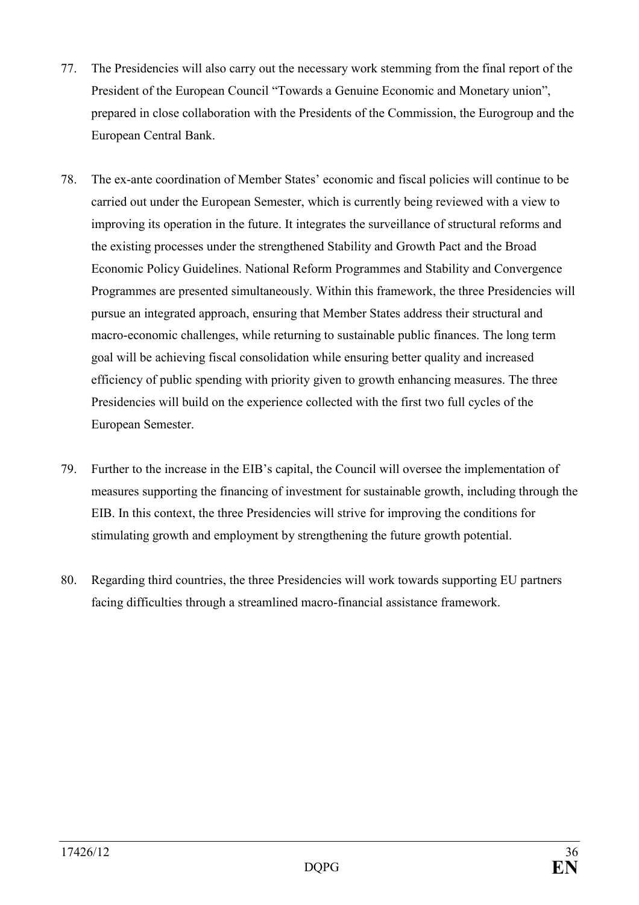77. The Presidencies will also carry out the necessary work stemming from the final report of the President of the European Council "Towards a Genuine Economic and Monetary union", prepared in close collaboration with the Presidents of the Commission, the Eurogroup and the European Central Bank.

78. The ex-ante coordination of Member States' economic and fiscal policies will continue to be carried out under the European Semester, which is currently being reviewed with a view to improving its operation in the future. It integrates the surveillance of structural reforms and the existing processes under the strengthened Stability and Growth Pact and the Broad Economic Policy Guidelines. National Reform Programmes and Stability and Convergence Programmes are presented simultaneously. Within this framework, the three Presidencies will pursue an integrated approach, ensuring that Member States address their structural and macro-economic challenges, while returning to sustainable public finances. The long term goal will be achieving fiscal consolidation while ensuring better quality and increased efficiency of public spending with priority given to growth enhancing measures. The three Presidencies will build on the experience collected with the first two full cycles of the European Semester.

79. Further to the increase in the EIB's capital, the Council will oversee the implementation of measures supporting the financing of investment for sustainable growth, including through the EIB. In this context, the three Presidencies will strive for improving the conditions for stimulating growth and employment by strengthening the future growth potential.

80. Regarding third countries, the three Presidencies will work towards supporting EU partners facing difficulties through a streamlined macro-financial assistance framework.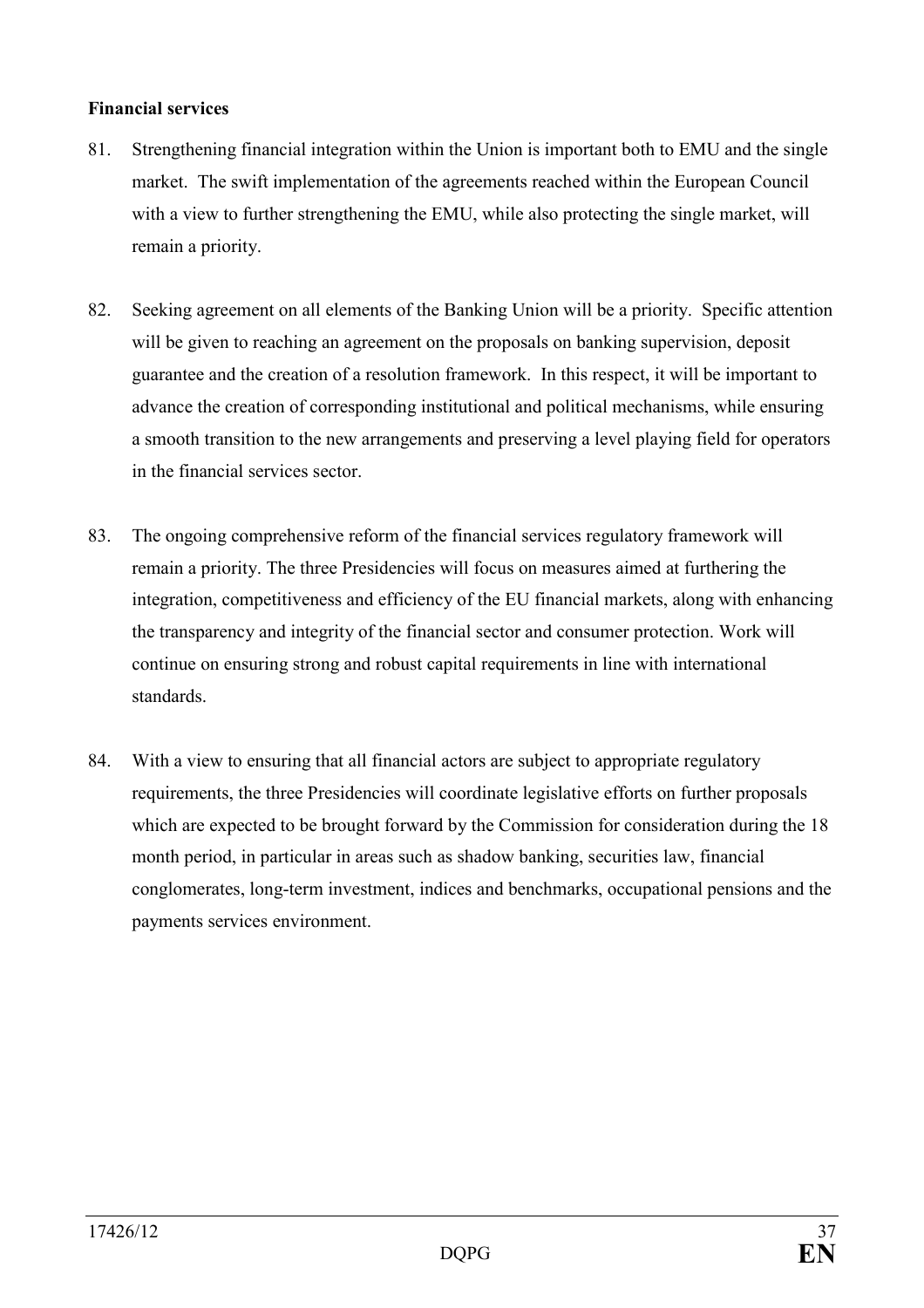**Financial services**

81. Strengthening financial integration within the Union is important both to EMU and the single market. The swift implementation of the agreements reached within the European Council with a view to further strengthening the EMU, while also protecting the single market, will remain a priority.

82. Seeking agreement on all elements of the Banking Union will be a priority. Specific attention will be given to reaching an agreement on the proposals on banking supervision, deposit guarantee and the creation of a resolution framework. In this respect, it will be important to advance the creation of corresponding institutional and political mechanisms, while ensuring a smooth transition to the new arrangements and preserving a level playing field for operators in the financial services sector.

83. The ongoing comprehensive reform of the financial services regulatory framework will remain a priority. The three Presidencies will focus on measures aimed at furthering the integration, competitiveness and efficiency of the EU financial markets, along with enhancing the transparency and integrity of the financial sector and consumer protection. Work will continue on ensuring strong and robust capital requirements in line with international standards.

84. With a view to ensuring that all financial actors are subject to appropriate regulatory requirements, the three Presidencies will coordinate legislative efforts on further proposals which are expected to be brought forward by the Commission for consideration during the 18 month period, in particular in areas such as shadow banking, securities law, financial conglomerates, long-term investment, indices and benchmarks, occupational pensions and the payments services environment.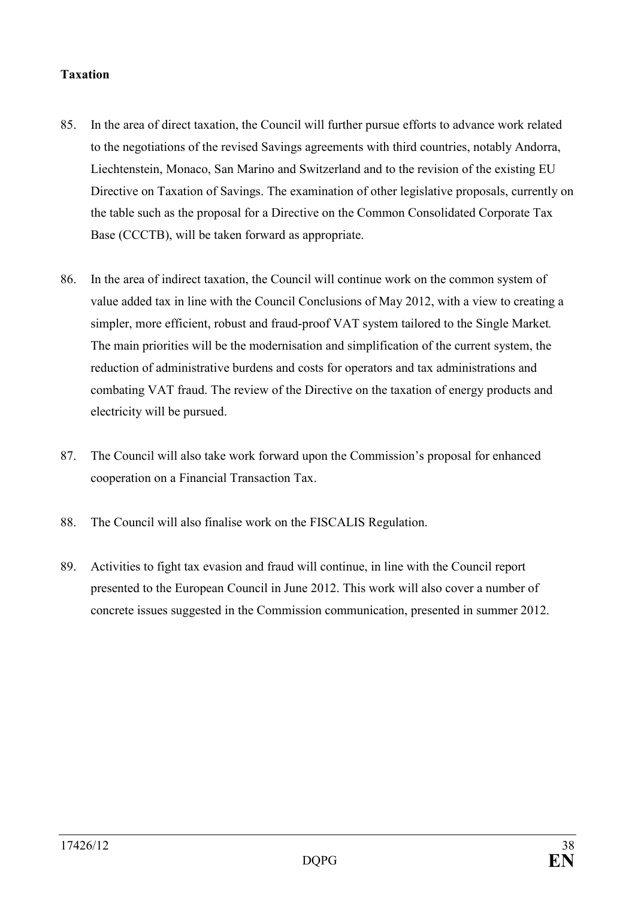**Taxation**

85. In the area of direct taxation, the Council will further pursue efforts to advance work related to the negotiations of the revised Savings agreements with third countries, notably Andorra, Liechtenstein, Monaco, San Marino and Switzerland and to the revision of the existing EU Directive on Taxation of Savings. The examination of other legislative proposals, currently on the table such as the proposal for a Directive on the Common Consolidated Corporate Tax Base (CCCTB), will be taken forward as appropriate.

86. In the area of indirect taxation, the Council will continue work on the common system of value added tax in line with the Council Conclusions of May 2012, with a view to creating a simpler, more efficient, robust and fraud-proof VAT system tailored to the Single Market. The main priorities will be the modernisation and simplification of the current system, the reduction of administrative burdens and costs for operators and tax administrations and combating VAT fraud. The review of the Directive on the taxation of energy products and electricity will be pursued.

87. The Council will also take work forward upon the Commission's proposal for enhanced cooperation on a Financial Transaction Tax.

88. The Council will also finalise work on the FISCALIS Regulation.

89. Activities to fight tax evasion and fraud will continue, in line with the Council report presented to the European Council in June 2012. This work will also cover a number of concrete issues suggested in the Commission communication, presented in summer 2012.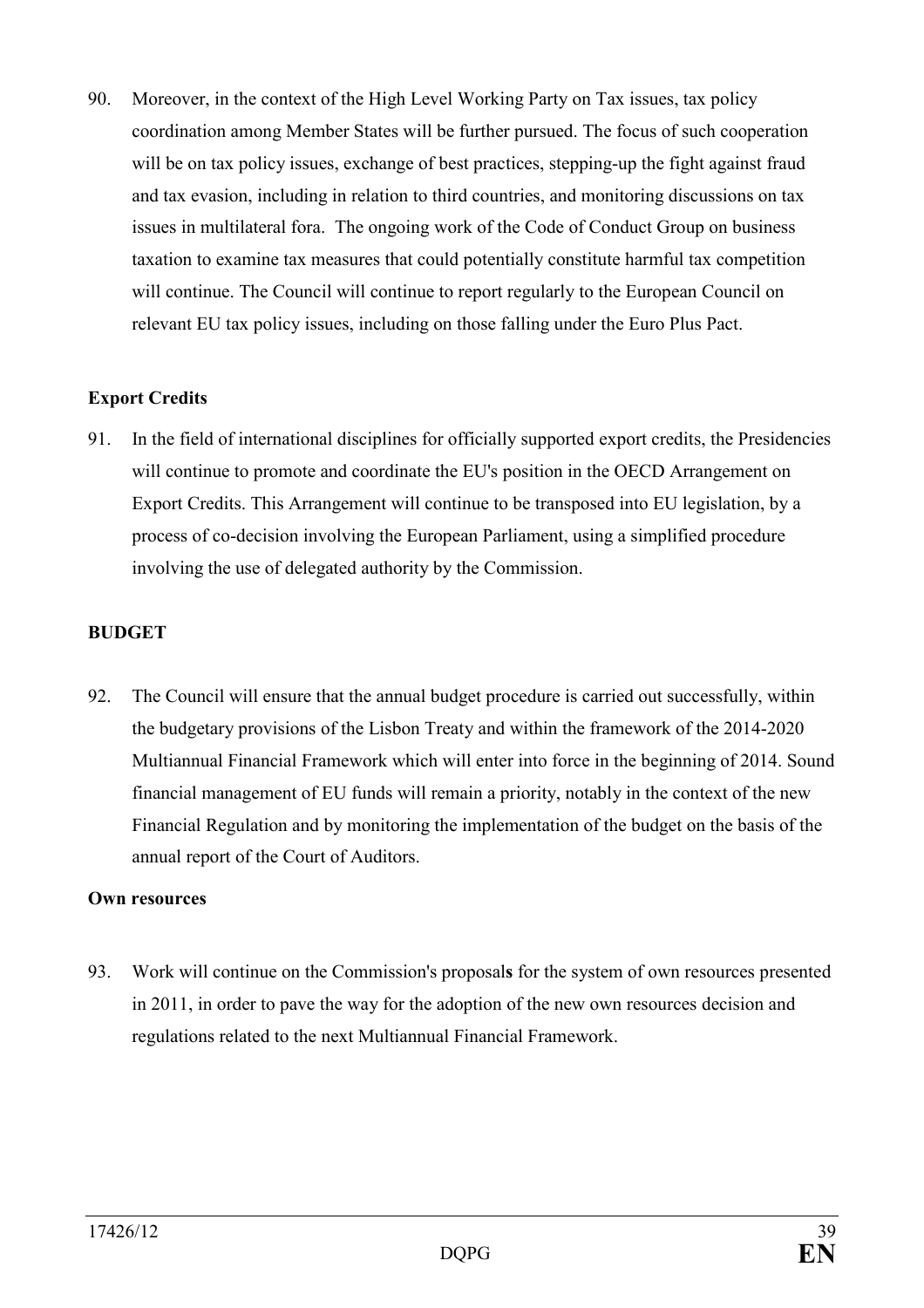90. Moreover, in the context of the High Level Working Party on Tax issues, tax policy coordination among Member States will be further pursued. The focus of such cooperation will be on tax policy issues, exchange of best practices, stepping-up the fight against fraud and tax evasion, including in relation to third countries, and monitoring discussions on tax issues in multilateral fora. The ongoing work of the Code of Conduct Group on business taxation to examine tax measures that could potentially constitute harmful tax competition will continue. The Council will continue to report regularly to the European Council on relevant EU tax policy issues, including on those falling under the Euro Plus Pact.

**Export Credits**

91. In the field of international disciplines for officially supported export credits, the Presidencies will continue to promote and coordinate the EU's position in the OECD Arrangement on Export Credits. This Arrangement will continue to be transposed into EU legislation, by a process of co-decision involving the European Parliament, using a simplified procedure involving the use of delegated authority by the Commission.

**BUDGET**

92. The Council will ensure that the annual budget procedure is carried out successfully, within the budgetary provisions of the Lisbon Treaty and within the framework of the 2014-2020 Multiannual Financial Framework which will enter into force in the beginning of 2014. Sound financial management of EU funds will remain a priority, notably in the context of the new Financial Regulation and by monitoring the implementation of the budget on the basis of the annual report of the Court of Auditors.

**Own resources**

93. Work will continue on the Commission's proposal**s** for the system of own resources presented in 2011, in order to pave the way for the adoption of the new own resources decision and regulations related to the next Multiannual Financial Framework.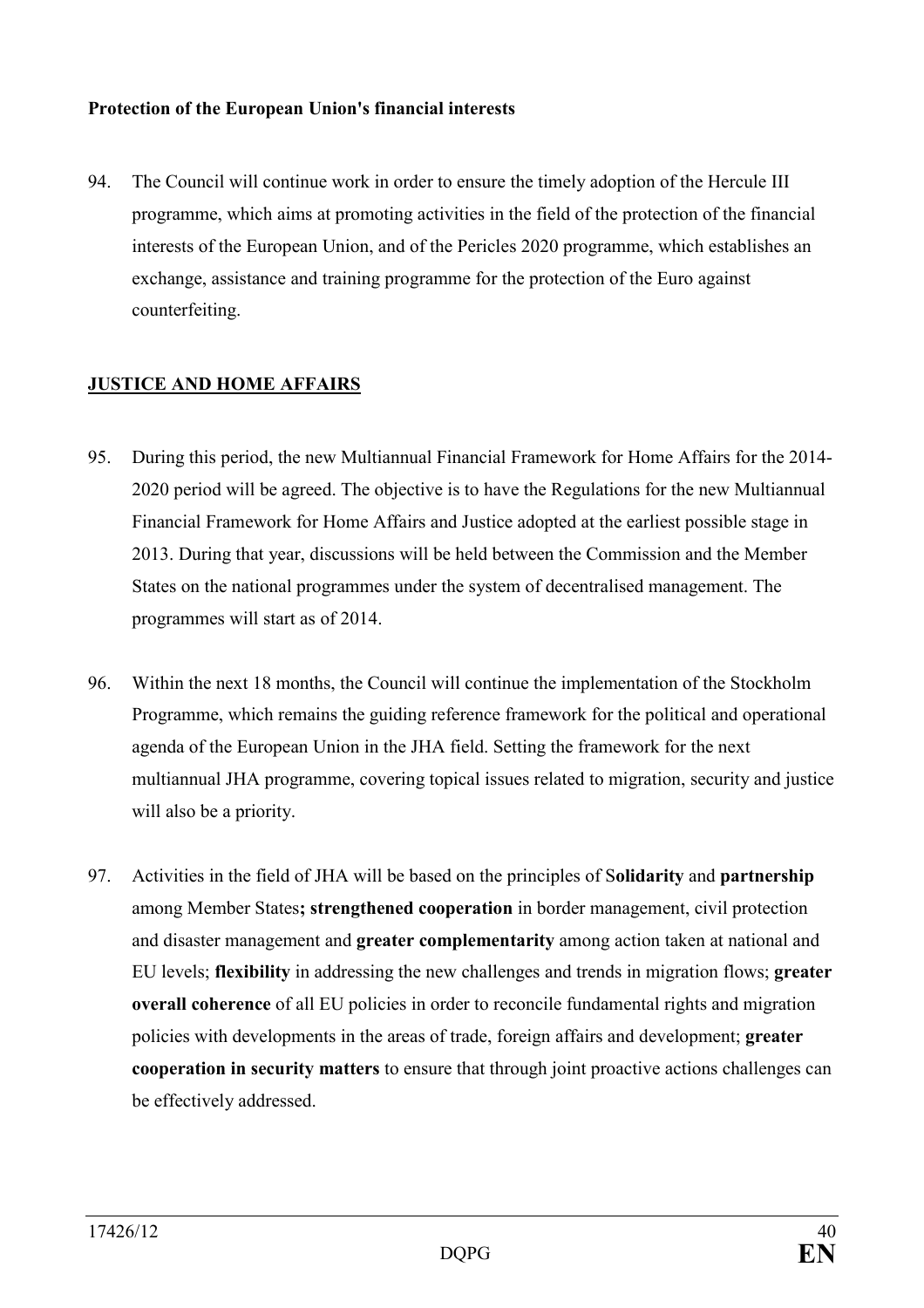**Protection of the European Union's financial interests**

94. The Council will continue work in order to ensure the timely adoption of the Hercule III programme, which aims at promoting activities in the field of the protection of the financial interests of the European Union, and of the Pericles 2020 programme, which establishes an exchange, assistance and training programme for the protection of the Euro against counterfeiting.

## JUSTICE AND HOME AFFAIRS

95. During this period, the new Multiannual Financial Framework for Home Affairs for the 2014-2020 period will be agreed. The objective is to have the Regulations for the new Multiannual Financial Framework for Home Affairs and Justice adopted at the earliest possible stage in 2013. During that year, discussions will be held between the Commission and the Member States on the national programmes under the system of decentralised management. The programmes will start as of 2014.

96. Within the next 18 months, the Council will continue the implementation of the Stockholm Programme, which remains the guiding reference framework for the political and operational agenda of the European Union in the JHA field. Setting the framework for the next multiannual JHA programme, covering topical issues related to migration, security and justice will also be a priority.

97. Activities in the field of JHA will be based on the principles of S**olidarity** and **partnership** among Member States**; strengthened cooperation** in border management, civil protection and disaster management and **greater complementarity** among action taken at national and EU levels; **flexibility** in addressing the new challenges and trends in migration flows; **greater overall coherence** of all EU policies in order to reconcile fundamental rights and migration policies with developments in the areas of trade, foreign affairs and development; **greater cooperation in security matters** to ensure that through joint proactive actions challenges can be effectively addressed.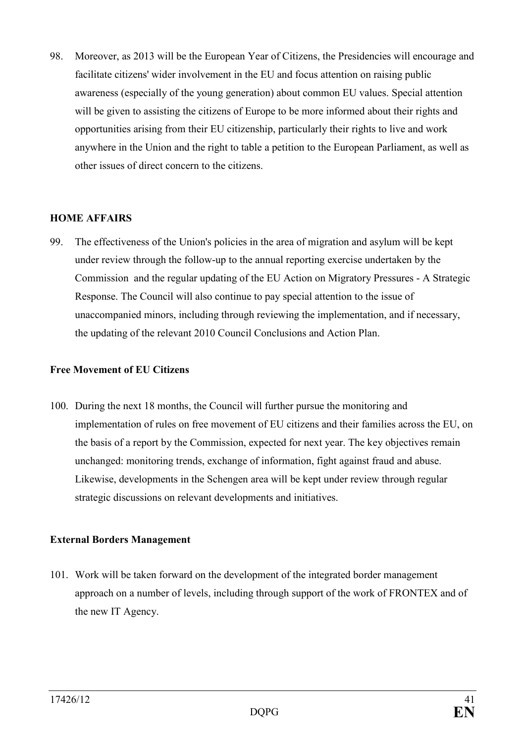98. Moreover, as 2013 will be the European Year of Citizens, the Presidencies will encourage and facilitate citizens' wider involvement in the EU and focus attention on raising public awareness (especially of the young generation) about common EU values. Special attention will be given to assisting the citizens of Europe to be more informed about their rights and opportunities arising from their EU citizenship, particularly their rights to live and work anywhere in the Union and the right to table a petition to the European Parliament, as well as other issues of direct concern to the citizens.

## HOME AFFAIRS

99. The effectiveness of the Union's policies in the area of migration and asylum will be kept under review through the follow-up to the annual reporting exercise undertaken by the Commission and the regular updating of the EU Action on Migratory Pressures - A Strategic Response. The Council will also continue to pay special attention to the issue of unaccompanied minors, including through reviewing the implementation, and if necessary, the updating of the relevant 2010 Council Conclusions and Action Plan.

### Free Movement of EU Citizens

100. During the next 18 months, the Council will further pursue the monitoring and implementation of rules on free movement of EU citizens and their families across the EU, on the basis of a report by the Commission, expected for next year. The key objectives remain unchanged: monitoring trends, exchange of information, fight against fraud and abuse. Likewise, developments in the Schengen area will be kept under review through regular strategic discussions on relevant developments and initiatives.

### External Borders Management

101. Work will be taken forward on the development of the integrated border management approach on a number of levels, including through support of the work of FRONTEX and of the new IT Agency.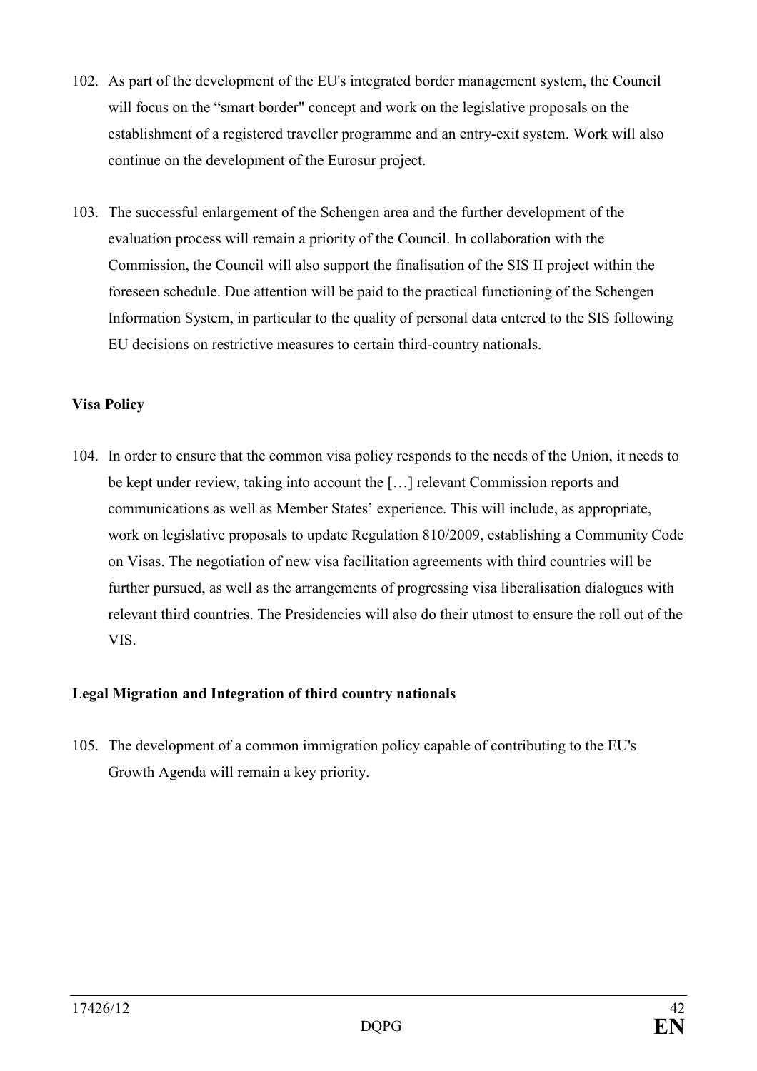102. As part of the development of the EU's integrated border management system, the Council will focus on the "smart border" concept and work on the legislative proposals on the establishment of a registered traveller programme and an entry-exit system. Work will also continue on the development of the Eurosur project.

103. The successful enlargement of the Schengen area and the further development of the evaluation process will remain a priority of the Council. In collaboration with the Commission, the Council will also support the finalisation of the SIS II project within the foreseen schedule. Due attention will be paid to the practical functioning of the Schengen Information System, in particular to the quality of personal data entered to the SIS following EU decisions on restrictive measures to certain third-country nationals.

**Visa Policy**

104. In order to ensure that the common visa policy responds to the needs of the Union, it needs to be kept under review, taking into account the […] relevant Commission reports and communications as well as Member States' experience. This will include, as appropriate, work on legislative proposals to update Regulation 810/2009, establishing a Community Code on Visas. The negotiation of new visa facilitation agreements with third countries will be further pursued, as well as the arrangements of progressing visa liberalisation dialogues with relevant third countries. The Presidencies will also do their utmost to ensure the roll out of the VIS.

**Legal Migration and Integration of third country nationals**

105. The development of a common immigration policy capable of contributing to the EU's Growth Agenda will remain a key priority.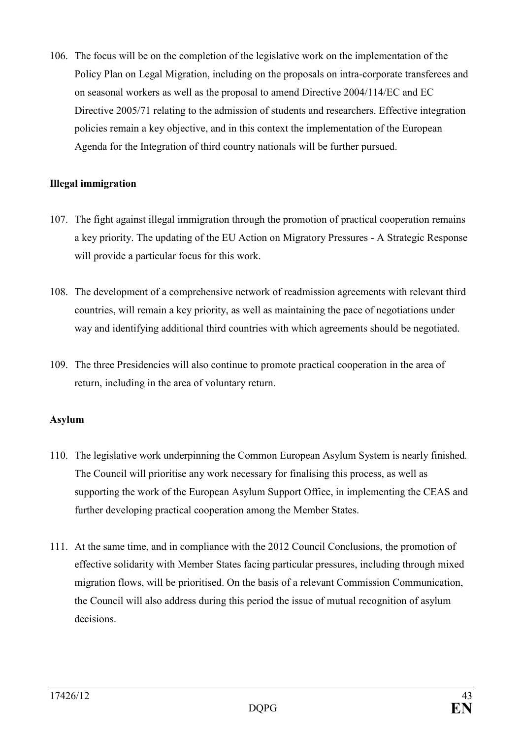106. The focus will be on the completion of the legislative work on the implementation of the Policy Plan on Legal Migration, including on the proposals on intra-corporate transferees and on seasonal workers as well as the proposal to amend Directive 2004/114/EC and EC Directive 2005/71 relating to the admission of students and researchers. Effective integration policies remain a key objective, and in this context the implementation of the European Agenda for the Integration of third country nationals will be further pursued.

**Illegal immigration**

107. The fight against illegal immigration through the promotion of practical cooperation remains a key priority. The updating of the EU Action on Migratory Pressures - A Strategic Response will provide a particular focus for this work.

108. The development of a comprehensive network of readmission agreements with relevant third countries, will remain a key priority, as well as maintaining the pace of negotiations under way and identifying additional third countries with which agreements should be negotiated.

109. The three Presidencies will also continue to promote practical cooperation in the area of return, including in the area of voluntary return.

**Asylum**

110. The legislative work underpinning the Common European Asylum System is nearly finished. The Council will prioritise any work necessary for finalising this process, as well as supporting the work of the European Asylum Support Office, in implementing the CEAS and further developing practical cooperation among the Member States.

111. At the same time, and in compliance with the 2012 Council Conclusions, the promotion of effective solidarity with Member States facing particular pressures, including through mixed migration flows, will be prioritised. On the basis of a relevant Commission Communication, the Council will also address during this period the issue of mutual recognition of asylum decisions.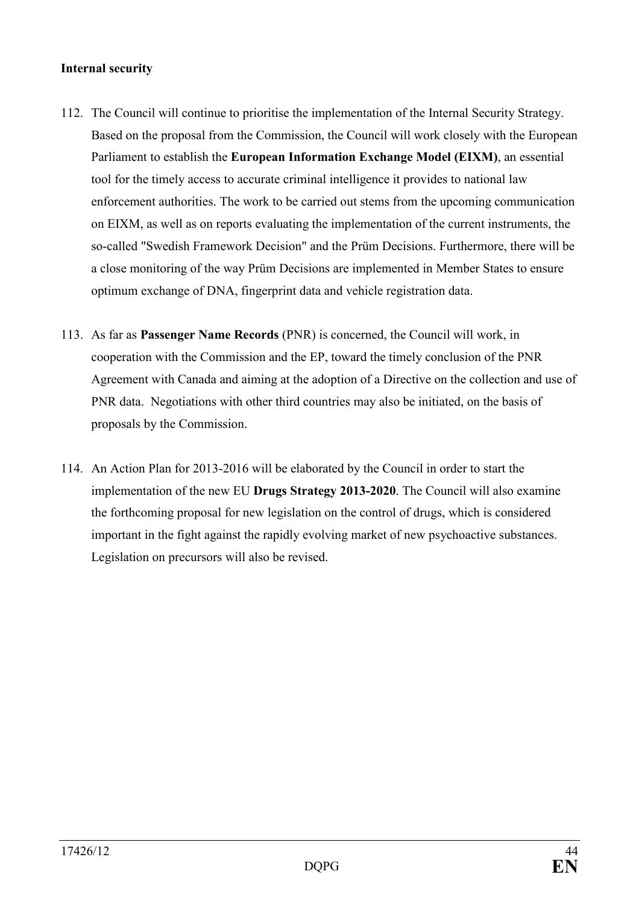**Internal security**

112. The Council will continue to prioritise the implementation of the Internal Security Strategy. Based on the proposal from the Commission, the Council will work closely with the European Parliament to establish the **European Information Exchange Model (EIXM)**, an essential tool for the timely access to accurate criminal intelligence it provides to national law enforcement authorities. The work to be carried out stems from the upcoming communication on EIXM, as well as on reports evaluating the implementation of the current instruments, the so-called "Swedish Framework Decision" and the Prüm Decisions. Furthermore, there will be a close monitoring of the way Prüm Decisions are implemented in Member States to ensure optimum exchange of DNA, fingerprint data and vehicle registration data.

113. As far as **Passenger Name Records** (PNR) is concerned, the Council will work, in cooperation with the Commission and the EP, toward the timely conclusion of the PNR Agreement with Canada and aiming at the adoption of a Directive on the collection and use of PNR data. Negotiations with other third countries may also be initiated, on the basis of proposals by the Commission.

114. An Action Plan for 2013-2016 will be elaborated by the Council in order to start the implementation of the new EU **Drugs Strategy 2013-2020**. The Council will also examine the forthcoming proposal for new legislation on the control of drugs, which is considered important in the fight against the rapidly evolving market of new psychoactive substances. Legislation on precursors will also be revised.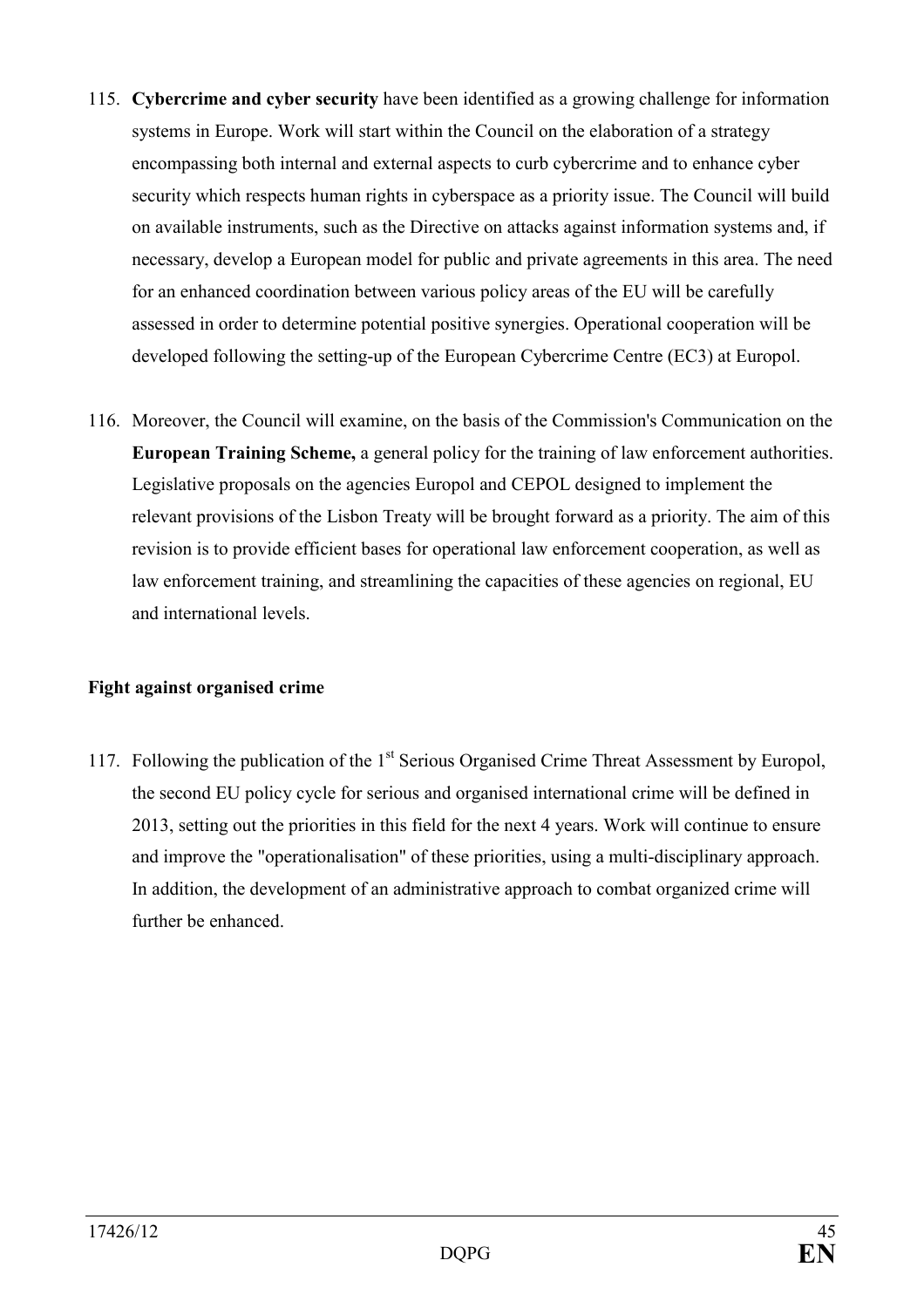115. **Cybercrime and cyber security** have been identified as a growing challenge for information systems in Europe. Work will start within the Council on the elaboration of a strategy encompassing both internal and external aspects to curb cybercrime and to enhance cyber security which respects human rights in cyberspace as a priority issue. The Council will build on available instruments, such as the Directive on attacks against information systems and, if necessary, develop a European model for public and private agreements in this area. The need for an enhanced coordination between various policy areas of the EU will be carefully assessed in order to determine potential positive synergies. Operational cooperation will be developed following the setting-up of the European Cybercrime Centre (EC3) at Europol.

116. Moreover, the Council will examine, on the basis of the Commission's Communication on the **European Training Scheme,** a general policy for the training of law enforcement authorities. Legislative proposals on the agencies Europol and CEPOL designed to implement the relevant provisions of the Lisbon Treaty will be brought forward as a priority. The aim of this revision is to provide efficient bases for operational law enforcement cooperation, as well as law enforcement training, and streamlining the capacities of these agencies on regional, EU and international levels.

**Fight against organised crime**

117. Following the publication of the 1st Serious Organised Crime Threat Assessment by Europol, the second EU policy cycle for serious and organised international crime will be defined in 2013, setting out the priorities in this field for the next 4 years. Work will continue to ensure and improve the "operationalisation" of these priorities, using a multi-disciplinary approach. In addition, the development of an administrative approach to combat organized crime will further be enhanced.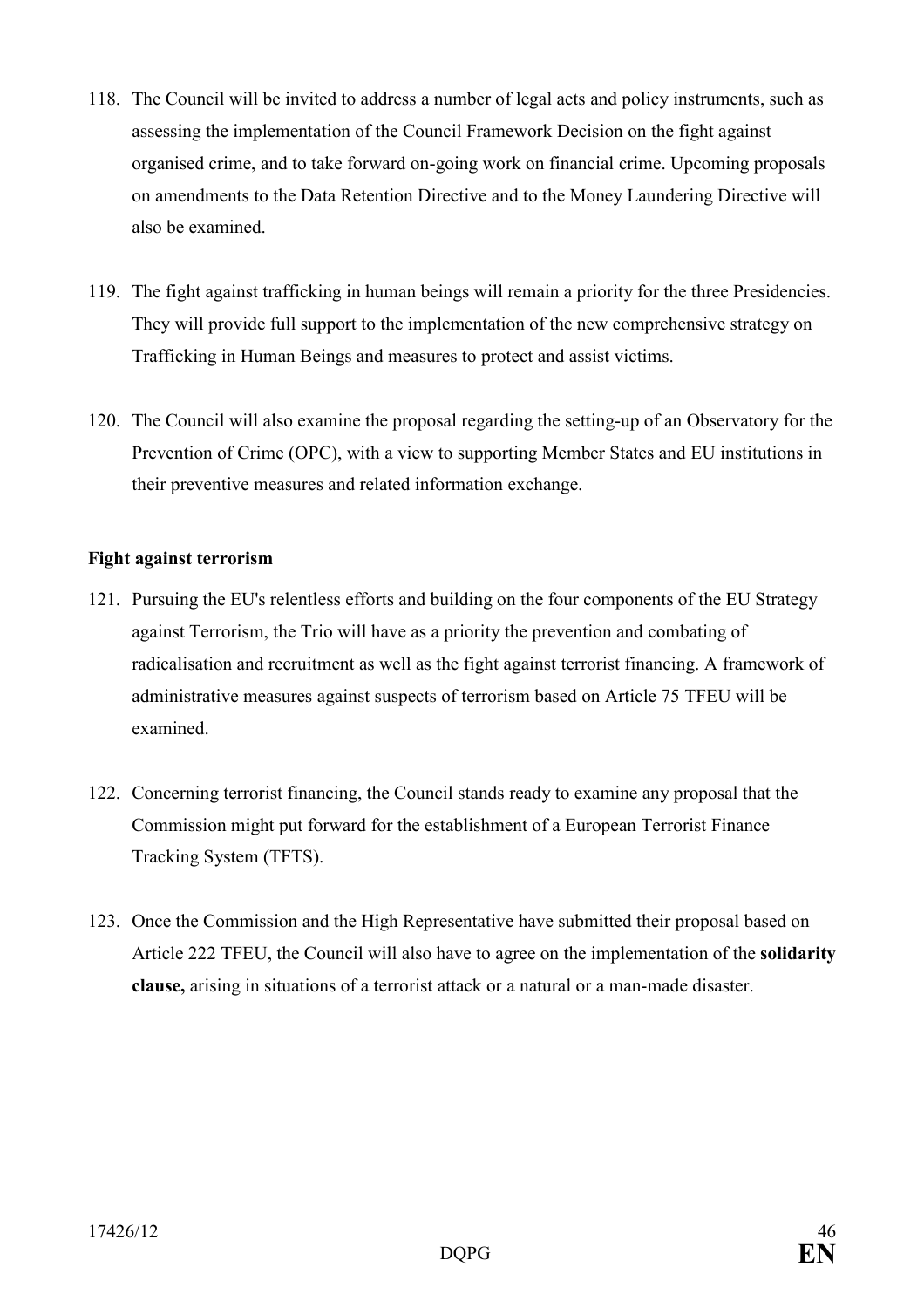118. The Council will be invited to address a number of legal acts and policy instruments, such as assessing the implementation of the Council Framework Decision on the fight against organised crime, and to take forward on-going work on financial crime. Upcoming proposals on amendments to the Data Retention Directive and to the Money Laundering Directive will also be examined.

119. The fight against trafficking in human beings will remain a priority for the three Presidencies. They will provide full support to the implementation of the new comprehensive strategy on Trafficking in Human Beings and measures to protect and assist victims.

120. The Council will also examine the proposal regarding the setting-up of an Observatory for the Prevention of Crime (OPC), with a view to supporting Member States and EU institutions in their preventive measures and related information exchange.

**Fight against terrorism**

121. Pursuing the EU's relentless efforts and building on the four components of the EU Strategy against Terrorism, the Trio will have as a priority the prevention and combating of radicalisation and recruitment as well as the fight against terrorist financing. A framework of administrative measures against suspects of terrorism based on Article 75 TFEU will be examined.

122. Concerning terrorist financing, the Council stands ready to examine any proposal that the Commission might put forward for the establishment of a European Terrorist Finance Tracking System (TFTS).

123. Once the Commission and the High Representative have submitted their proposal based on Article 222 TFEU, the Council will also have to agree on the implementation of the **solidarity clause,** arising in situations of a terrorist attack or a natural or a man-made disaster.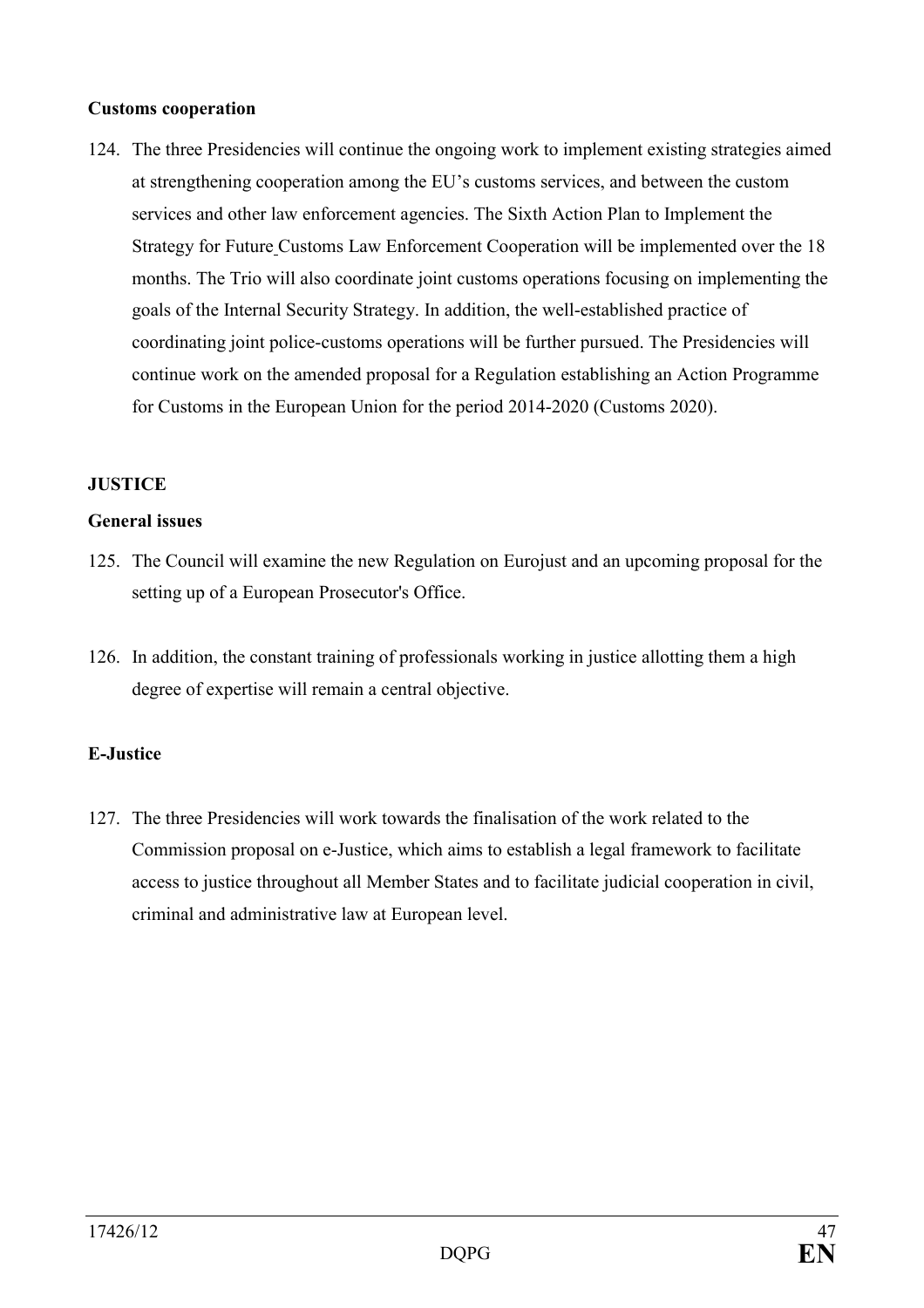**Customs cooperation**

124. The three Presidencies will continue the ongoing work to implement existing strategies aimed at strengthening cooperation among the EU's customs services, and between the custom services and other law enforcement agencies. The Sixth Action Plan to Implement the Strategy for Future Customs Law Enforcement Cooperation will be implemented over the 18 months. The Trio will also coordinate joint customs operations focusing on implementing the goals of the Internal Security Strategy. In addition, the well-established practice of coordinating joint police-customs operations will be further pursued. The Presidencies will continue work on the amended proposal for a Regulation establishing an Action Programme for Customs in the European Union for the period 2014-2020 (Customs 2020).

## JUSTICE

**General issues**

125. The Council will examine the new Regulation on Eurojust and an upcoming proposal for the setting up of a European Prosecutor's Office.

126. In addition, the constant training of professionals working in justice allotting them a high degree of expertise will remain a central objective.

**E-Justice**

127. The three Presidencies will work towards the finalisation of the work related to the Commission proposal on e-Justice, which aims to establish a legal framework to facilitate access to justice throughout all Member States and to facilitate judicial cooperation in civil, criminal and administrative law at European level.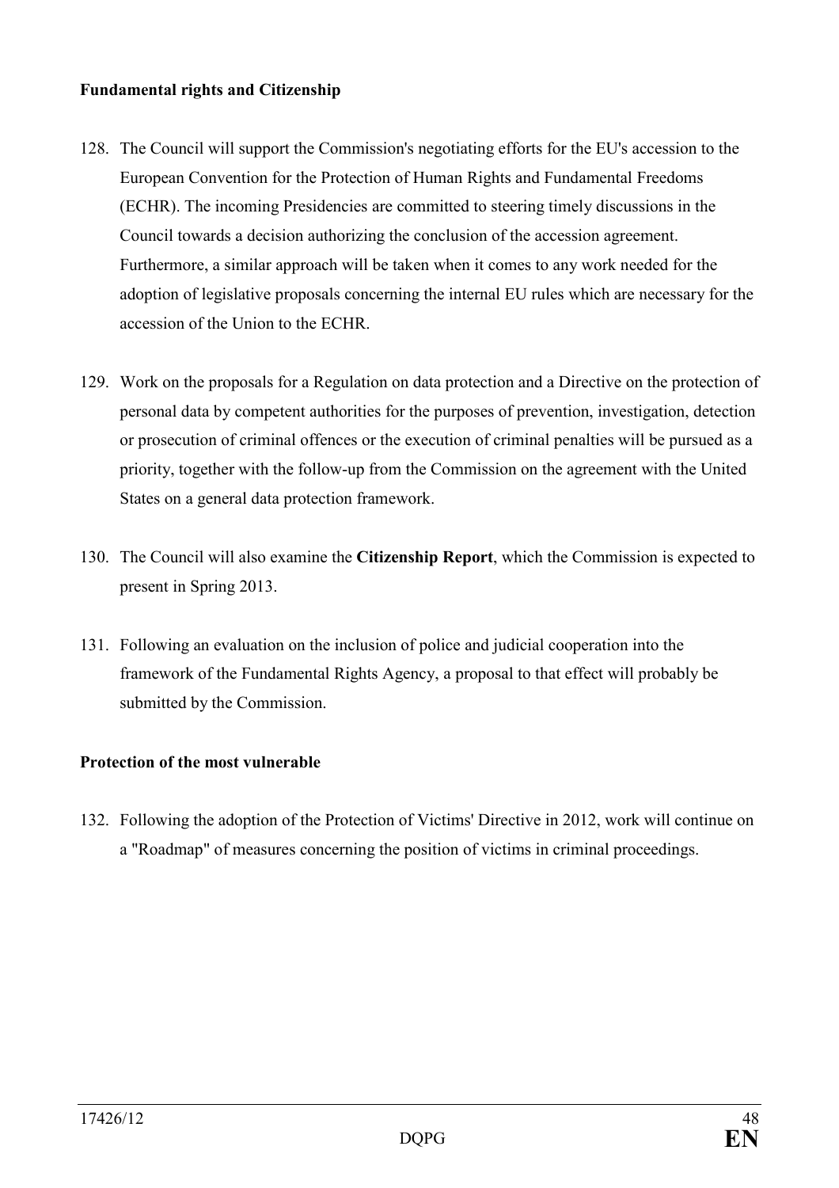**Fundamental rights and Citizenship**

128. The Council will support the Commission's negotiating efforts for the EU's accession to the European Convention for the Protection of Human Rights and Fundamental Freedoms (ECHR). The incoming Presidencies are committed to steering timely discussions in the Council towards a decision authorizing the conclusion of the accession agreement. Furthermore, a similar approach will be taken when it comes to any work needed for the adoption of legislative proposals concerning the internal EU rules which are necessary for the accession of the Union to the ECHR.

129. Work on the proposals for a Regulation on data protection and a Directive on the protection of personal data by competent authorities for the purposes of prevention, investigation, detection or prosecution of criminal offences or the execution of criminal penalties will be pursued as a priority, together with the follow-up from the Commission on the agreement with the United States on a general data protection framework.

130. The Council will also examine the **Citizenship Report**, which the Commission is expected to present in Spring 2013.

131. Following an evaluation on the inclusion of police and judicial cooperation into the framework of the Fundamental Rights Agency, a proposal to that effect will probably be submitted by the Commission.

**Protection of the most vulnerable**

132. Following the adoption of the Protection of Victims' Directive in 2012, work will continue on a "Roadmap" of measures concerning the position of victims in criminal proceedings.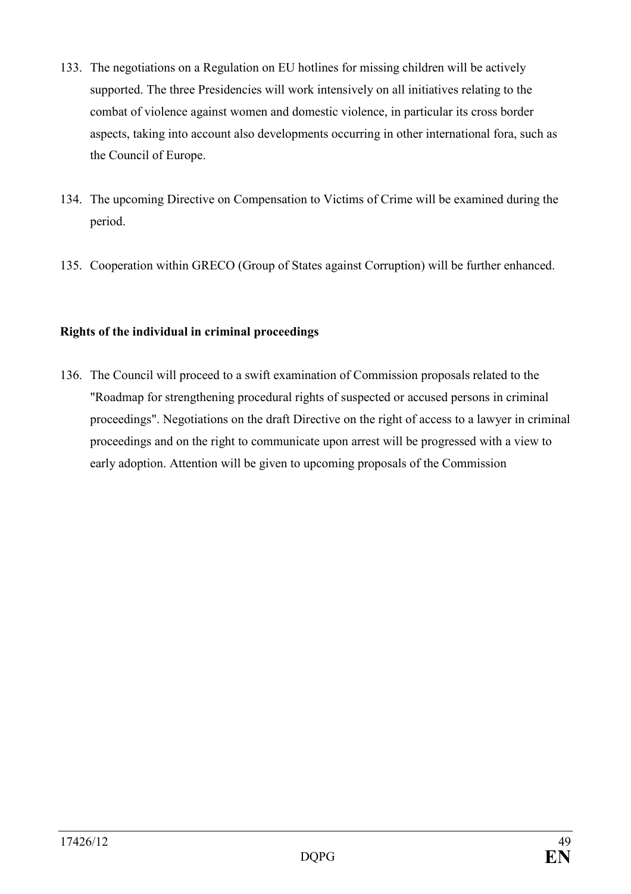133. The negotiations on a Regulation on EU hotlines for missing children will be actively supported. The three Presidencies will work intensively on all initiatives relating to the combat of violence against women and domestic violence, in particular its cross border aspects, taking into account also developments occurring in other international fora, such as the Council of Europe.

134. The upcoming Directive on Compensation to Victims of Crime will be examined during the period.

135. Cooperation within GRECO (Group of States against Corruption) will be further enhanced.

**Rights of the individual in criminal proceedings**

136. The Council will proceed to a swift examination of Commission proposals related to the "Roadmap for strengthening procedural rights of suspected or accused persons in criminal proceedings". Negotiations on the draft Directive on the right of access to a lawyer in criminal proceedings and on the right to communicate upon arrest will be progressed with a view to early adoption. Attention will be given to upcoming proposals of the Commission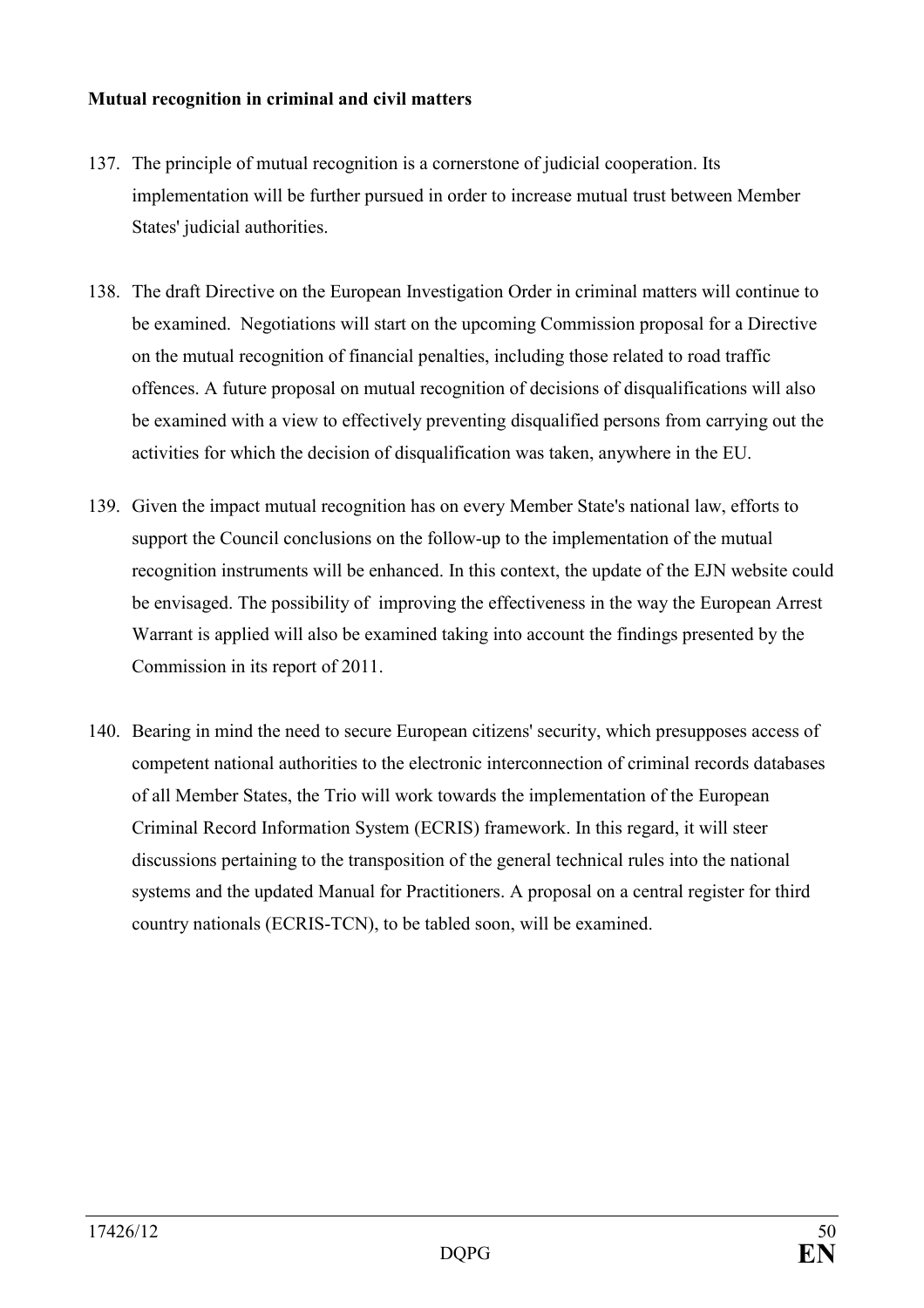**Mutual recognition in criminal and civil matters**

137. The principle of mutual recognition is a cornerstone of judicial cooperation. Its implementation will be further pursued in order to increase mutual trust between Member States' judicial authorities.

138. The draft Directive on the European Investigation Order in criminal matters will continue to be examined. Negotiations will start on the upcoming Commission proposal for a Directive on the mutual recognition of financial penalties, including those related to road traffic offences. A future proposal on mutual recognition of decisions of disqualifications will also be examined with a view to effectively preventing disqualified persons from carrying out the activities for which the decision of disqualification was taken, anywhere in the EU.

139. Given the impact mutual recognition has on every Member State's national law, efforts to support the Council conclusions on the follow-up to the implementation of the mutual recognition instruments will be enhanced. In this context, the update of the EJN website could be envisaged. The possibility of improving the effectiveness in the way the European Arrest Warrant is applied will also be examined taking into account the findings presented by the Commission in its report of 2011.

140. Bearing in mind the need to secure European citizens' security, which presupposes access of competent national authorities to the electronic interconnection of criminal records databases of all Member States, the Trio will work towards the implementation of the European Criminal Record Information System (ECRIS) framework. In this regard, it will steer discussions pertaining to the transposition of the general technical rules into the national systems and the updated Manual for Practitioners. A proposal on a central register for third country nationals (ECRIS-TCN), to be tabled soon, will be examined.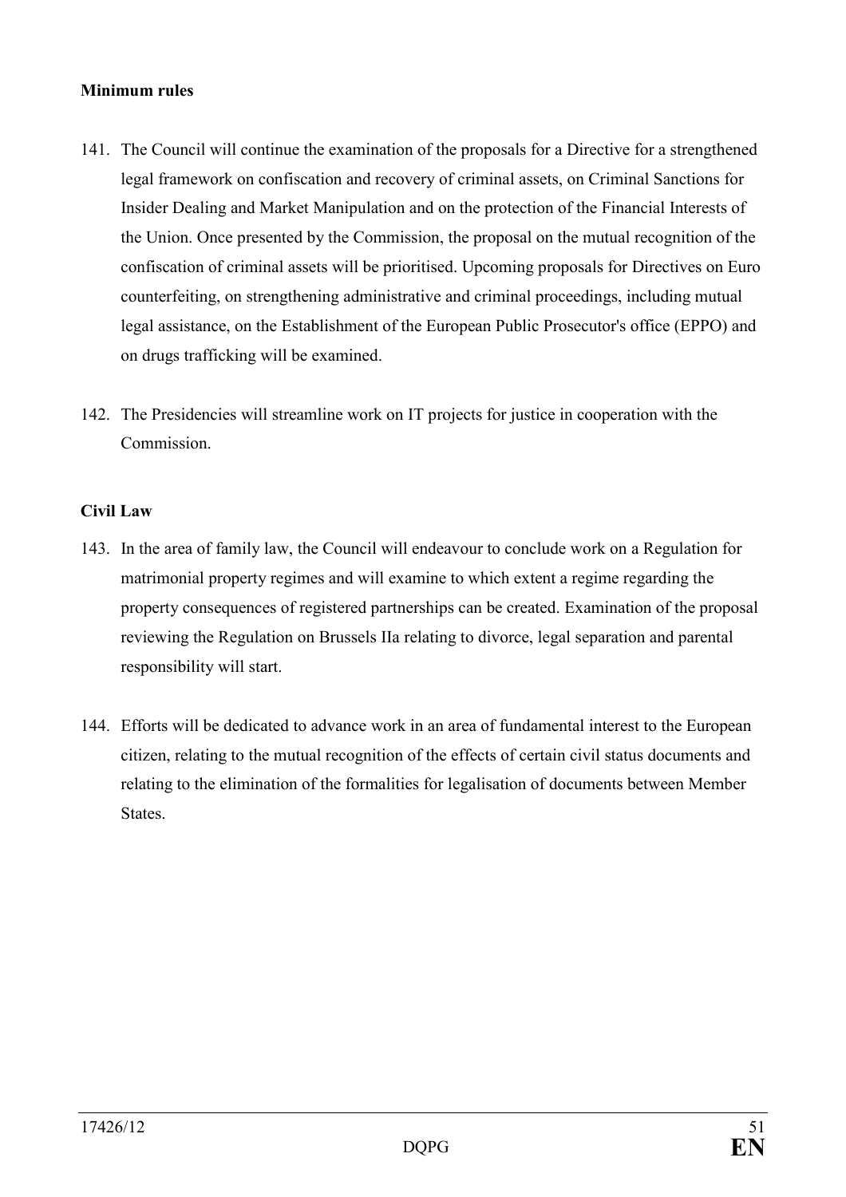**Minimum rules**

141. The Council will continue the examination of the proposals for a Directive for a strengthened legal framework on confiscation and recovery of criminal assets, on Criminal Sanctions for Insider Dealing and Market Manipulation and on the protection of the Financial Interests of the Union. Once presented by the Commission, the proposal on the mutual recognition of the confiscation of criminal assets will be prioritised. Upcoming proposals for Directives on Euro counterfeiting, on strengthening administrative and criminal proceedings, including mutual legal assistance, on the Establishment of the European Public Prosecutor's office (EPPO) and on drugs trafficking will be examined.

142. The Presidencies will streamline work on IT projects for justice in cooperation with the Commission.

**Civil Law**

143. In the area of family law, the Council will endeavour to conclude work on a Regulation for matrimonial property regimes and will examine to which extent a regime regarding the property consequences of registered partnerships can be created. Examination of the proposal reviewing the Regulation on Brussels IIa relating to divorce, legal separation and parental responsibility will start.

144. Efforts will be dedicated to advance work in an area of fundamental interest to the European citizen, relating to the mutual recognition of the effects of certain civil status documents and relating to the elimination of the formalities for legalisation of documents between Member States.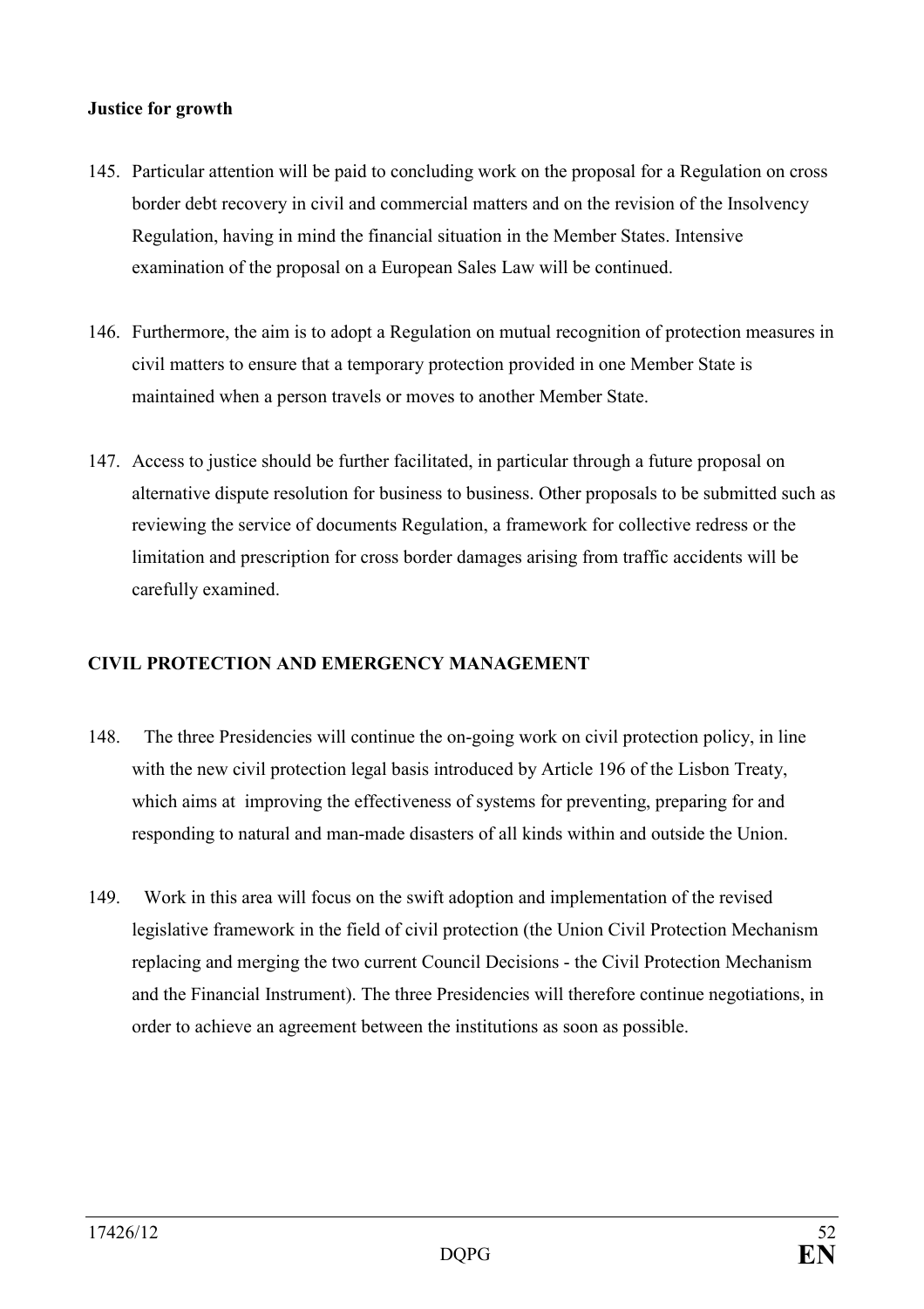**Justice for growth**

145. Particular attention will be paid to concluding work on the proposal for a Regulation on cross border debt recovery in civil and commercial matters and on the revision of the Insolvency Regulation, having in mind the financial situation in the Member States. Intensive examination of the proposal on a European Sales Law will be continued.

146. Furthermore, the aim is to adopt a Regulation on mutual recognition of protection measures in civil matters to ensure that a temporary protection provided in one Member State is maintained when a person travels or moves to another Member State.

147. Access to justice should be further facilitated, in particular through a future proposal on alternative dispute resolution for business to business. Other proposals to be submitted such as reviewing the service of documents Regulation, a framework for collective redress or the limitation and prescription for cross border damages arising from traffic accidents will be carefully examined.

## CIVIL PROTECTION AND EMERGENCY MANAGEMENT

148. The three Presidencies will continue the on-going work on civil protection policy, in line with the new civil protection legal basis introduced by Article 196 of the Lisbon Treaty, which aims at improving the effectiveness of systems for preventing, preparing for and responding to natural and man-made disasters of all kinds within and outside the Union.

149. Work in this area will focus on the swift adoption and implementation of the revised legislative framework in the field of civil protection (the Union Civil Protection Mechanism replacing and merging the two current Council Decisions - the Civil Protection Mechanism and the Financial Instrument). The three Presidencies will therefore continue negotiations, in order to achieve an agreement between the institutions as soon as possible.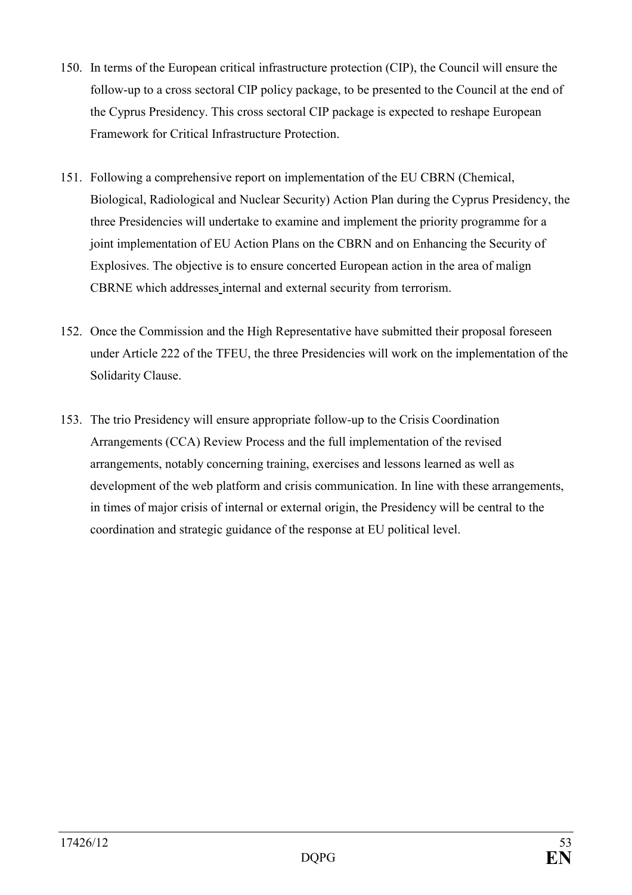150. In terms of the European critical infrastructure protection (CIP), the Council will ensure the follow-up to a cross sectoral CIP policy package, to be presented to the Council at the end of the Cyprus Presidency. This cross sectoral CIP package is expected to reshape European Framework for Critical Infrastructure Protection.

151. Following a comprehensive report on implementation of the EU CBRN (Chemical, Biological, Radiological and Nuclear Security) Action Plan during the Cyprus Presidency, the three Presidencies will undertake to examine and implement the priority programme for a joint implementation of EU Action Plans on the CBRN and on Enhancing the Security of Explosives. The objective is to ensure concerted European action in the area of malign CBRNE which addresses internal and external security from terrorism.

152. Once the Commission and the High Representative have submitted their proposal foreseen under Article 222 of the TFEU, the three Presidencies will work on the implementation of the Solidarity Clause.

153. The trio Presidency will ensure appropriate follow-up to the Crisis Coordination Arrangements (CCA) Review Process and the full implementation of the revised arrangements, notably concerning training, exercises and lessons learned as well as development of the web platform and crisis communication. In line with these arrangements, in times of major crisis of internal or external origin, the Presidency will be central to the coordination and strategic guidance of the response at EU political level.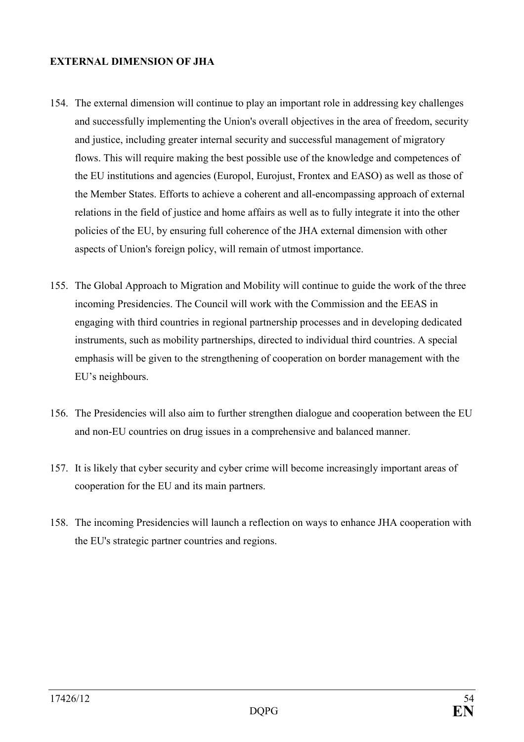**EXTERNAL DIMENSION OF JHA**

154. The external dimension will continue to play an important role in addressing key challenges and successfully implementing the Union's overall objectives in the area of freedom, security and justice, including greater internal security and successful management of migratory flows. This will require making the best possible use of the knowledge and competences of the EU institutions and agencies (Europol, Eurojust, Frontex and EASO) as well as those of the Member States. Efforts to achieve a coherent and all-encompassing approach of external relations in the field of justice and home affairs as well as to fully integrate it into the other policies of the EU, by ensuring full coherence of the JHA external dimension with other aspects of Union's foreign policy, will remain of utmost importance.

155. The Global Approach to Migration and Mobility will continue to guide the work of the three incoming Presidencies. The Council will work with the Commission and the EEAS in engaging with third countries in regional partnership processes and in developing dedicated instruments, such as mobility partnerships, directed to individual third countries. A special emphasis will be given to the strengthening of cooperation on border management with the EU's neighbours.

156. The Presidencies will also aim to further strengthen dialogue and cooperation between the EU and non-EU countries on drug issues in a comprehensive and balanced manner.

157. It is likely that cyber security and cyber crime will become increasingly important areas of cooperation for the EU and its main partners.

158. The incoming Presidencies will launch a reflection on ways to enhance JHA cooperation with the EU's strategic partner countries and regions.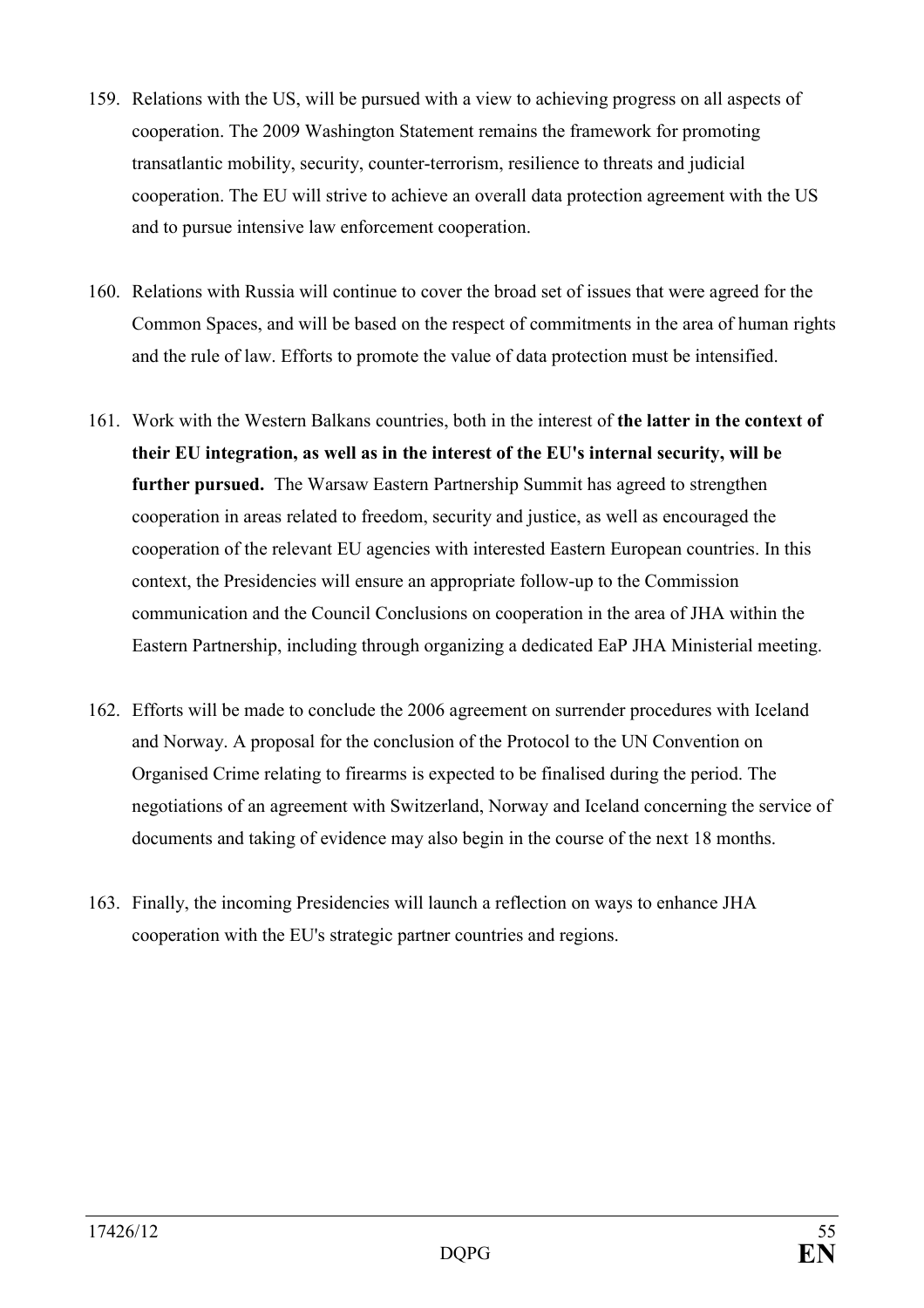159. Relations with the US, will be pursued with a view to achieving progress on all aspects of cooperation. The 2009 Washington Statement remains the framework for promoting transatlantic mobility, security, counter-terrorism, resilience to threats and judicial cooperation. The EU will strive to achieve an overall data protection agreement with the US and to pursue intensive law enforcement cooperation.

160. Relations with Russia will continue to cover the broad set of issues that were agreed for the Common Spaces, and will be based on the respect of commitments in the area of human rights and the rule of law. Efforts to promote the value of data protection must be intensified.

161. Work with the Western Balkans countries, both in the interest of **the latter in the context of their EU integration, as well as in the interest of the EU's internal security, will be further pursued.** The Warsaw Eastern Partnership Summit has agreed to strengthen cooperation in areas related to freedom, security and justice, as well as encouraged the cooperation of the relevant EU agencies with interested Eastern European countries. In this context, the Presidencies will ensure an appropriate follow-up to the Commission communication and the Council Conclusions on cooperation in the area of JHA within the Eastern Partnership, including through organizing a dedicated EaP JHA Ministerial meeting.

162. Efforts will be made to conclude the 2006 agreement on surrender procedures with Iceland and Norway. A proposal for the conclusion of the Protocol to the UN Convention on Organised Crime relating to firearms is expected to be finalised during the period. The negotiations of an agreement with Switzerland, Norway and Iceland concerning the service of documents and taking of evidence may also begin in the course of the next 18 months.

163. Finally, the incoming Presidencies will launch a reflection on ways to enhance JHA cooperation with the EU's strategic partner countries and regions.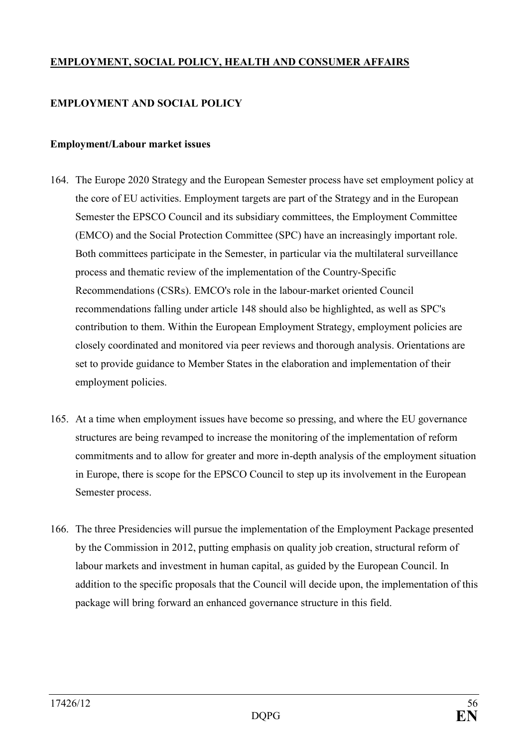## EMPLOYMENT, SOCIAL POLICY, HEALTH AND CONSUMER AFFAIRS

### EMPLOYMENT AND SOCIAL POLICY

#### Employment/Labour market issues

164. The Europe 2020 Strategy and the European Semester process have set employment policy at the core of EU activities. Employment targets are part of the Strategy and in the European Semester the EPSCO Council and its subsidiary committees, the Employment Committee (EMCO) and the Social Protection Committee (SPC) have an increasingly important role. Both committees participate in the Semester, in particular via the multilateral surveillance process and thematic review of the implementation of the Country-Specific Recommendations (CSRs). EMCO's role in the labour-market oriented Council recommendations falling under article 148 should also be highlighted, as well as SPC's contribution to them. Within the European Employment Strategy, employment policies are closely coordinated and monitored via peer reviews and thorough analysis. Orientations are set to provide guidance to Member States in the elaboration and implementation of their employment policies.

165. At a time when employment issues have become so pressing, and where the EU governance structures are being revamped to increase the monitoring of the implementation of reform commitments and to allow for greater and more in-depth analysis of the employment situation in Europe, there is scope for the EPSCO Council to step up its involvement in the European Semester process.

166. The three Presidencies will pursue the implementation of the Employment Package presented by the Commission in 2012, putting emphasis on quality job creation, structural reform of labour markets and investment in human capital, as guided by the European Council. In addition to the specific proposals that the Council will decide upon, the implementation of this package will bring forward an enhanced governance structure in this field.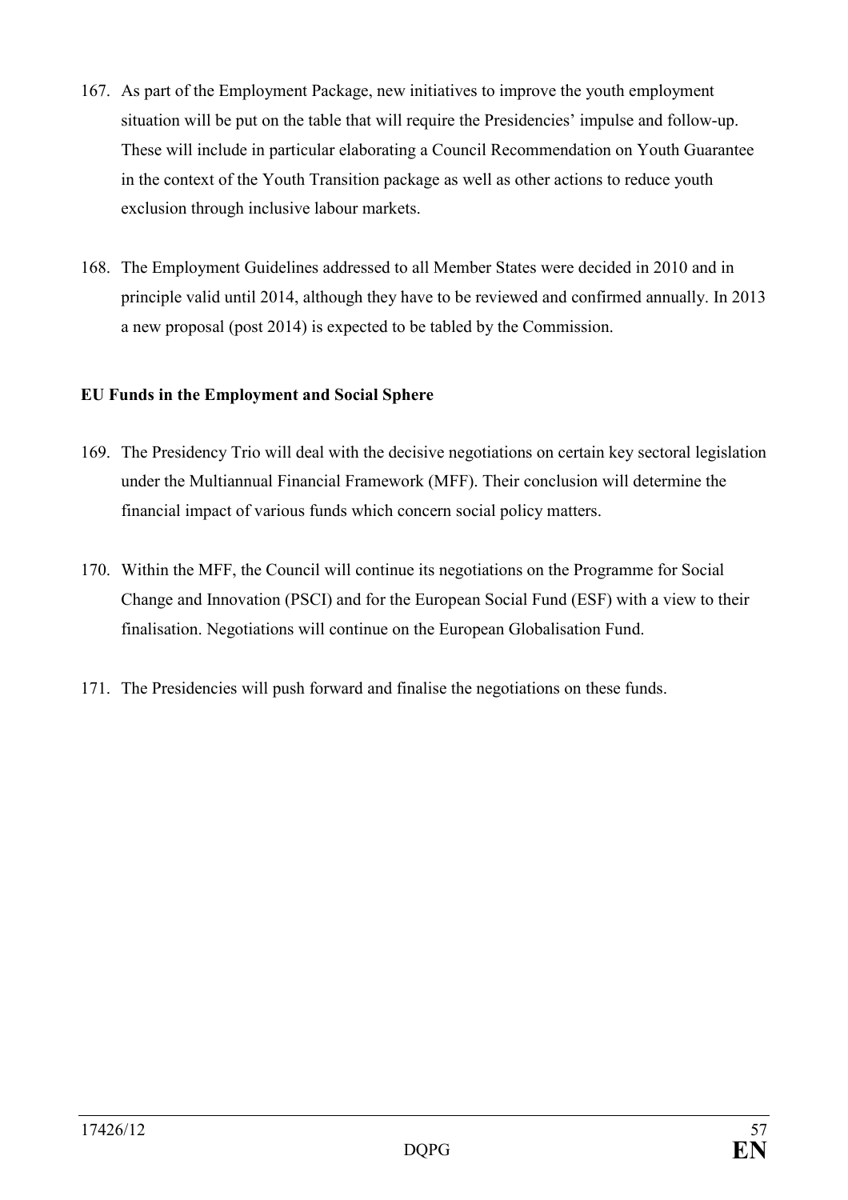167. As part of the Employment Package, new initiatives to improve the youth employment situation will be put on the table that will require the Presidencies' impulse and follow-up. These will include in particular elaborating a Council Recommendation on Youth Guarantee in the context of the Youth Transition package as well as other actions to reduce youth exclusion through inclusive labour markets.

168. The Employment Guidelines addressed to all Member States were decided in 2010 and in principle valid until 2014, although they have to be reviewed and confirmed annually. In 2013 a new proposal (post 2014) is expected to be tabled by the Commission.

**EU Funds in the Employment and Social Sphere**

169. The Presidency Trio will deal with the decisive negotiations on certain key sectoral legislation under the Multiannual Financial Framework (MFF). Their conclusion will determine the financial impact of various funds which concern social policy matters.

170. Within the MFF, the Council will continue its negotiations on the Programme for Social Change and Innovation (PSCI) and for the European Social Fund (ESF) with a view to their finalisation. Negotiations will continue on the European Globalisation Fund.

171. The Presidencies will push forward and finalise the negotiations on these funds.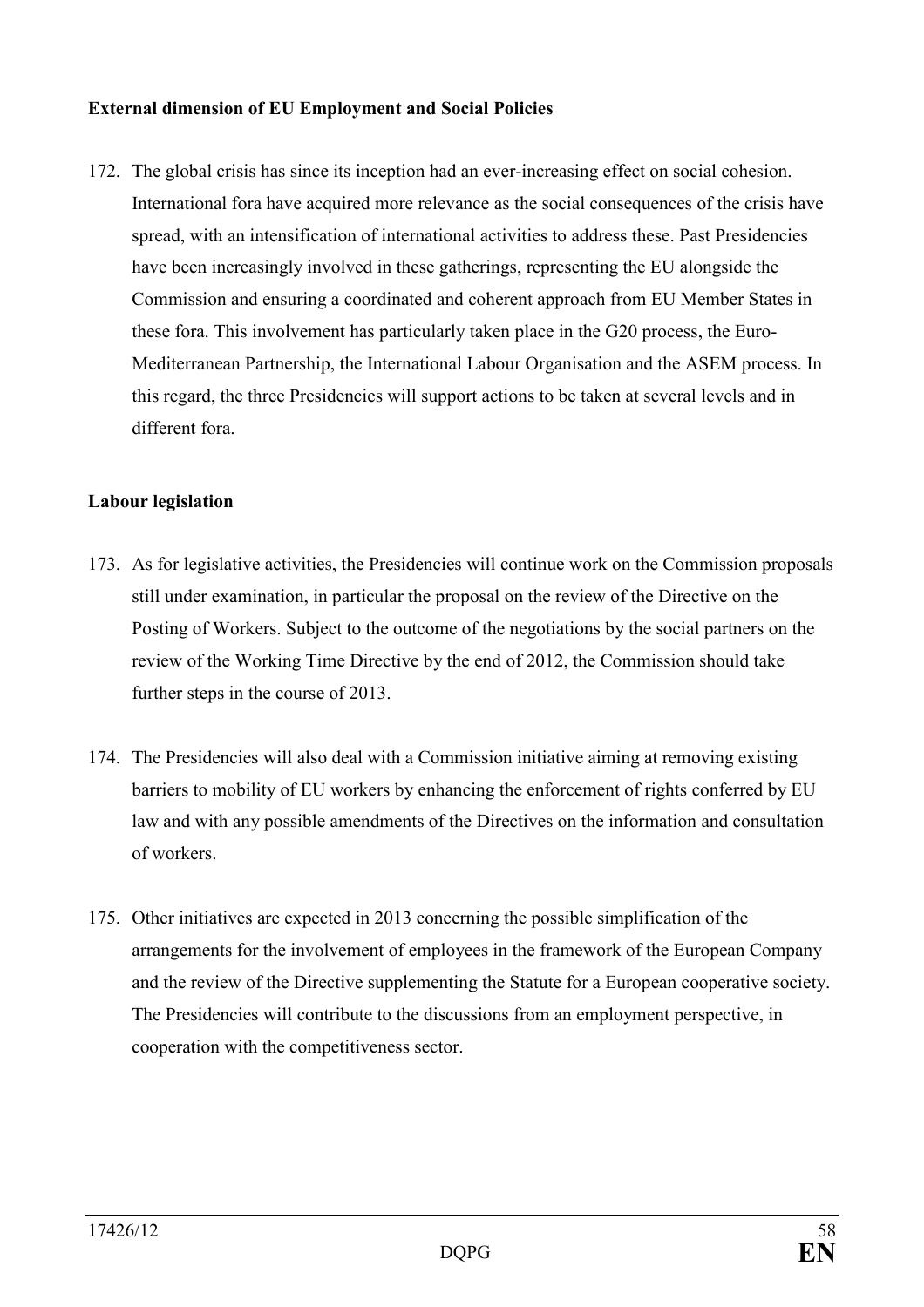**External dimension of EU Employment and Social Policies**

172. The global crisis has since its inception had an ever-increasing effect on social cohesion. International fora have acquired more relevance as the social consequences of the crisis have spread, with an intensification of international activities to address these. Past Presidencies have been increasingly involved in these gatherings, representing the EU alongside the Commission and ensuring a coordinated and coherent approach from EU Member States in these fora. This involvement has particularly taken place in the G20 process, the Euro-Mediterranean Partnership, the International Labour Organisation and the ASEM process. In this regard, the three Presidencies will support actions to be taken at several levels and in different fora.

**Labour legislation**

173. As for legislative activities, the Presidencies will continue work on the Commission proposals still under examination, in particular the proposal on the review of the Directive on the Posting of Workers. Subject to the outcome of the negotiations by the social partners on the review of the Working Time Directive by the end of 2012, the Commission should take further steps in the course of 2013.

174. The Presidencies will also deal with a Commission initiative aiming at removing existing barriers to mobility of EU workers by enhancing the enforcement of rights conferred by EU law and with any possible amendments of the Directives on the information and consultation of workers.

175. Other initiatives are expected in 2013 concerning the possible simplification of the arrangements for the involvement of employees in the framework of the European Company and the review of the Directive supplementing the Statute for a European cooperative society. The Presidencies will contribute to the discussions from an employment perspective, in cooperation with the competitiveness sector.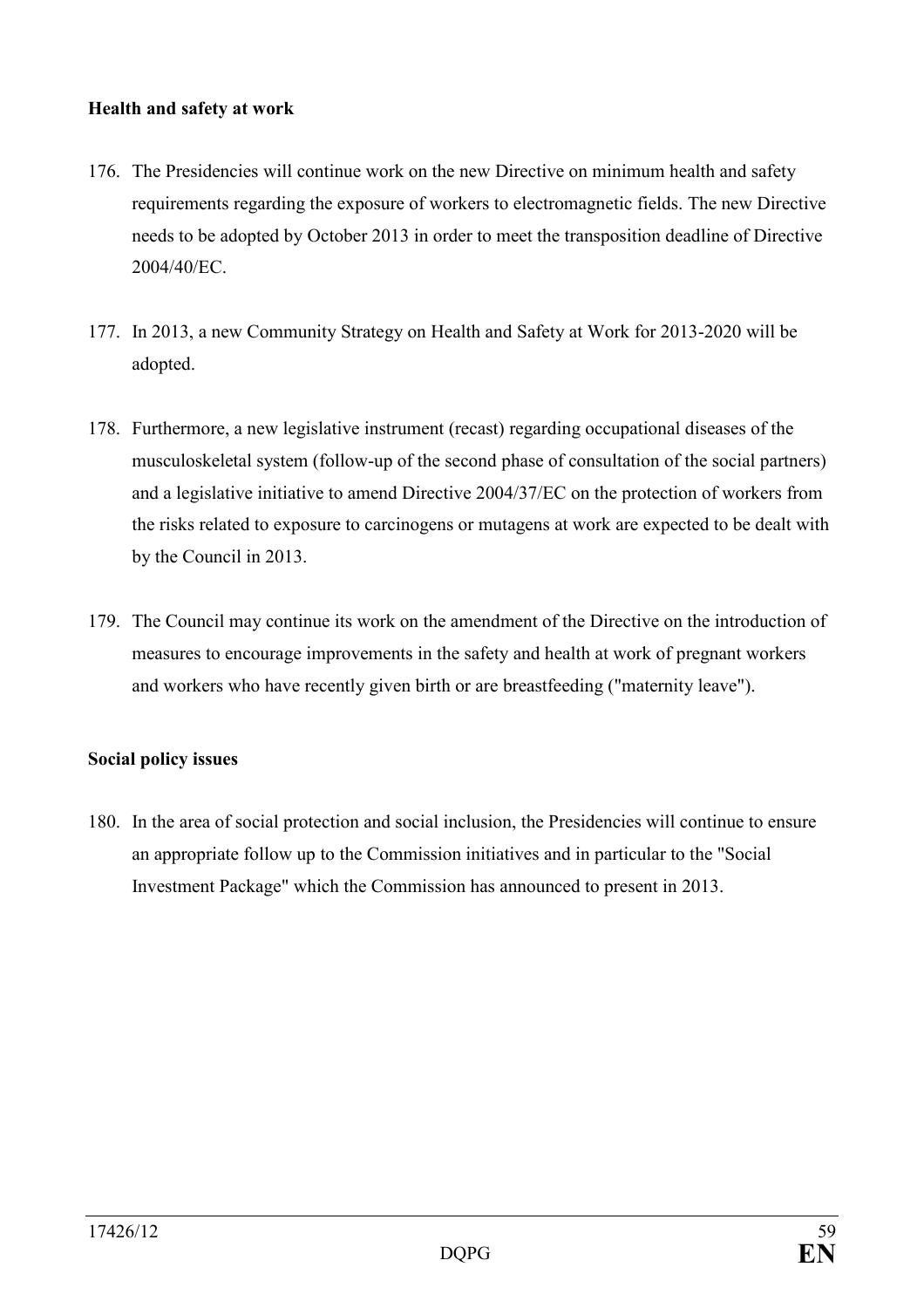**Health and safety at work**

176. The Presidencies will continue work on the new Directive on minimum health and safety requirements regarding the exposure of workers to electromagnetic fields. The new Directive needs to be adopted by October 2013 in order to meet the transposition deadline of Directive 2004/40/EC.

177. In 2013, a new Community Strategy on Health and Safety at Work for 2013-2020 will be adopted.

178. Furthermore, a new legislative instrument (recast) regarding occupational diseases of the musculoskeletal system (follow-up of the second phase of consultation of the social partners) and a legislative initiative to amend Directive 2004/37/EC on the protection of workers from the risks related to exposure to carcinogens or mutagens at work are expected to be dealt with by the Council in 2013.

179. The Council may continue its work on the amendment of the Directive on the introduction of measures to encourage improvements in the safety and health at work of pregnant workers and workers who have recently given birth or are breastfeeding ("maternity leave").

**Social policy issues**

180. In the area of social protection and social inclusion, the Presidencies will continue to ensure an appropriate follow up to the Commission initiatives and in particular to the "Social Investment Package" which the Commission has announced to present in 2013.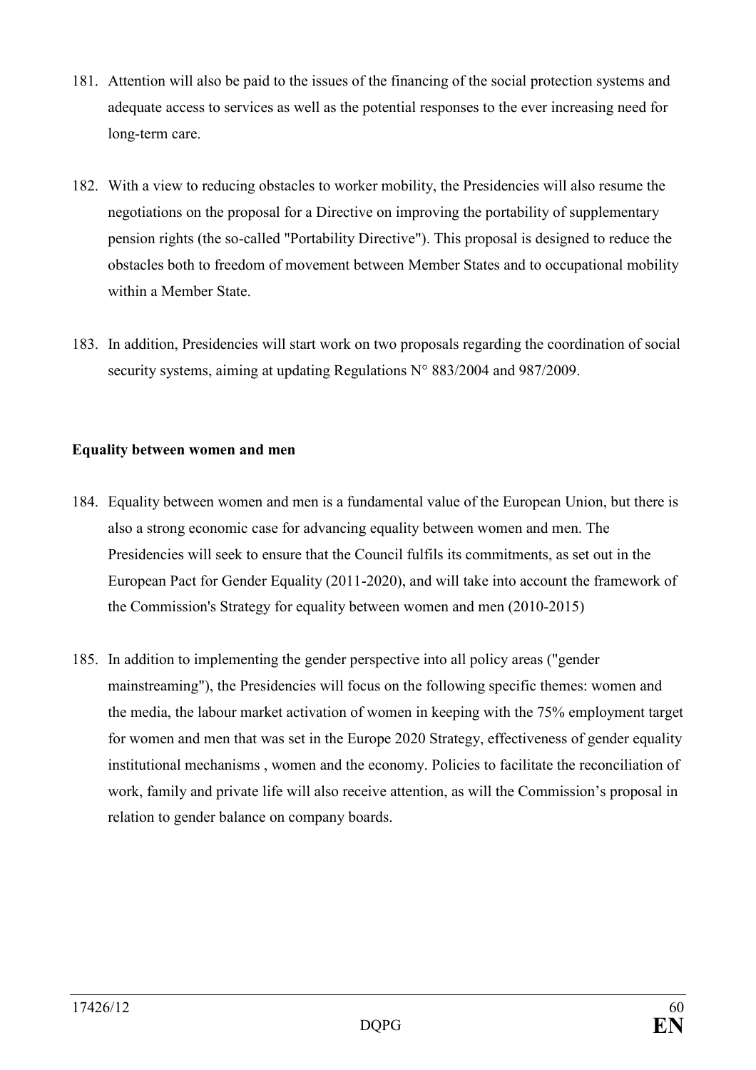181. Attention will also be paid to the issues of the financing of the social protection systems and adequate access to services as well as the potential responses to the ever increasing need for long-term care.

182. With a view to reducing obstacles to worker mobility, the Presidencies will also resume the negotiations on the proposal for a Directive on improving the portability of supplementary pension rights (the so-called "Portability Directive"). This proposal is designed to reduce the obstacles both to freedom of movement between Member States and to occupational mobility within a Member State.

183. In addition, Presidencies will start work on two proposals regarding the coordination of social security systems, aiming at updating Regulations N° 883/2004 and 987/2009.

**Equality between women and men**

184. Equality between women and men is a fundamental value of the European Union, but there is also a strong economic case for advancing equality between women and men. The Presidencies will seek to ensure that the Council fulfils its commitments, as set out in the European Pact for Gender Equality (2011-2020), and will take into account the framework of the Commission's Strategy for equality between women and men (2010-2015)

185. In addition to implementing the gender perspective into all policy areas ("gender mainstreaming"), the Presidencies will focus on the following specific themes: women and the media, the labour market activation of women in keeping with the 75% employment target for women and men that was set in the Europe 2020 Strategy, effectiveness of gender equality institutional mechanisms , women and the economy. Policies to facilitate the reconciliation of work, family and private life will also receive attention, as will the Commission's proposal in relation to gender balance on company boards.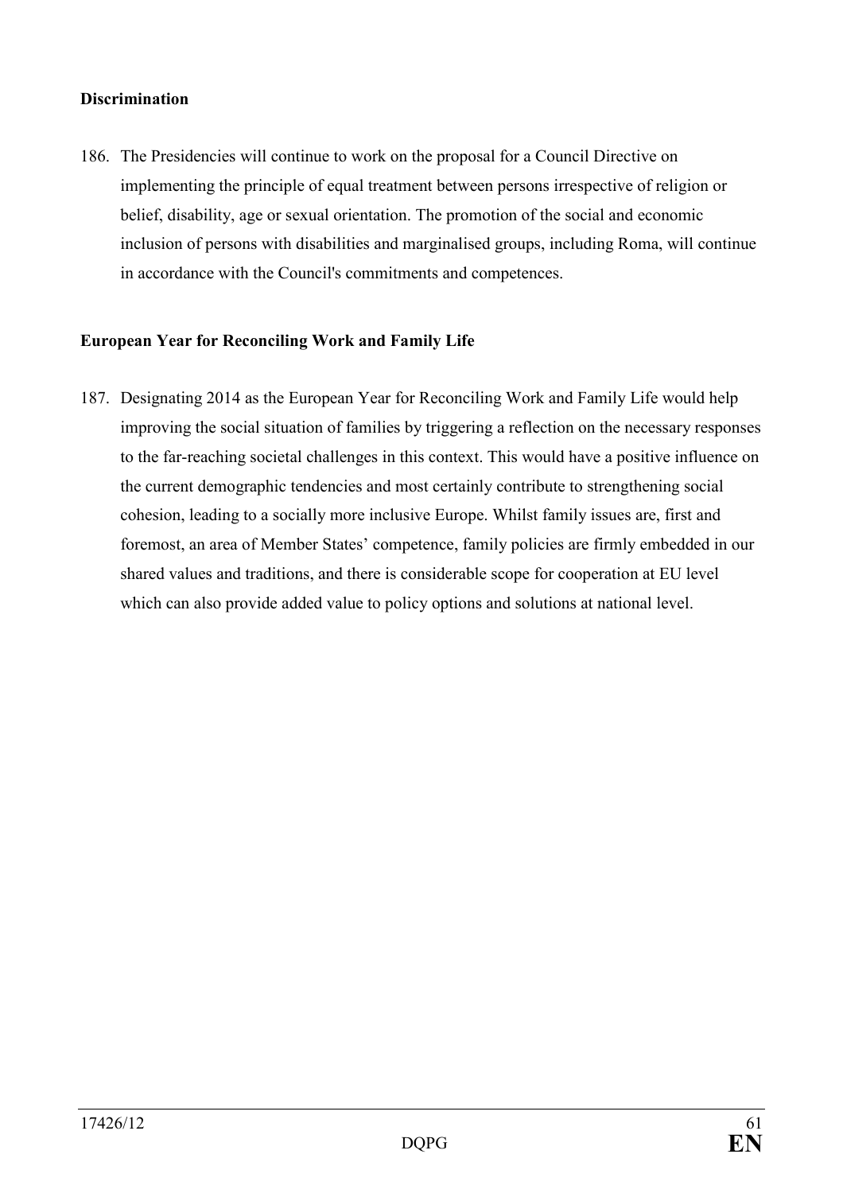**Discrimination**

186. The Presidencies will continue to work on the proposal for a Council Directive on implementing the principle of equal treatment between persons irrespective of religion or belief, disability, age or sexual orientation. The promotion of the social and economic inclusion of persons with disabilities and marginalised groups, including Roma, will continue in accordance with the Council's commitments and competences.

**European Year for Reconciling Work and Family Life**

187. Designating 2014 as the European Year for Reconciling Work and Family Life would help improving the social situation of families by triggering a reflection on the necessary responses to the far-reaching societal challenges in this context. This would have a positive influence on the current demographic tendencies and most certainly contribute to strengthening social cohesion, leading to a socially more inclusive Europe. Whilst family issues are, first and foremost, an area of Member States' competence, family policies are firmly embedded in our shared values and traditions, and there is considerable scope for cooperation at EU level which can also provide added value to policy options and solutions at national level.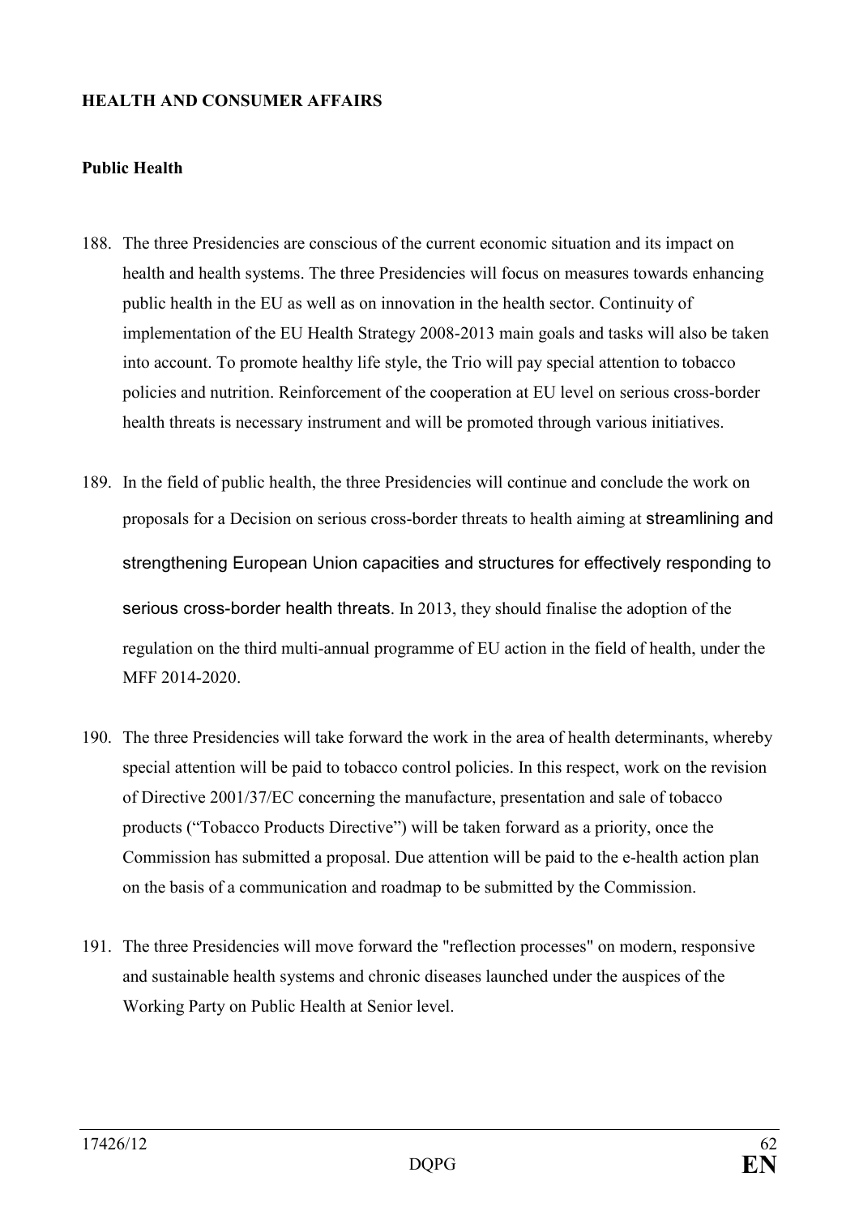## HEALTH AND CONSUMER AFFAIRS

### Public Health

188. The three Presidencies are conscious of the current economic situation and its impact on health and health systems. The three Presidencies will focus on measures towards enhancing public health in the EU as well as on innovation in the health sector. Continuity of implementation of the EU Health Strategy 2008-2013 main goals and tasks will also be taken into account. To promote healthy life style, the Trio will pay special attention to tobacco policies and nutrition. Reinforcement of the cooperation at EU level on serious cross-border health threats is necessary instrument and will be promoted through various initiatives.

189. In the field of public health, the three Presidencies will continue and conclude the work on proposals for a Decision on serious cross-border threats to health aiming at streamlining and strengthening European Union capacities and structures for effectively responding to serious cross-border health threats. In 2013, they should finalise the adoption of the regulation on the third multi-annual programme of EU action in the field of health, under the MFF 2014-2020.

190. The three Presidencies will take forward the work in the area of health determinants, whereby special attention will be paid to tobacco control policies. In this respect, work on the revision of Directive 2001/37/EC concerning the manufacture, presentation and sale of tobacco products ("Tobacco Products Directive") will be taken forward as a priority, once the Commission has submitted a proposal. Due attention will be paid to the e-health action plan on the basis of a communication and roadmap to be submitted by the Commission.

191. The three Presidencies will move forward the "reflection processes" on modern, responsive and sustainable health systems and chronic diseases launched under the auspices of the Working Party on Public Health at Senior level.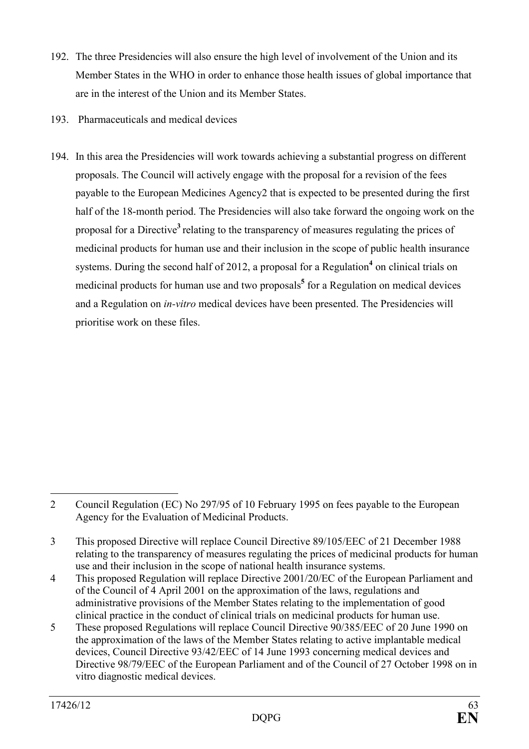192. The three Presidencies will also ensure the high level of involvement of the Union and its Member States in the WHO in order to enhance those health issues of global importance that are in the interest of the Union and its Member States.

193. Pharmaceuticals and medical devices

194. In this area the Presidencies will work towards achieving a substantial progress on different proposals. The Council will actively engage with the proposal for a revision of the fees payable to the European Medicines Agency2 that is expected to be presented during the first half of the 18-month period. The Presidencies will also take forward the ongoing work on the proposal for a Directive[3] relating to the transparency of measures regulating the prices of medicinal products for human use and their inclusion in the scope of public health insurance systems. During the second half of 2012, a proposal for a Regulation[4] on clinical trials on medicinal products for human use and two proposals[5] for a Regulation on medical devices and a Regulation on *in-vitro* medical devices have been presented. The Presidencies will prioritise work on these files.

---

2 Council Regulation (EC) No 297/95 of 10 February 1995 on fees payable to the European Agency for the Evaluation of Medicinal Products.

3 This proposed Directive will replace Council Directive 89/105/EEC of 21 December 1988 relating to the transparency of measures regulating the prices of medicinal products for human use and their inclusion in the scope of national health insurance systems.

4 This proposed Regulation will replace Directive 2001/20/EC of the European Parliament and of the Council of 4 April 2001 on the approximation of the laws, regulations and administrative provisions of the Member States relating to the implementation of good clinical practice in the conduct of clinical trials on medicinal products for human use.

5 These proposed Regulations will replace Council Directive 90/385/EEC of 20 June 1990 on the approximation of the laws of the Member States relating to active implantable medical devices, Council Directive 93/42/EEC of 14 June 1993 concerning medical devices and Directive 98/79/EEC of the European Parliament and of the Council of 27 October 1998 on in vitro diagnostic medical devices.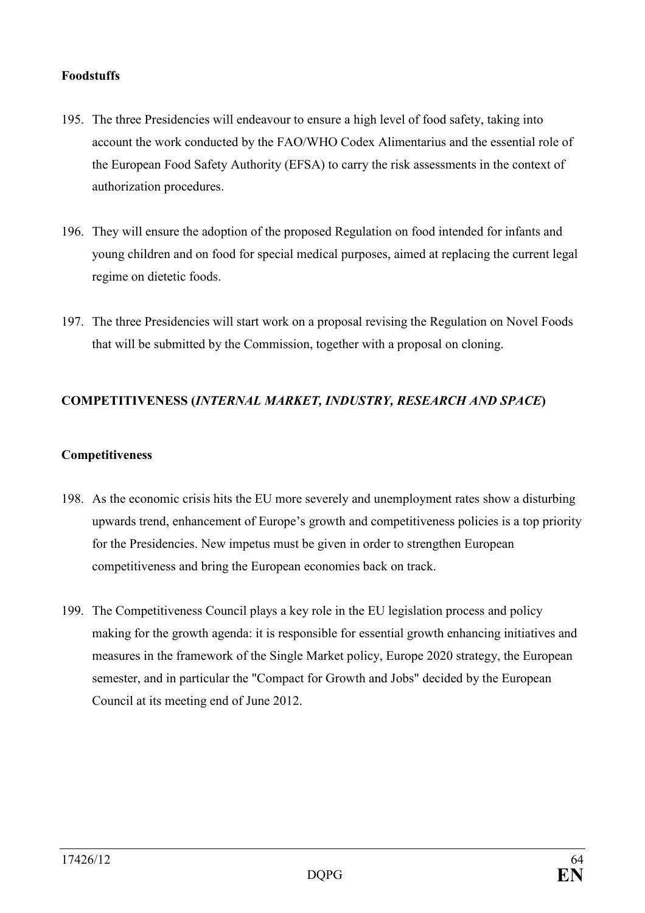**Foodstuffs**

195. The three Presidencies will endeavour to ensure a high level of food safety, taking into account the work conducted by the FAO/WHO Codex Alimentarius and the essential role of the European Food Safety Authority (EFSA) to carry the risk assessments in the context of authorization procedures.

196. They will ensure the adoption of the proposed Regulation on food intended for infants and young children and on food for special medical purposes, aimed at replacing the current legal regime on dietetic foods.

197. The three Presidencies will start work on a proposal revising the Regulation on Novel Foods that will be submitted by the Commission, together with a proposal on cloning.

**COMPETITIVENESS (*INTERNAL MARKET, INDUSTRY, RESEARCH AND SPACE*)**

**Competitiveness**

198. As the economic crisis hits the EU more severely and unemployment rates show a disturbing upwards trend, enhancement of Europe's growth and competitiveness policies is a top priority for the Presidencies. New impetus must be given in order to strengthen European competitiveness and bring the European economies back on track.

199. The Competitiveness Council plays a key role in the EU legislation process and policy making for the growth agenda: it is responsible for essential growth enhancing initiatives and measures in the framework of the Single Market policy, Europe 2020 strategy, the European semester, and in particular the "Compact for Growth and Jobs" decided by the European Council at its meeting end of June 2012.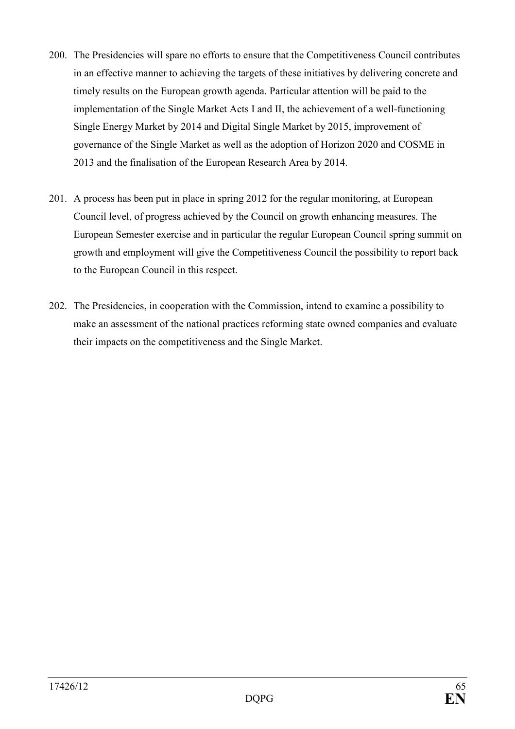200. The Presidencies will spare no efforts to ensure that the Competitiveness Council contributes in an effective manner to achieving the targets of these initiatives by delivering concrete and timely results on the European growth agenda. Particular attention will be paid to the implementation of the Single Market Acts I and II, the achievement of a well-functioning Single Energy Market by 2014 and Digital Single Market by 2015, improvement of governance of the Single Market as well as the adoption of Horizon 2020 and COSME in 2013 and the finalisation of the European Research Area by 2014.

201. A process has been put in place in spring 2012 for the regular monitoring, at European Council level, of progress achieved by the Council on growth enhancing measures. The European Semester exercise and in particular the regular European Council spring summit on growth and employment will give the Competitiveness Council the possibility to report back to the European Council in this respect.

202. The Presidencies, in cooperation with the Commission, intend to examine a possibility to make an assessment of the national practices reforming state owned companies and evaluate their impacts on the competitiveness and the Single Market.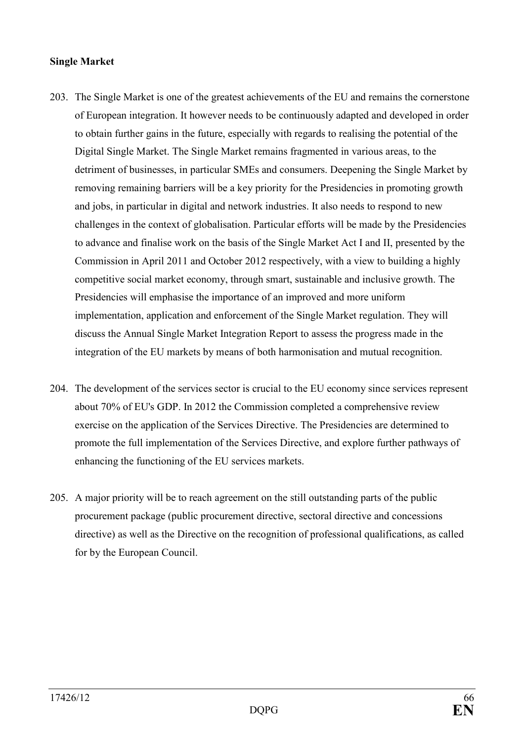**Single Market**

203. The Single Market is one of the greatest achievements of the EU and remains the cornerstone of European integration. It however needs to be continuously adapted and developed in order to obtain further gains in the future, especially with regards to realising the potential of the Digital Single Market. The Single Market remains fragmented in various areas, to the detriment of businesses, in particular SMEs and consumers. Deepening the Single Market by removing remaining barriers will be a key priority for the Presidencies in promoting growth and jobs, in particular in digital and network industries. It also needs to respond to new challenges in the context of globalisation. Particular efforts will be made by the Presidencies to advance and finalise work on the basis of the Single Market Act I and II, presented by the Commission in April 2011 and October 2012 respectively, with a view to building a highly competitive social market economy, through smart, sustainable and inclusive growth. The Presidencies will emphasise the importance of an improved and more uniform implementation, application and enforcement of the Single Market regulation. They will discuss the Annual Single Market Integration Report to assess the progress made in the integration of the EU markets by means of both harmonisation and mutual recognition.

204. The development of the services sector is crucial to the EU economy since services represent about 70% of EU's GDP. In 2012 the Commission completed a comprehensive review exercise on the application of the Services Directive. The Presidencies are determined to promote the full implementation of the Services Directive, and explore further pathways of enhancing the functioning of the EU services markets.

205. A major priority will be to reach agreement on the still outstanding parts of the public procurement package (public procurement directive, sectoral directive and concessions directive) as well as the Directive on the recognition of professional qualifications, as called for by the European Council.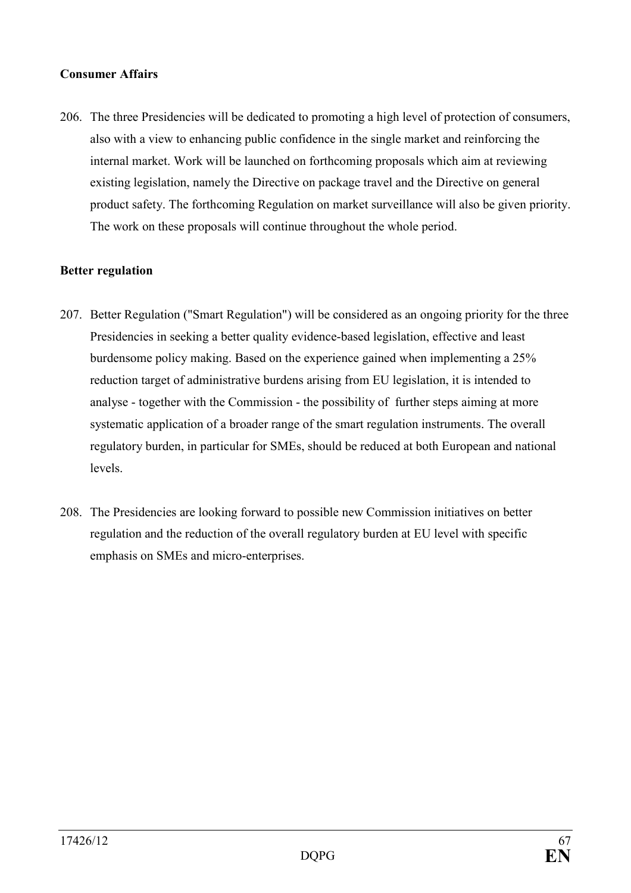**Consumer Affairs**

206. The three Presidencies will be dedicated to promoting a high level of protection of consumers, also with a view to enhancing public confidence in the single market and reinforcing the internal market. Work will be launched on forthcoming proposals which aim at reviewing existing legislation, namely the Directive on package travel and the Directive on general product safety. The forthcoming Regulation on market surveillance will also be given priority. The work on these proposals will continue throughout the whole period.

**Better regulation**

207. Better Regulation ("Smart Regulation") will be considered as an ongoing priority for the three Presidencies in seeking a better quality evidence-based legislation, effective and least burdensome policy making. Based on the experience gained when implementing a 25% reduction target of administrative burdens arising from EU legislation, it is intended to analyse - together with the Commission - the possibility of further steps aiming at more systematic application of a broader range of the smart regulation instruments. The overall regulatory burden, in particular for SMEs, should be reduced at both European and national levels.

208. The Presidencies are looking forward to possible new Commission initiatives on better regulation and the reduction of the overall regulatory burden at EU level with specific emphasis on SMEs and micro-enterprises.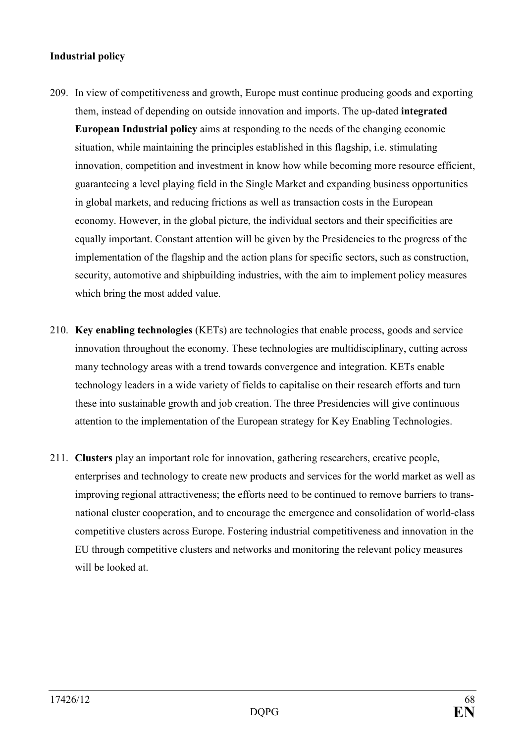**Industrial policy**

209. In view of competitiveness and growth, Europe must continue producing goods and exporting them, instead of depending on outside innovation and imports. The up-dated **integrated European Industrial policy** aims at responding to the needs of the changing economic situation, while maintaining the principles established in this flagship, i.e. stimulating innovation, competition and investment in know how while becoming more resource efficient, guaranteeing a level playing field in the Single Market and expanding business opportunities in global markets, and reducing frictions as well as transaction costs in the European economy. However, in the global picture, the individual sectors and their specificities are equally important. Constant attention will be given by the Presidencies to the progress of the implementation of the flagship and the action plans for specific sectors, such as construction, security, automotive and shipbuilding industries, with the aim to implement policy measures which bring the most added value.

210. **Key enabling technologies** (KETs) are technologies that enable process, goods and service innovation throughout the economy. These technologies are multidisciplinary, cutting across many technology areas with a trend towards convergence and integration. KETs enable technology leaders in a wide variety of fields to capitalise on their research efforts and turn these into sustainable growth and job creation. The three Presidencies will give continuous attention to the implementation of the European strategy for Key Enabling Technologies.

211. **Clusters** play an important role for innovation, gathering researchers, creative people, enterprises and technology to create new products and services for the world market as well as improving regional attractiveness; the efforts need to be continued to remove barriers to trans-national cluster cooperation, and to encourage the emergence and consolidation of world-class competitive clusters across Europe. Fostering industrial competitiveness and innovation in the EU through competitive clusters and networks and monitoring the relevant policy measures will be looked at.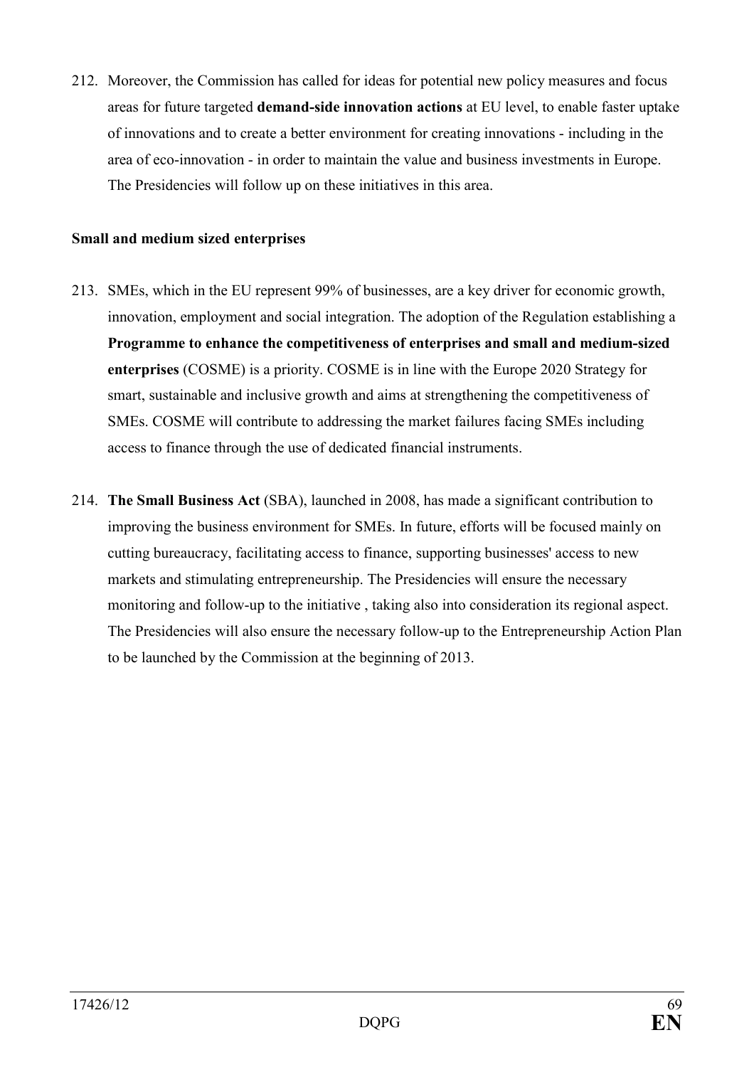212. Moreover, the Commission has called for ideas for potential new policy measures and focus areas for future targeted **demand-side innovation actions** at EU level, to enable faster uptake of innovations and to create a better environment for creating innovations - including in the area of eco-innovation - in order to maintain the value and business investments in Europe. The Presidencies will follow up on these initiatives in this area.

**Small and medium sized enterprises**

213. SMEs, which in the EU represent 99% of businesses, are a key driver for economic growth, innovation, employment and social integration. The adoption of the Regulation establishing a **Programme to enhance the competitiveness of enterprises and small and medium-sized enterprises** (COSME) is a priority. COSME is in line with the Europe 2020 Strategy for smart, sustainable and inclusive growth and aims at strengthening the competitiveness of SMEs. COSME will contribute to addressing the market failures facing SMEs including access to finance through the use of dedicated financial instruments.

214. **The Small Business Act** (SBA), launched in 2008, has made a significant contribution to improving the business environment for SMEs. In future, efforts will be focused mainly on cutting bureaucracy, facilitating access to finance, supporting businesses' access to new markets and stimulating entrepreneurship. The Presidencies will ensure the necessary monitoring and follow-up to the initiative , taking also into consideration its regional aspect. The Presidencies will also ensure the necessary follow-up to the Entrepreneurship Action Plan to be launched by the Commission at the beginning of 2013.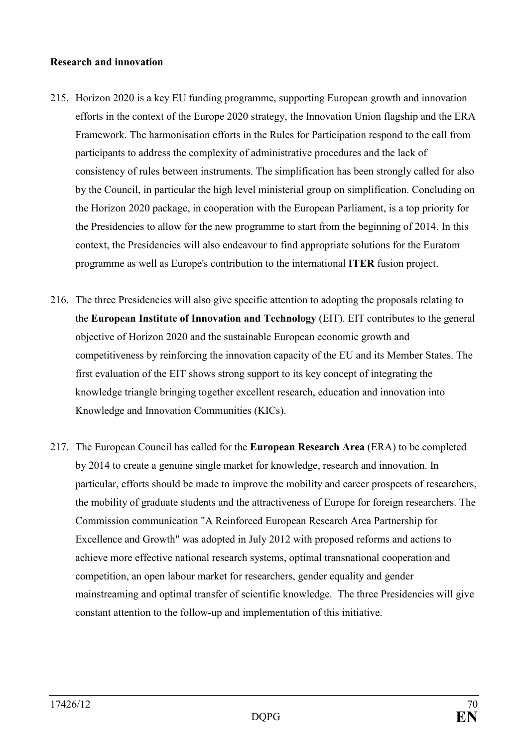**Research and innovation**

215. Horizon 2020 is a key EU funding programme, supporting European growth and innovation efforts in the context of the Europe 2020 strategy, the Innovation Union flagship and the ERA Framework. The harmonisation efforts in the Rules for Participation respond to the call from participants to address the complexity of administrative procedures and the lack of consistency of rules between instruments. The simplification has been strongly called for also by the Council, in particular the high level ministerial group on simplification. Concluding on the Horizon 2020 package, in cooperation with the European Parliament, is a top priority for the Presidencies to allow for the new programme to start from the beginning of 2014. In this context, the Presidencies will also endeavour to find appropriate solutions for the Euratom programme as well as Europe's contribution to the international **ITER** fusion project.

216. The three Presidencies will also give specific attention to adopting the proposals relating to the **European Institute of Innovation and Technology** (EIT). EIT contributes to the general objective of Horizon 2020 and the sustainable European economic growth and competitiveness by reinforcing the innovation capacity of the EU and its Member States. The first evaluation of the EIT shows strong support to its key concept of integrating the knowledge triangle bringing together excellent research, education and innovation into Knowledge and Innovation Communities (KICs).

217. The European Council has called for the **European Research Area** (ERA) to be completed by 2014 to create a genuine single market for knowledge, research and innovation. In particular, efforts should be made to improve the mobility and career prospects of researchers, the mobility of graduate students and the attractiveness of Europe for foreign researchers. The Commission communication "A Reinforced European Research Area Partnership for Excellence and Growth" was adopted in July 2012 with proposed reforms and actions to achieve more effective national research systems, optimal transnational cooperation and competition, an open labour market for researchers, gender equality and gender mainstreaming and optimal transfer of scientific knowledge. The three Presidencies will give constant attention to the follow-up and implementation of this initiative.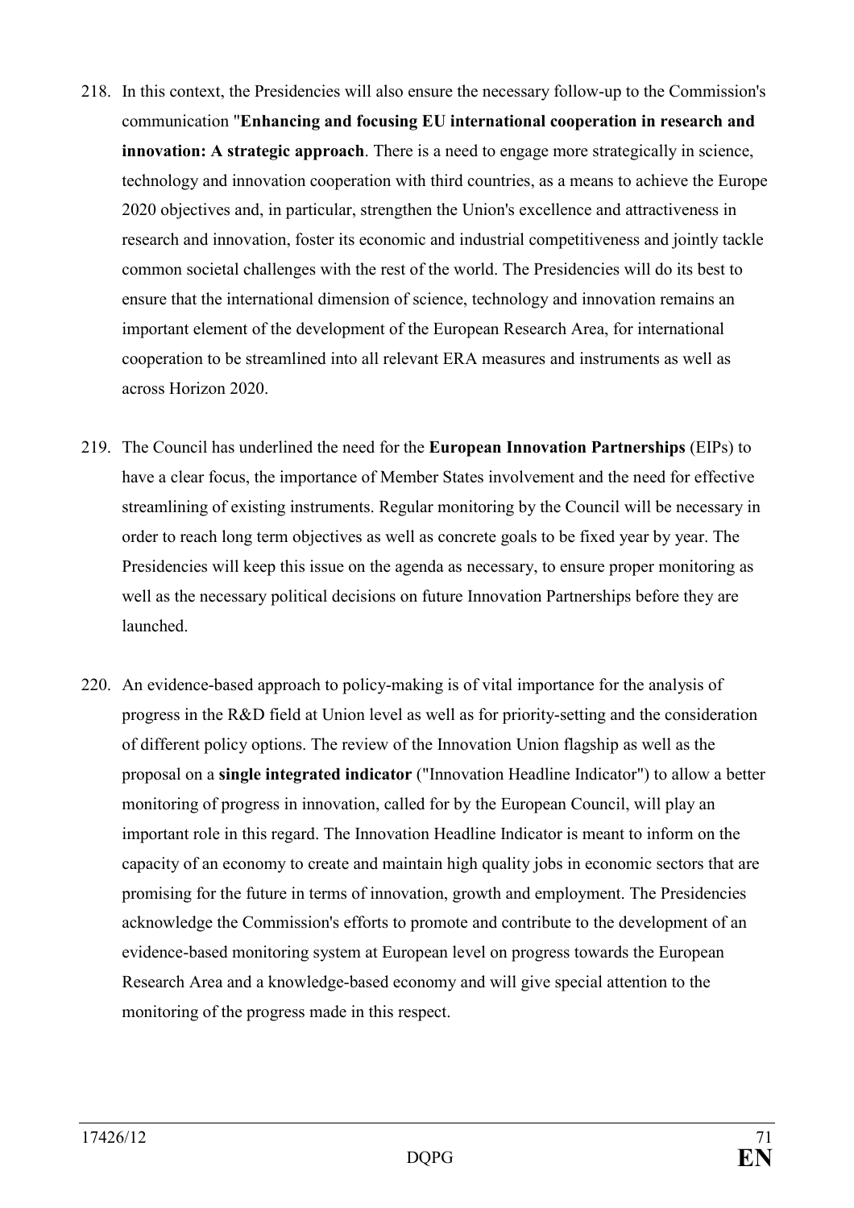218. In this context, the Presidencies will also ensure the necessary follow-up to the Commission's communication "**Enhancing and focusing EU international cooperation in research and innovation: A strategic approach**. There is a need to engage more strategically in science, technology and innovation cooperation with third countries, as a means to achieve the Europe 2020 objectives and, in particular, strengthen the Union's excellence and attractiveness in research and innovation, foster its economic and industrial competitiveness and jointly tackle common societal challenges with the rest of the world. The Presidencies will do its best to ensure that the international dimension of science, technology and innovation remains an important element of the development of the European Research Area, for international cooperation to be streamlined into all relevant ERA measures and instruments as well as across Horizon 2020.

219. The Council has underlined the need for the **European Innovation Partnerships** (EIPs) to have a clear focus, the importance of Member States involvement and the need for effective streamlining of existing instruments. Regular monitoring by the Council will be necessary in order to reach long term objectives as well as concrete goals to be fixed year by year. The Presidencies will keep this issue on the agenda as necessary, to ensure proper monitoring as well as the necessary political decisions on future Innovation Partnerships before they are launched.

220. An evidence-based approach to policy-making is of vital importance for the analysis of progress in the R&D field at Union level as well as for priority-setting and the consideration of different policy options. The review of the Innovation Union flagship as well as the proposal on a **single integrated indicator** ("Innovation Headline Indicator") to allow a better monitoring of progress in innovation, called for by the European Council, will play an important role in this regard. The Innovation Headline Indicator is meant to inform on the capacity of an economy to create and maintain high quality jobs in economic sectors that are promising for the future in terms of innovation, growth and employment. The Presidencies acknowledge the Commission's efforts to promote and contribute to the development of an evidence-based monitoring system at European level on progress towards the European Research Area and a knowledge-based economy and will give special attention to the monitoring of the progress made in this respect.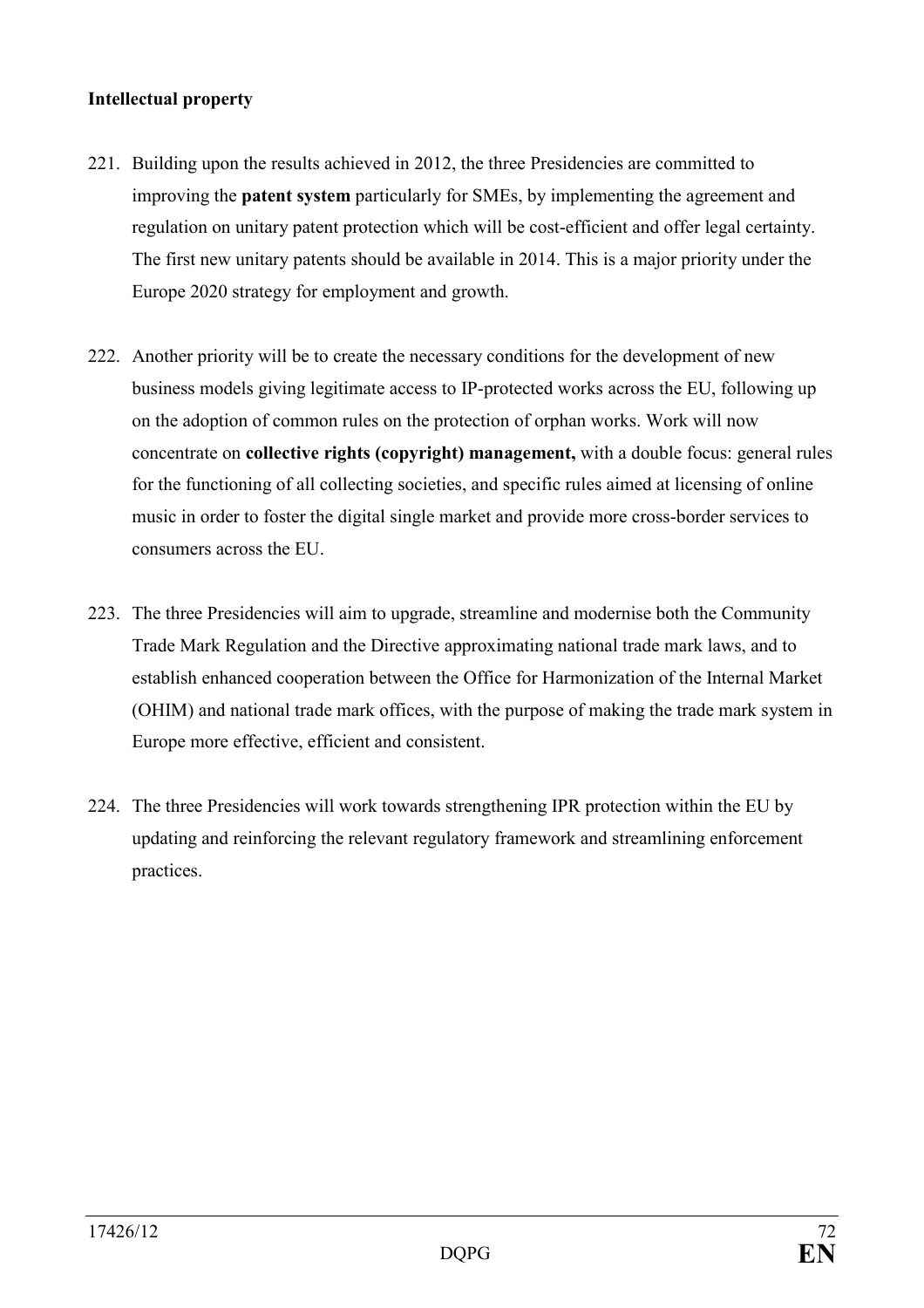**Intellectual property**

221. Building upon the results achieved in 2012, the three Presidencies are committed to improving the **patent system** particularly for SMEs, by implementing the agreement and regulation on unitary patent protection which will be cost-efficient and offer legal certainty. The first new unitary patents should be available in 2014. This is a major priority under the Europe 2020 strategy for employment and growth.

222. Another priority will be to create the necessary conditions for the development of new business models giving legitimate access to IP-protected works across the EU, following up on the adoption of common rules on the protection of orphan works. Work will now concentrate on **collective rights (copyright) management,** with a double focus: general rules for the functioning of all collecting societies, and specific rules aimed at licensing of online music in order to foster the digital single market and provide more cross-border services to consumers across the EU.

223. The three Presidencies will aim to upgrade, streamline and modernise both the Community Trade Mark Regulation and the Directive approximating national trade mark laws, and to establish enhanced cooperation between the Office for Harmonization of the Internal Market (OHIM) and national trade mark offices, with the purpose of making the trade mark system in Europe more effective, efficient and consistent.

224. The three Presidencies will work towards strengthening IPR protection within the EU by updating and reinforcing the relevant regulatory framework and streamlining enforcement practices.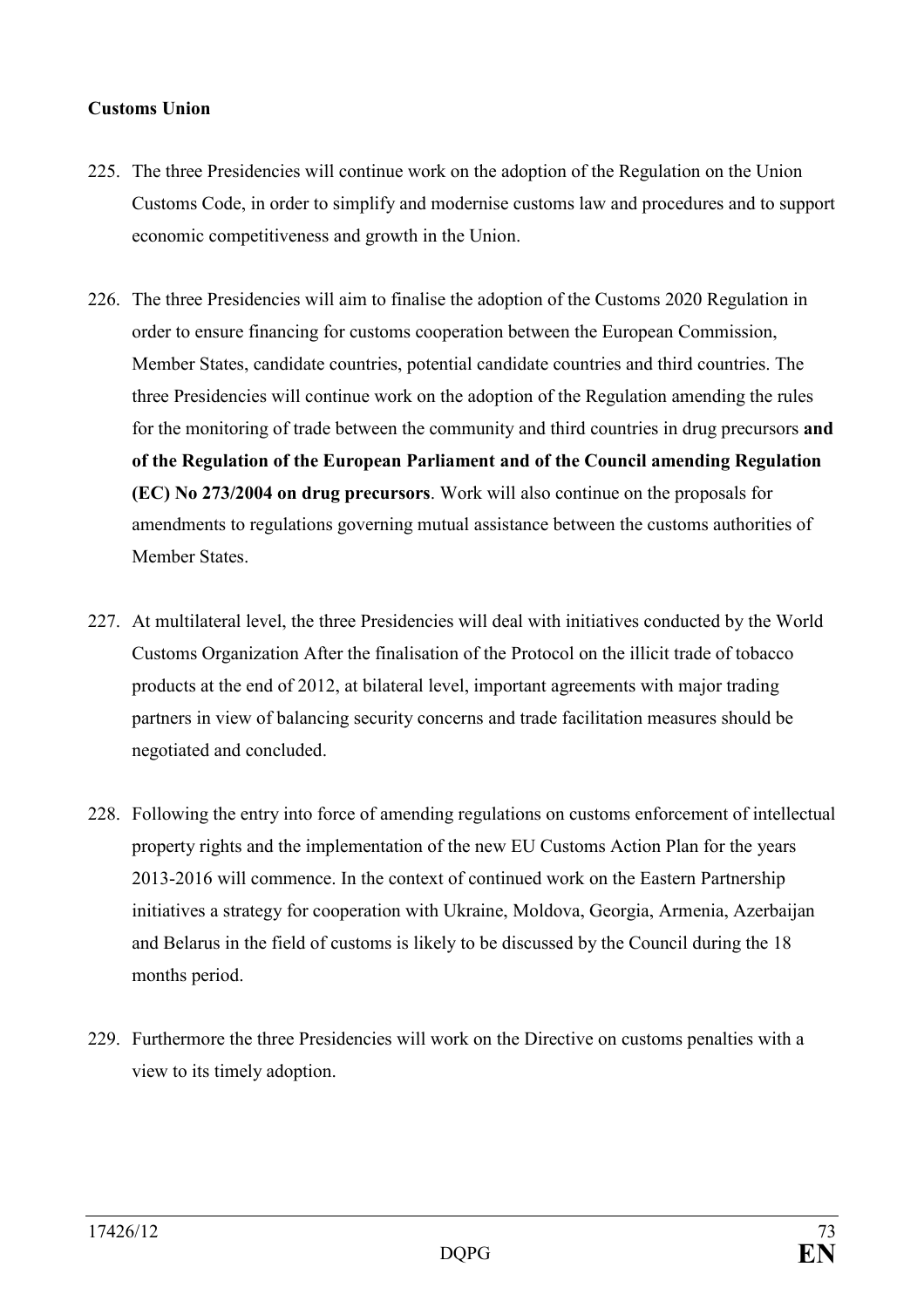**Customs Union**

225. The three Presidencies will continue work on the adoption of the Regulation on the Union Customs Code, in order to simplify and modernise customs law and procedures and to support economic competitiveness and growth in the Union.

226. The three Presidencies will aim to finalise the adoption of the Customs 2020 Regulation in order to ensure financing for customs cooperation between the European Commission, Member States, candidate countries, potential candidate countries and third countries. The three Presidencies will continue work on the adoption of the Regulation amending the rules for the monitoring of trade between the community and third countries in drug precursors **and of the Regulation of the European Parliament and of the Council amending Regulation (EC) No 273/2004 on drug precursors**. Work will also continue on the proposals for amendments to regulations governing mutual assistance between the customs authorities of Member States.

227. At multilateral level, the three Presidencies will deal with initiatives conducted by the World Customs Organization After the finalisation of the Protocol on the illicit trade of tobacco products at the end of 2012, at bilateral level, important agreements with major trading partners in view of balancing security concerns and trade facilitation measures should be negotiated and concluded.

228. Following the entry into force of amending regulations on customs enforcement of intellectual property rights and the implementation of the new EU Customs Action Plan for the years 2013-2016 will commence. In the context of continued work on the Eastern Partnership initiatives a strategy for cooperation with Ukraine, Moldova, Georgia, Armenia, Azerbaijan and Belarus in the field of customs is likely to be discussed by the Council during the 18 months period.

229. Furthermore the three Presidencies will work on the Directive on customs penalties with a view to its timely adoption.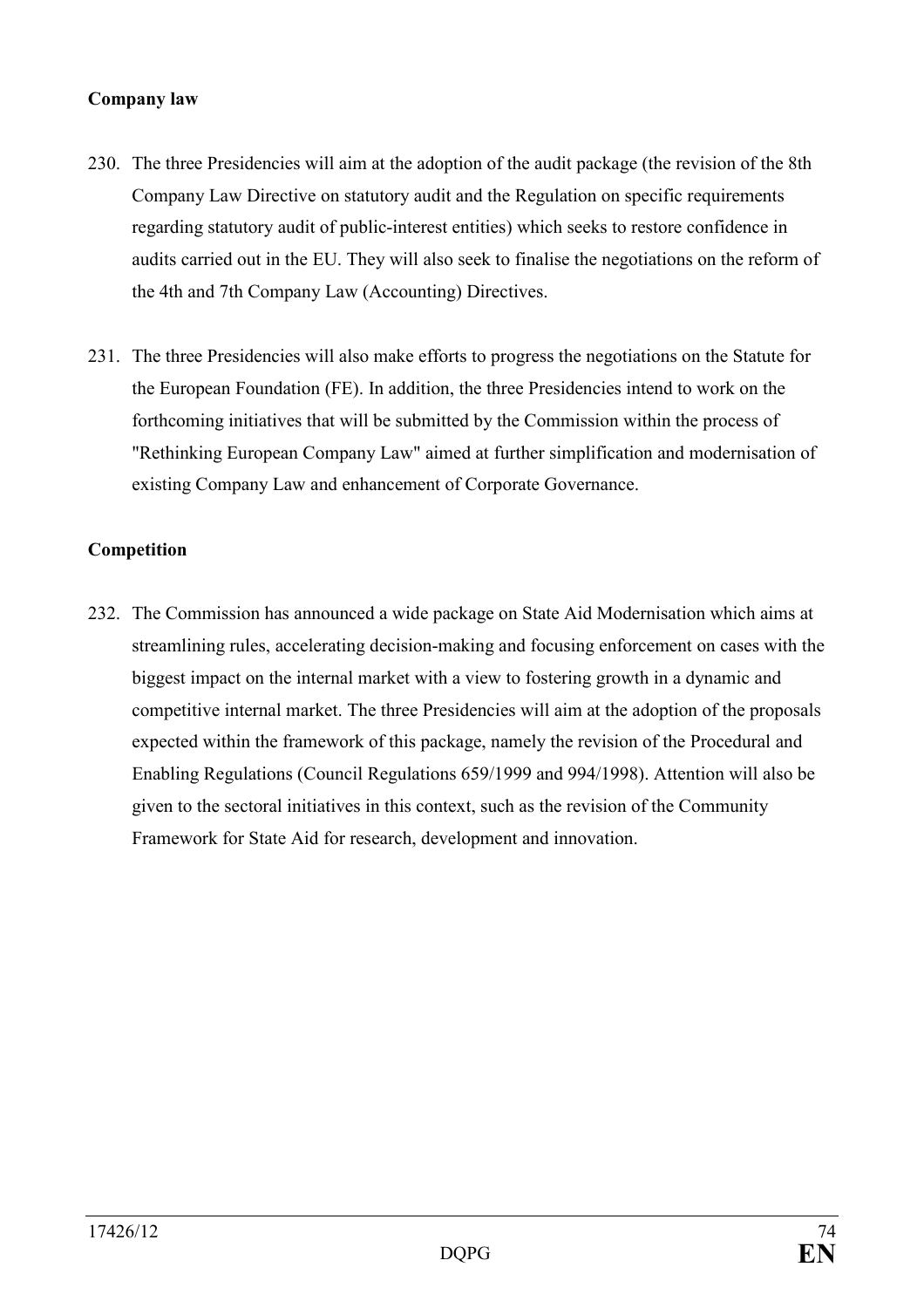**Company law**

230. The three Presidencies will aim at the adoption of the audit package (the revision of the 8th Company Law Directive on statutory audit and the Regulation on specific requirements regarding statutory audit of public-interest entities) which seeks to restore confidence in audits carried out in the EU. They will also seek to finalise the negotiations on the reform of the 4th and 7th Company Law (Accounting) Directives.

231. The three Presidencies will also make efforts to progress the negotiations on the Statute for the European Foundation (FE). In addition, the three Presidencies intend to work on the forthcoming initiatives that will be submitted by the Commission within the process of "Rethinking European Company Law" aimed at further simplification and modernisation of existing Company Law and enhancement of Corporate Governance.

**Competition**

232. The Commission has announced a wide package on State Aid Modernisation which aims at streamlining rules, accelerating decision-making and focusing enforcement on cases with the biggest impact on the internal market with a view to fostering growth in a dynamic and competitive internal market. The three Presidencies will aim at the adoption of the proposals expected within the framework of this package, namely the revision of the Procedural and Enabling Regulations (Council Regulations 659/1999 and 994/1998). Attention will also be given to the sectoral initiatives in this context, such as the revision of the Community Framework for State Aid for research, development and innovation.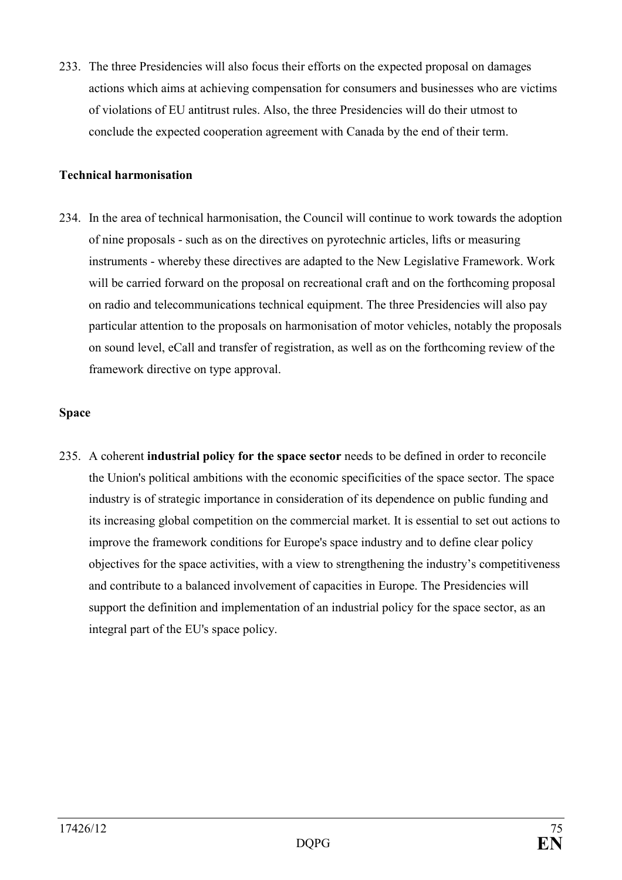233. The three Presidencies will also focus their efforts on the expected proposal on damages actions which aims at achieving compensation for consumers and businesses who are victims of violations of EU antitrust rules. Also, the three Presidencies will do their utmost to conclude the expected cooperation agreement with Canada by the end of their term.

**Technical harmonisation**

234. In the area of technical harmonisation, the Council will continue to work towards the adoption of nine proposals - such as on the directives on pyrotechnic articles, lifts or measuring instruments - whereby these directives are adapted to the New Legislative Framework. Work will be carried forward on the proposal on recreational craft and on the forthcoming proposal on radio and telecommunications technical equipment. The three Presidencies will also pay particular attention to the proposals on harmonisation of motor vehicles, notably the proposals on sound level, eCall and transfer of registration, as well as on the forthcoming review of the framework directive on type approval.

**Space**

235. A coherent **industrial policy for the space sector** needs to be defined in order to reconcile the Union's political ambitions with the economic specificities of the space sector. The space industry is of strategic importance in consideration of its dependence on public funding and its increasing global competition on the commercial market. It is essential to set out actions to improve the framework conditions for Europe's space industry and to define clear policy objectives for the space activities, with a view to strengthening the industry's competitiveness and contribute to a balanced involvement of capacities in Europe. The Presidencies will support the definition and implementation of an industrial policy for the space sector, as an integral part of the EU's space policy.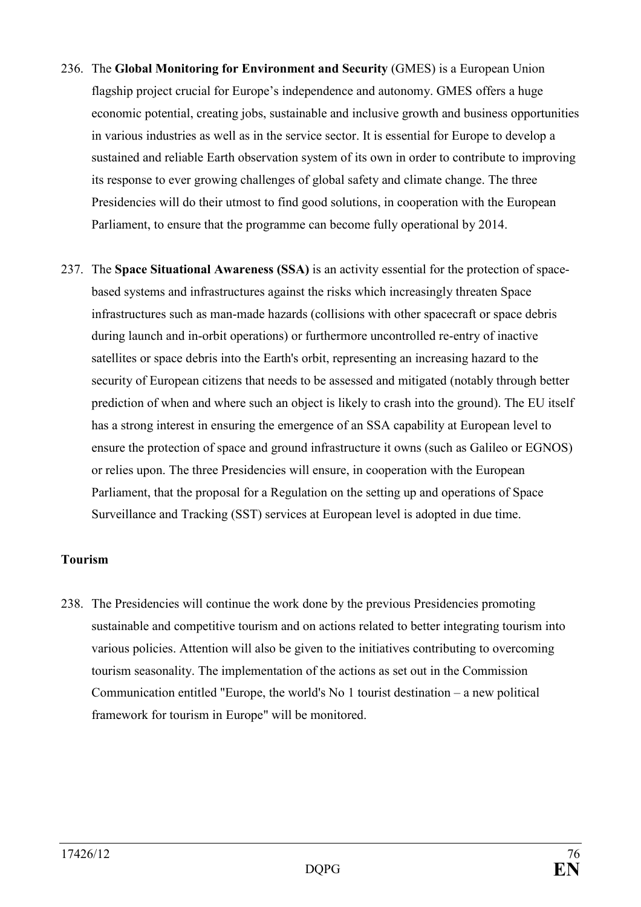236. The **Global Monitoring for Environment and Security** (GMES) is a European Union flagship project crucial for Europe's independence and autonomy. GMES offers a huge economic potential, creating jobs, sustainable and inclusive growth and business opportunities in various industries as well as in the service sector. It is essential for Europe to develop a sustained and reliable Earth observation system of its own in order to contribute to improving its response to ever growing challenges of global safety and climate change. The three Presidencies will do their utmost to find good solutions, in cooperation with the European Parliament, to ensure that the programme can become fully operational by 2014.

237. The **Space Situational Awareness (SSA)** is an activity essential for the protection of space-based systems and infrastructures against the risks which increasingly threaten Space infrastructures such as man-made hazards (collisions with other spacecraft or space debris during launch and in-orbit operations) or furthermore uncontrolled re-entry of inactive satellites or space debris into the Earth's orbit, representing an increasing hazard to the security of European citizens that needs to be assessed and mitigated (notably through better prediction of when and where such an object is likely to crash into the ground). The EU itself has a strong interest in ensuring the emergence of an SSA capability at European level to ensure the protection of space and ground infrastructure it owns (such as Galileo or EGNOS) or relies upon. The three Presidencies will ensure, in cooperation with the European Parliament, that the proposal for a Regulation on the setting up and operations of Space Surveillance and Tracking (SST) services at European level is adopted in due time.

**Tourism**

238. The Presidencies will continue the work done by the previous Presidencies promoting sustainable and competitive tourism and on actions related to better integrating tourism into various policies. Attention will also be given to the initiatives contributing to overcoming tourism seasonality. The implementation of the actions as set out in the Commission Communication entitled "Europe, the world's No 1 tourist destination – a new political framework for tourism in Europe" will be monitored.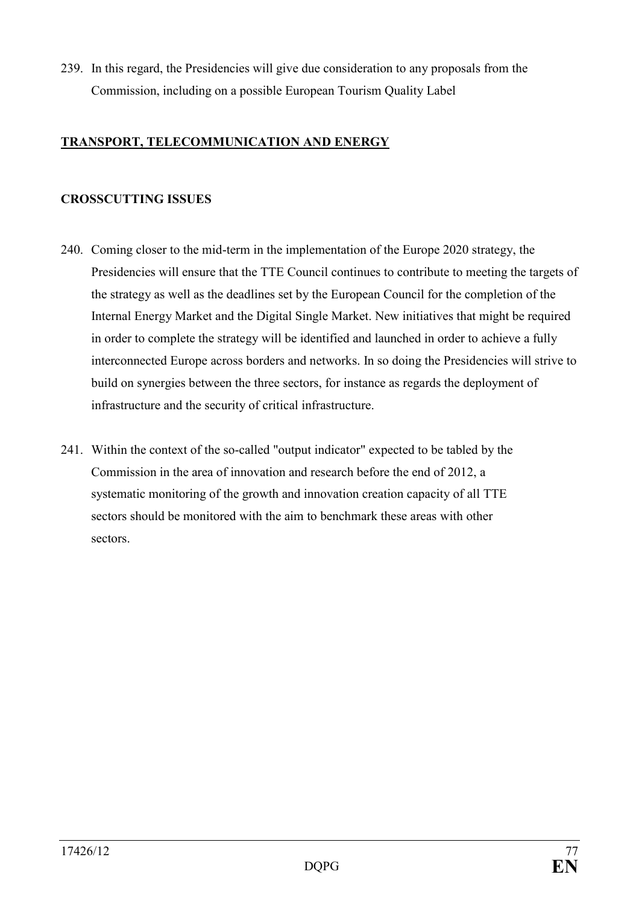239. In this regard, the Presidencies will give due consideration to any proposals from the Commission, including on a possible European Tourism Quality Label

## <u>TRANSPORT, TELECOMMUNICATION AND ENERGY</u>

### CROSSCUTTING ISSUES

240. Coming closer to the mid-term in the implementation of the Europe 2020 strategy, the Presidencies will ensure that the TTE Council continues to contribute to meeting the targets of the strategy as well as the deadlines set by the European Council for the completion of the Internal Energy Market and the Digital Single Market. New initiatives that might be required in order to complete the strategy will be identified and launched in order to achieve a fully interconnected Europe across borders and networks. In so doing the Presidencies will strive to build on synergies between the three sectors, for instance as regards the deployment of infrastructure and the security of critical infrastructure.

241. Within the context of the so-called "output indicator" expected to be tabled by the Commission in the area of innovation and research before the end of 2012, a systematic monitoring of the growth and innovation creation capacity of all TTE sectors should be monitored with the aim to benchmark these areas with other sectors.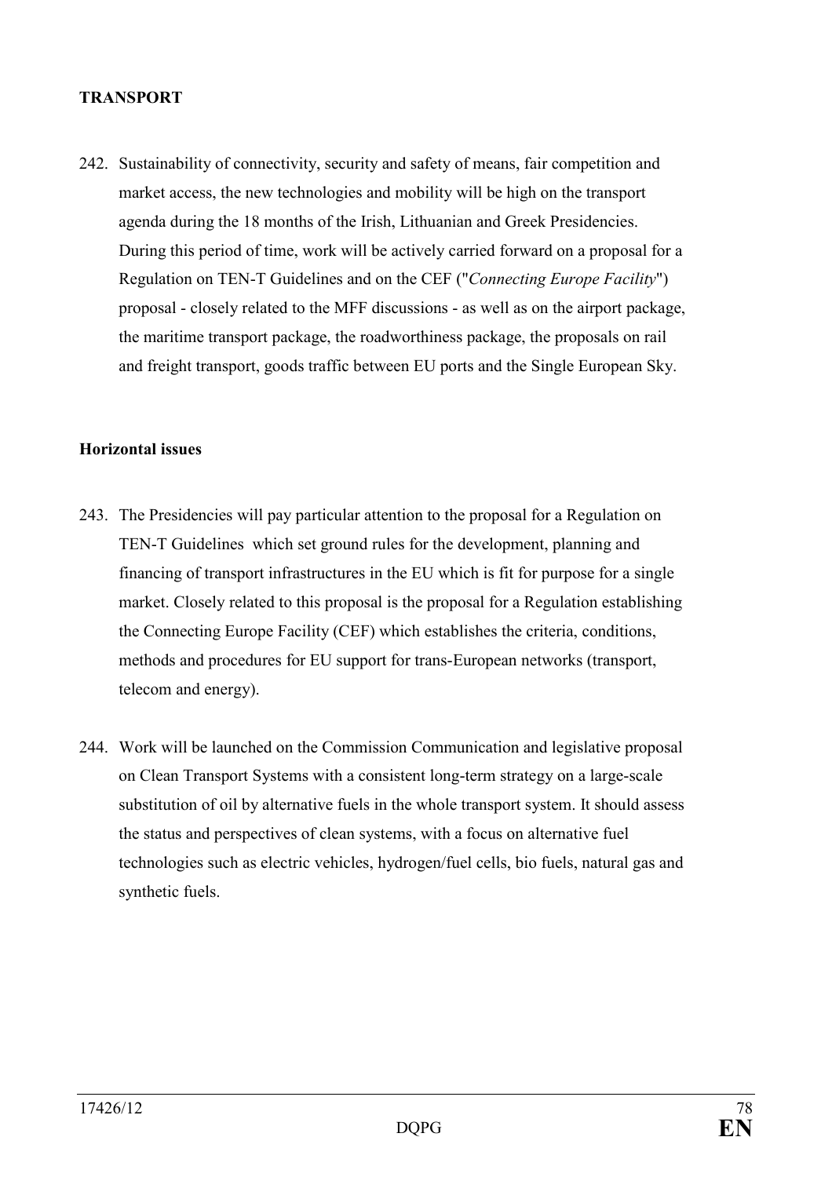**TRANSPORT**

242. Sustainability of connectivity, security and safety of means, fair competition and market access, the new technologies and mobility will be high on the transport agenda during the 18 months of the Irish, Lithuanian and Greek Presidencies. During this period of time, work will be actively carried forward on a proposal for a Regulation on TEN-T Guidelines and on the CEF ("*Connecting Europe Facility*") proposal - closely related to the MFF discussions - as well as on the airport package, the maritime transport package, the roadworthiness package, the proposals on rail and freight transport, goods traffic between EU ports and the Single European Sky.

**Horizontal issues**

243. The Presidencies will pay particular attention to the proposal for a Regulation on TEN-T Guidelines which set ground rules for the development, planning and financing of transport infrastructures in the EU which is fit for purpose for a single market. Closely related to this proposal is the proposal for a Regulation establishing the Connecting Europe Facility (CEF) which establishes the criteria, conditions, methods and procedures for EU support for trans-European networks (transport, telecom and energy).

244. Work will be launched on the Commission Communication and legislative proposal on Clean Transport Systems with a consistent long-term strategy on a large-scale substitution of oil by alternative fuels in the whole transport system. It should assess the status and perspectives of clean systems, with a focus on alternative fuel technologies such as electric vehicles, hydrogen/fuel cells, bio fuels, natural gas and synthetic fuels.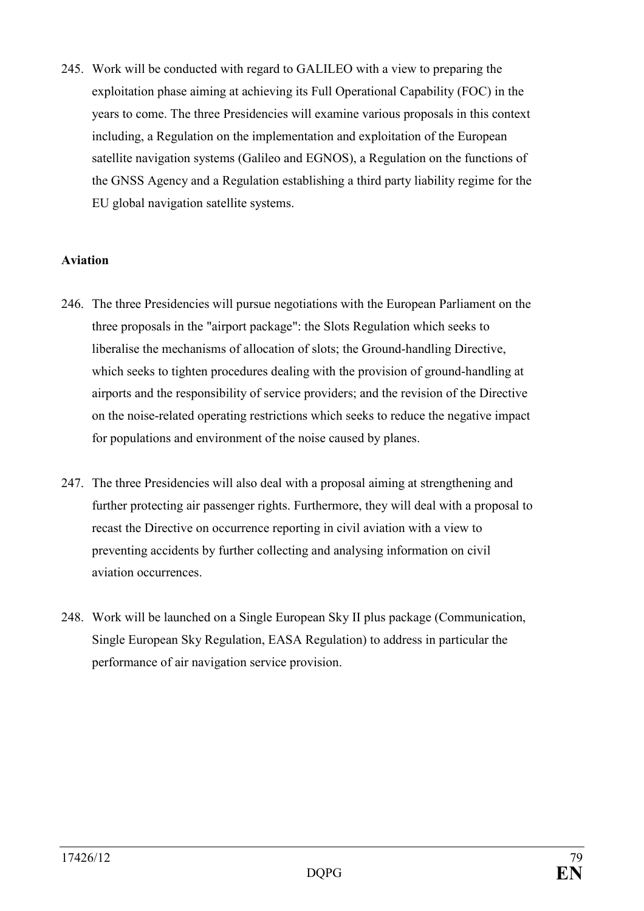245. Work will be conducted with regard to GALILEO with a view to preparing the exploitation phase aiming at achieving its Full Operational Capability (FOC) in the years to come. The three Presidencies will examine various proposals in this context including, a Regulation on the implementation and exploitation of the European satellite navigation systems (Galileo and EGNOS), a Regulation on the functions of the GNSS Agency and a Regulation establishing a third party liability regime for the EU global navigation satellite systems.

**Aviation**

246. The three Presidencies will pursue negotiations with the European Parliament on the three proposals in the "airport package": the Slots Regulation which seeks to liberalise the mechanisms of allocation of slots; the Ground-handling Directive, which seeks to tighten procedures dealing with the provision of ground-handling at airports and the responsibility of service providers; and the revision of the Directive on the noise-related operating restrictions which seeks to reduce the negative impact for populations and environment of the noise caused by planes.

247. The three Presidencies will also deal with a proposal aiming at strengthening and further protecting air passenger rights. Furthermore, they will deal with a proposal to recast the Directive on occurrence reporting in civil aviation with a view to preventing accidents by further collecting and analysing information on civil aviation occurrences.

248. Work will be launched on a Single European Sky II plus package (Communication, Single European Sky Regulation, EASA Regulation) to address in particular the performance of air navigation service provision.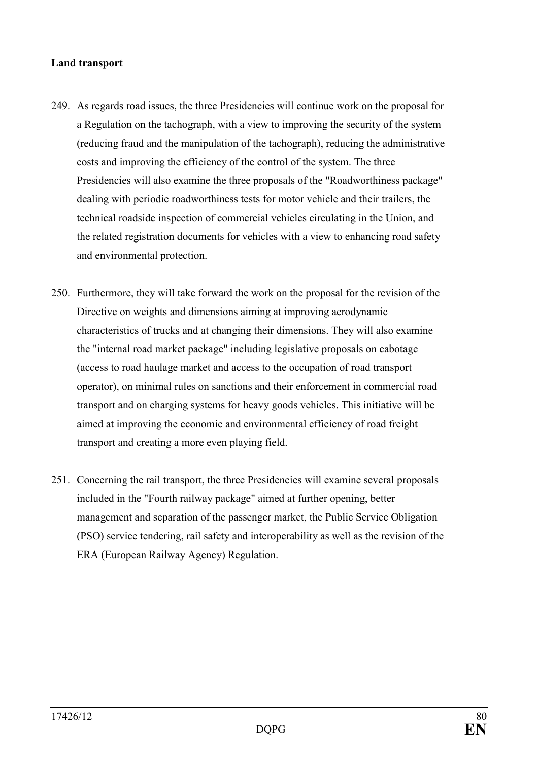**Land transport**

249. As regards road issues, the three Presidencies will continue work on the proposal for a Regulation on the tachograph, with a view to improving the security of the system (reducing fraud and the manipulation of the tachograph), reducing the administrative costs and improving the efficiency of the control of the system. The three Presidencies will also examine the three proposals of the "Roadworthiness package" dealing with periodic roadworthiness tests for motor vehicle and their trailers, the technical roadside inspection of commercial vehicles circulating in the Union, and the related registration documents for vehicles with a view to enhancing road safety and environmental protection.

250. Furthermore, they will take forward the work on the proposal for the revision of the Directive on weights and dimensions aiming at improving aerodynamic characteristics of trucks and at changing their dimensions. They will also examine the "internal road market package" including legislative proposals on cabotage (access to road haulage market and access to the occupation of road transport operator), on minimal rules on sanctions and their enforcement in commercial road transport and on charging systems for heavy goods vehicles. This initiative will be aimed at improving the economic and environmental efficiency of road freight transport and creating a more even playing field.

251. Concerning the rail transport, the three Presidencies will examine several proposals included in the "Fourth railway package" aimed at further opening, better management and separation of the passenger market, the Public Service Obligation (PSO) service tendering, rail safety and interoperability as well as the revision of the ERA (European Railway Agency) Regulation.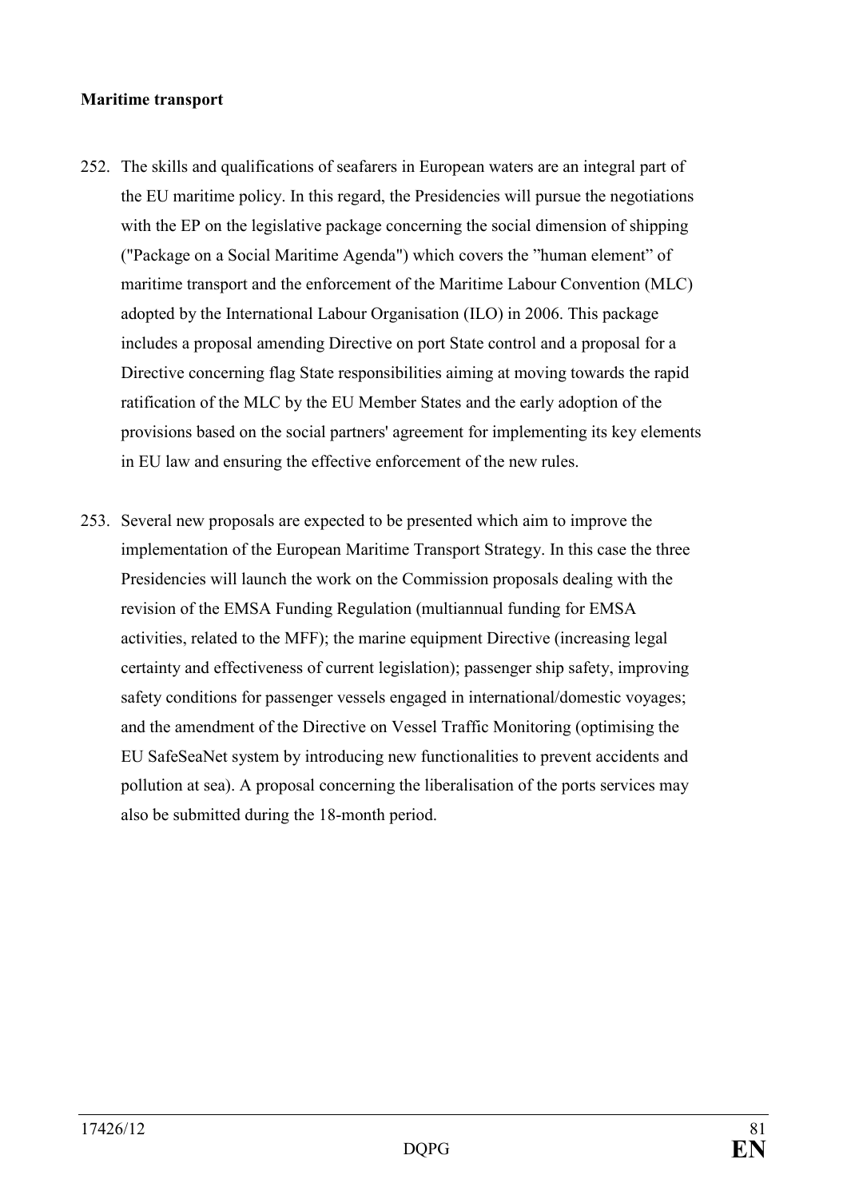**Maritime transport**

252. The skills and qualifications of seafarers in European waters are an integral part of the EU maritime policy. In this regard, the Presidencies will pursue the negotiations with the EP on the legislative package concerning the social dimension of shipping ("Package on a Social Maritime Agenda") which covers the "human element" of maritime transport and the enforcement of the Maritime Labour Convention (MLC) adopted by the International Labour Organisation (ILO) in 2006. This package includes a proposal amending Directive on port State control and a proposal for a Directive concerning flag State responsibilities aiming at moving towards the rapid ratification of the MLC by the EU Member States and the early adoption of the provisions based on the social partners' agreement for implementing its key elements in EU law and ensuring the effective enforcement of the new rules.

253. Several new proposals are expected to be presented which aim to improve the implementation of the European Maritime Transport Strategy. In this case the three Presidencies will launch the work on the Commission proposals dealing with the revision of the EMSA Funding Regulation (multiannual funding for EMSA activities, related to the MFF); the marine equipment Directive (increasing legal certainty and effectiveness of current legislation); passenger ship safety, improving safety conditions for passenger vessels engaged in international/domestic voyages; and the amendment of the Directive on Vessel Traffic Monitoring (optimising the EU SafeSeaNet system by introducing new functionalities to prevent accidents and pollution at sea). A proposal concerning the liberalisation of the ports services may also be submitted during the 18-month period.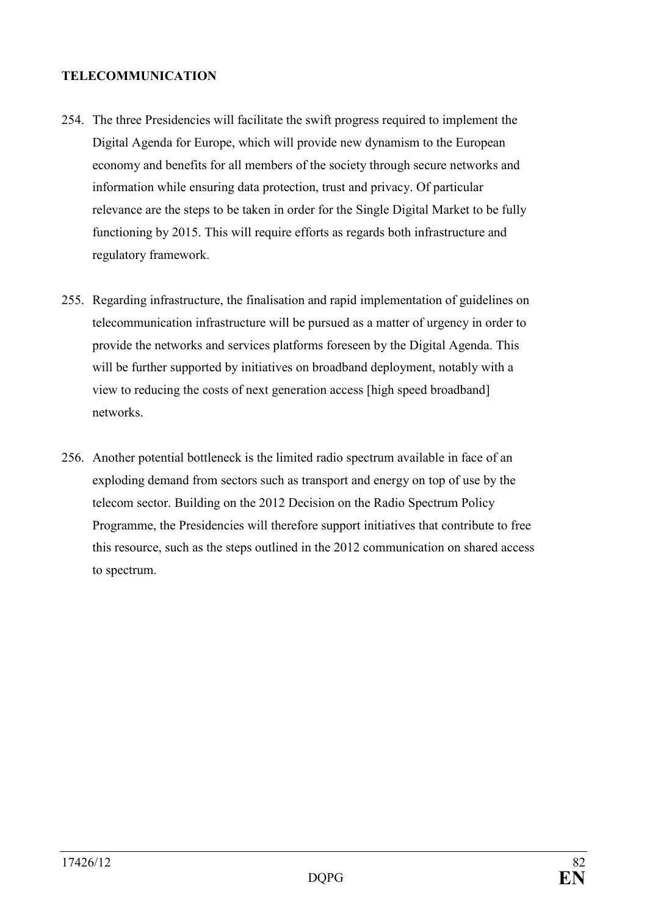**TELECOMMUNICATION**

254. The three Presidencies will facilitate the swift progress required to implement the Digital Agenda for Europe, which will provide new dynamism to the European economy and benefits for all members of the society through secure networks and information while ensuring data protection, trust and privacy. Of particular relevance are the steps to be taken in order for the Single Digital Market to be fully functioning by 2015. This will require efforts as regards both infrastructure and regulatory framework.

255. Regarding infrastructure, the finalisation and rapid implementation of guidelines on telecommunication infrastructure will be pursued as a matter of urgency in order to provide the networks and services platforms foreseen by the Digital Agenda. This will be further supported by initiatives on broadband deployment, notably with a view to reducing the costs of next generation access [high speed broadband] networks.

256. Another potential bottleneck is the limited radio spectrum available in face of an exploding demand from sectors such as transport and energy on top of use by the telecom sector. Building on the 2012 Decision on the Radio Spectrum Policy Programme, the Presidencies will therefore support initiatives that contribute to free this resource, such as the steps outlined in the 2012 communication on shared access to spectrum.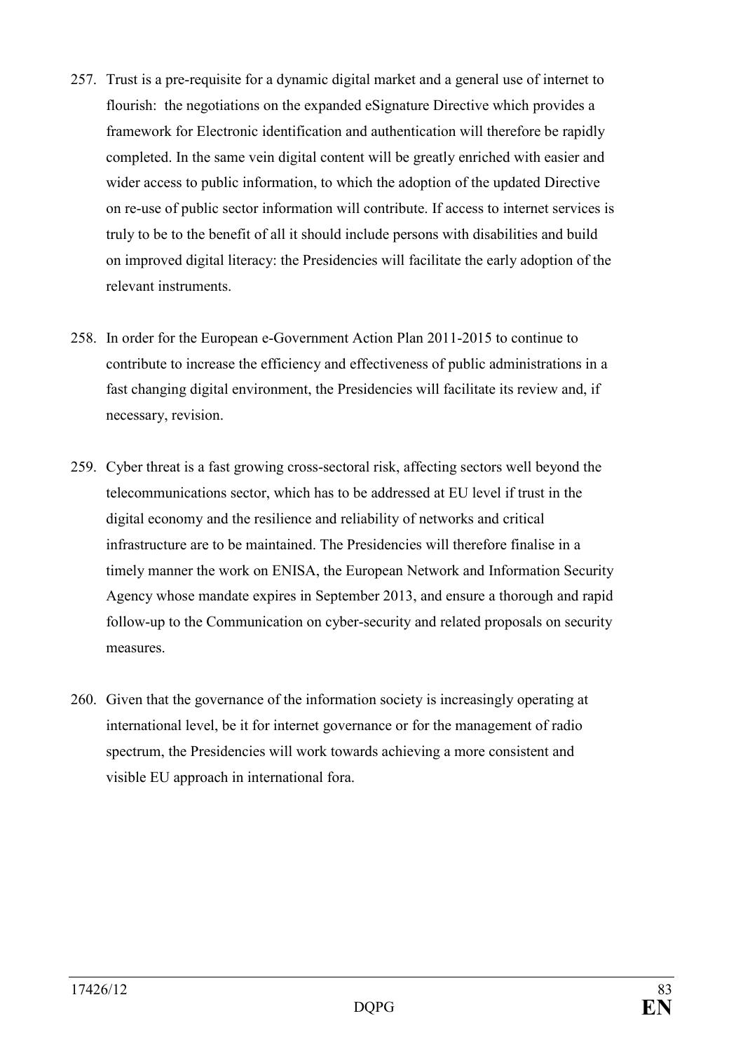257. Trust is a pre-requisite for a dynamic digital market and a general use of internet to flourish: the negotiations on the expanded eSignature Directive which provides a framework for Electronic identification and authentication will therefore be rapidly completed. In the same vein digital content will be greatly enriched with easier and wider access to public information, to which the adoption of the updated Directive on re-use of public sector information will contribute. If access to internet services is truly to be to the benefit of all it should include persons with disabilities and build on improved digital literacy: the Presidencies will facilitate the early adoption of the relevant instruments.

258. In order for the European e-Government Action Plan 2011-2015 to continue to contribute to increase the efficiency and effectiveness of public administrations in a fast changing digital environment, the Presidencies will facilitate its review and, if necessary, revision.

259. Cyber threat is a fast growing cross-sectoral risk, affecting sectors well beyond the telecommunications sector, which has to be addressed at EU level if trust in the digital economy and the resilience and reliability of networks and critical infrastructure are to be maintained. The Presidencies will therefore finalise in a timely manner the work on ENISA, the European Network and Information Security Agency whose mandate expires in September 2013, and ensure a thorough and rapid follow-up to the Communication on cyber-security and related proposals on security measures.

260. Given that the governance of the information society is increasingly operating at international level, be it for internet governance or for the management of radio spectrum, the Presidencies will work towards achieving a more consistent and visible EU approach in international fora.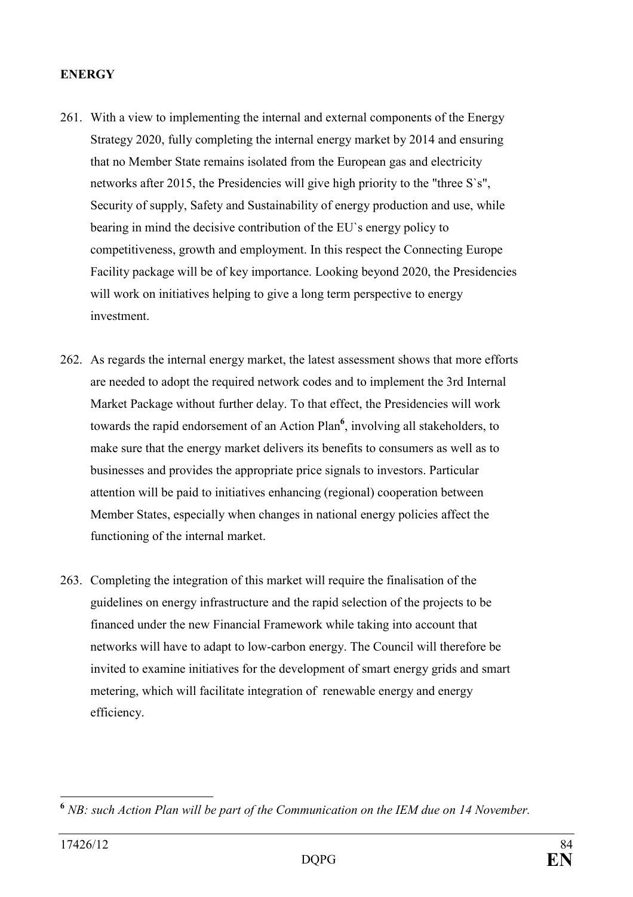**ENERGY**

261. With a view to implementing the internal and external components of the Energy Strategy 2020, fully completing the internal energy market by 2014 and ensuring that no Member State remains isolated from the European gas and electricity networks after 2015, the Presidencies will give high priority to the "three S`s", Security of supply, Safety and Sustainability of energy production and use, while bearing in mind the decisive contribution of the EU`s energy policy to competitiveness, growth and employment. In this respect the Connecting Europe Facility package will be of key importance. Looking beyond 2020, the Presidencies will work on initiatives helping to give a long term perspective to energy investment.

262. As regards the internal energy market, the latest assessment shows that more efforts are needed to adopt the required network codes and to implement the 3rd Internal Market Package without further delay. To that effect, the Presidencies will work towards the rapid endorsement of an Action Plan[6], involving all stakeholders, to make sure that the energy market delivers its benefits to consumers as well as to businesses and provides the appropriate price signals to investors. Particular attention will be paid to initiatives enhancing (regional) cooperation between Member States, especially when changes in national energy policies affect the functioning of the internal market.

263. Completing the integration of this market will require the finalisation of the guidelines on energy infrastructure and the rapid selection of the projects to be financed under the new Financial Framework while taking into account that networks will have to adapt to low-carbon energy. The Council will therefore be invited to examine initiatives for the development of smart energy grids and smart metering, which will facilitate integration of renewable energy and energy efficiency.

---

[6] *NB: such Action Plan will be part of the Communication on the IEM due on 14 November.*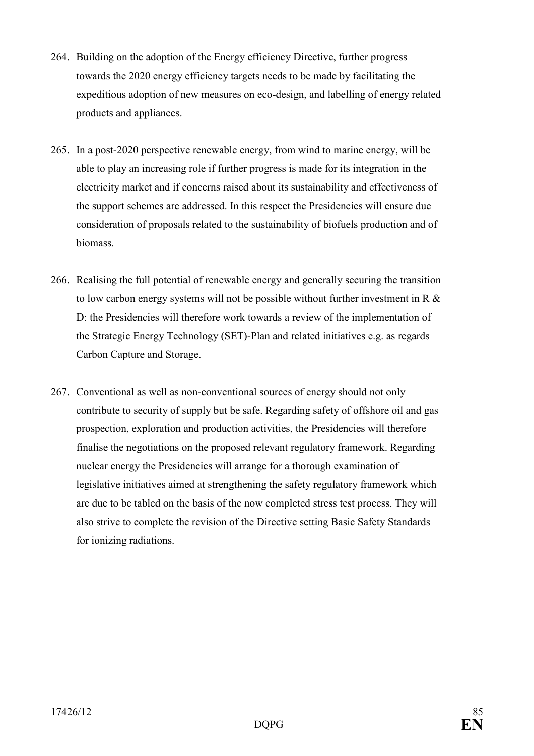264. Building on the adoption of the Energy efficiency Directive, further progress towards the 2020 energy efficiency targets needs to be made by facilitating the expeditious adoption of new measures on eco-design, and labelling of energy related products and appliances.

265. In a post-2020 perspective renewable energy, from wind to marine energy, will be able to play an increasing role if further progress is made for its integration in the electricity market and if concerns raised about its sustainability and effectiveness of the support schemes are addressed. In this respect the Presidencies will ensure due consideration of proposals related to the sustainability of biofuels production and of biomass.

266. Realising the full potential of renewable energy and generally securing the transition to low carbon energy systems will not be possible without further investment in R & D: the Presidencies will therefore work towards a review of the implementation of the Strategic Energy Technology (SET)-Plan and related initiatives e.g. as regards Carbon Capture and Storage.

267. Conventional as well as non-conventional sources of energy should not only contribute to security of supply but be safe. Regarding safety of offshore oil and gas prospection, exploration and production activities, the Presidencies will therefore finalise the negotiations on the proposed relevant regulatory framework. Regarding nuclear energy the Presidencies will arrange for a thorough examination of legislative initiatives aimed at strengthening the safety regulatory framework which are due to be tabled on the basis of the now completed stress test process. They will also strive to complete the revision of the Directive setting Basic Safety Standards for ionizing radiations.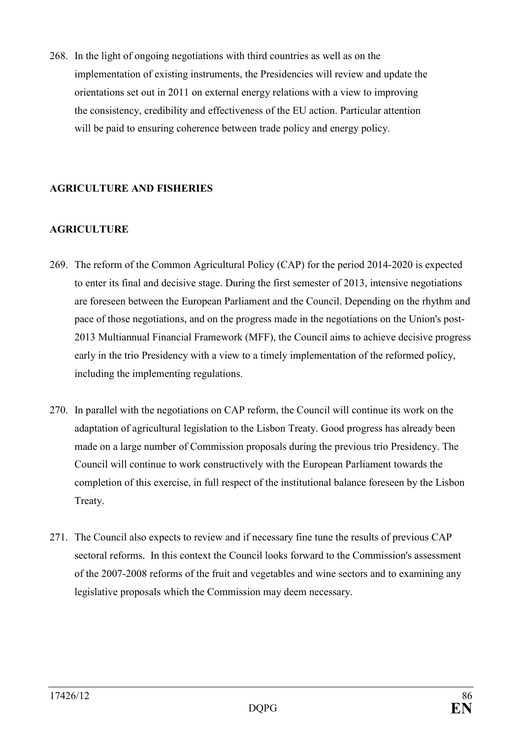268. In the light of ongoing negotiations with third countries as well as on the implementation of existing instruments, the Presidencies will review and update the orientations set out in 2011 on external energy relations with a view to improving the consistency, credibility and effectiveness of the EU action. Particular attention will be paid to ensuring coherence between trade policy and energy policy.

## AGRICULTURE AND FISHERIES

### AGRICULTURE

269. The reform of the Common Agricultural Policy (CAP) for the period 2014-2020 is expected to enter its final and decisive stage. During the first semester of 2013, intensive negotiations are foreseen between the European Parliament and the Council. Depending on the rhythm and pace of those negotiations, and on the progress made in the negotiations on the Union's post-2013 Multiannual Financial Framework (MFF), the Council aims to achieve decisive progress early in the trio Presidency with a view to a timely implementation of the reformed policy, including the implementing regulations.

270. In parallel with the negotiations on CAP reform, the Council will continue its work on the adaptation of agricultural legislation to the Lisbon Treaty. Good progress has already been made on a large number of Commission proposals during the previous trio Presidency. The Council will continue to work constructively with the European Parliament towards the completion of this exercise, in full respect of the institutional balance foreseen by the Lisbon Treaty.

271. The Council also expects to review and if necessary fine tune the results of previous CAP sectoral reforms. In this context the Council looks forward to the Commission's assessment of the 2007-2008 reforms of the fruit and vegetables and wine sectors and to examining any legislative proposals which the Commission may deem necessary.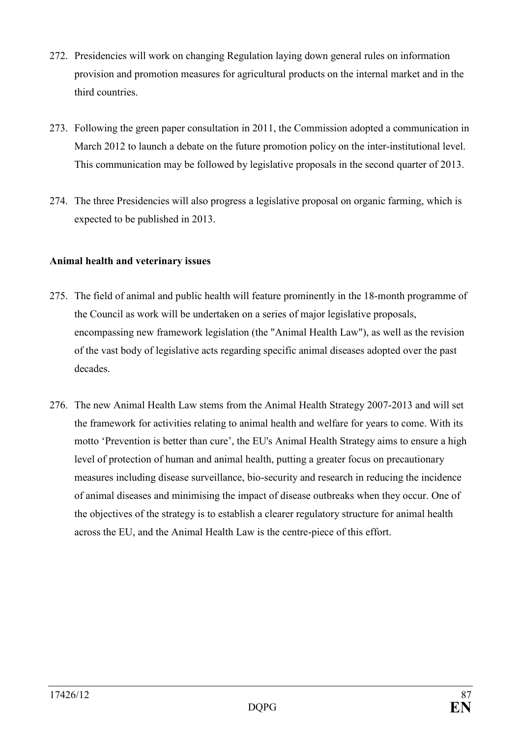272. Presidencies will work on changing Regulation laying down general rules on information provision and promotion measures for agricultural products on the internal market and in the third countries.

273. Following the green paper consultation in 2011, the Commission adopted a communication in March 2012 to launch a debate on the future promotion policy on the inter-institutional level. This communication may be followed by legislative proposals in the second quarter of 2013.

274. The three Presidencies will also progress a legislative proposal on organic farming, which is expected to be published in 2013.

**Animal health and veterinary issues**

275. The field of animal and public health will feature prominently in the 18-month programme of the Council as work will be undertaken on a series of major legislative proposals, encompassing new framework legislation (the "Animal Health Law"), as well as the revision of the vast body of legislative acts regarding specific animal diseases adopted over the past decades.

276. The new Animal Health Law stems from the Animal Health Strategy 2007-2013 and will set the framework for activities relating to animal health and welfare for years to come. With its motto 'Prevention is better than cure', the EU's Animal Health Strategy aims to ensure a high level of protection of human and animal health, putting a greater focus on precautionary measures including disease surveillance, bio-security and research in reducing the incidence of animal diseases and minimising the impact of disease outbreaks when they occur. One of the objectives of the strategy is to establish a clearer regulatory structure for animal health across the EU, and the Animal Health Law is the centre-piece of this effort.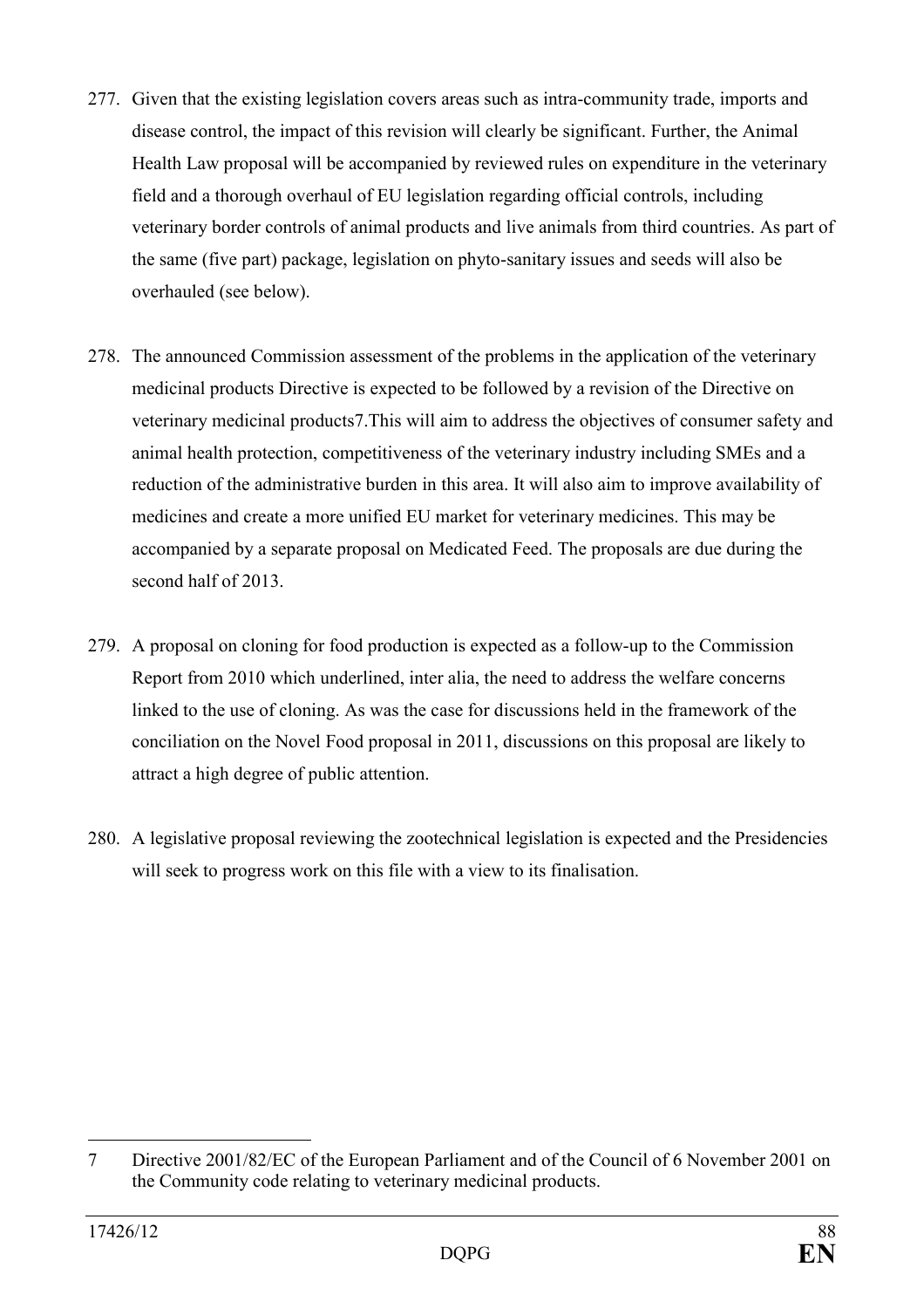277. Given that the existing legislation covers areas such as intra-community trade, imports and disease control, the impact of this revision will clearly be significant. Further, the Animal Health Law proposal will be accompanied by reviewed rules on expenditure in the veterinary field and a thorough overhaul of EU legislation regarding official controls, including veterinary border controls of animal products and live animals from third countries. As part of the same (five part) package, legislation on phyto-sanitary issues and seeds will also be overhauled (see below).

278. The announced Commission assessment of the problems in the application of the veterinary medicinal products Directive is expected to be followed by a revision of the Directive on veterinary medicinal products[7].This will aim to address the objectives of consumer safety and animal health protection, competitiveness of the veterinary industry including SMEs and a reduction of the administrative burden in this area. It will also aim to improve availability of medicines and create a more unified EU market for veterinary medicines. This may be accompanied by a separate proposal on Medicated Feed. The proposals are due during the second half of 2013.

279. A proposal on cloning for food production is expected as a follow-up to the Commission Report from 2010 which underlined, inter alia, the need to address the welfare concerns linked to the use of cloning. As was the case for discussions held in the framework of the conciliation on the Novel Food proposal in 2011, discussions on this proposal are likely to attract a high degree of public attention.

280. A legislative proposal reviewing the zootechnical legislation is expected and the Presidencies will seek to progress work on this file with a view to its finalisation.

---

7 Directive 2001/82/EC of the European Parliament and of the Council of 6 November 2001 on the Community code relating to veterinary medicinal products.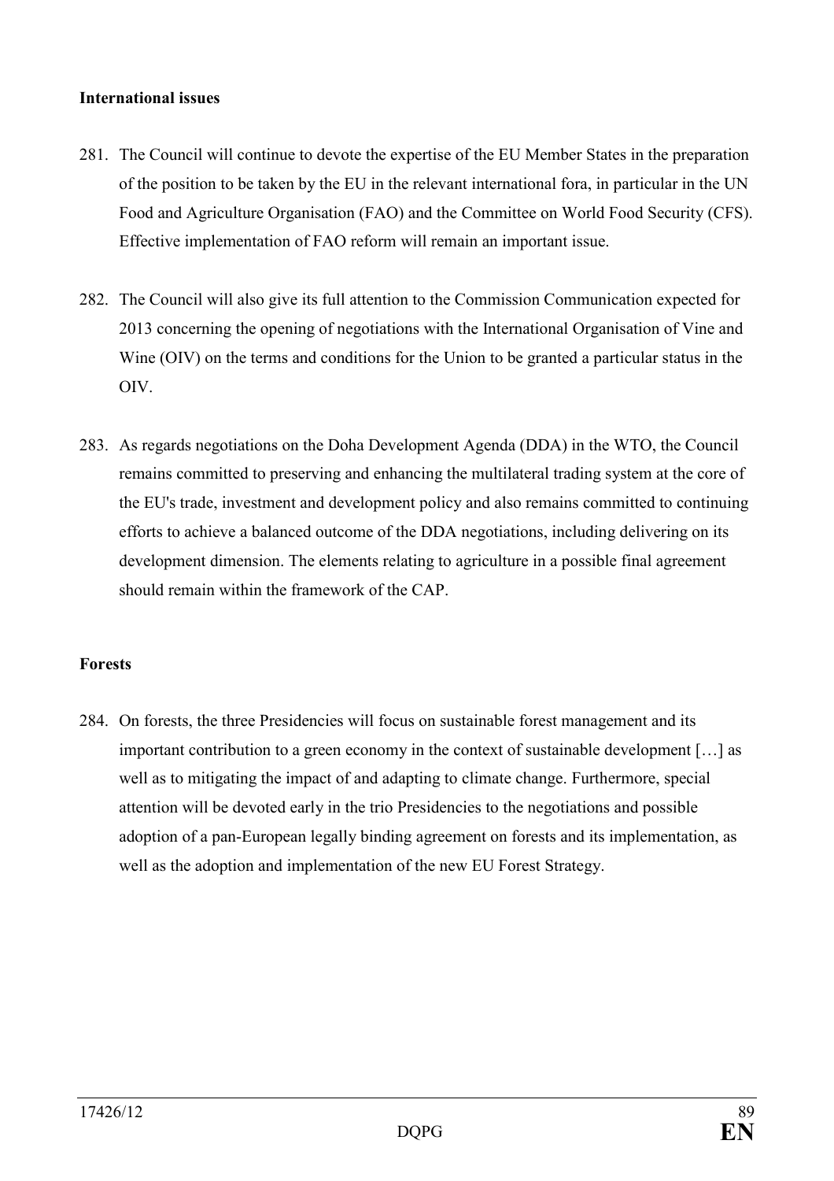**International issues**

281. The Council will continue to devote the expertise of the EU Member States in the preparation of the position to be taken by the EU in the relevant international fora, in particular in the UN Food and Agriculture Organisation (FAO) and the Committee on World Food Security (CFS). Effective implementation of FAO reform will remain an important issue.

282. The Council will also give its full attention to the Commission Communication expected for 2013 concerning the opening of negotiations with the International Organisation of Vine and Wine (OIV) on the terms and conditions for the Union to be granted a particular status in the OIV.

283. As regards negotiations on the Doha Development Agenda (DDA) in the WTO, the Council remains committed to preserving and enhancing the multilateral trading system at the core of the EU's trade, investment and development policy and also remains committed to continuing efforts to achieve a balanced outcome of the DDA negotiations, including delivering on its development dimension. The elements relating to agriculture in a possible final agreement should remain within the framework of the CAP.

**Forests**

284. On forests, the three Presidencies will focus on sustainable forest management and its important contribution to a green economy in the context of sustainable development […] as well as to mitigating the impact of and adapting to climate change. Furthermore, special attention will be devoted early in the trio Presidencies to the negotiations and possible adoption of a pan-European legally binding agreement on forests and its implementation, as well as the adoption and implementation of the new EU Forest Strategy.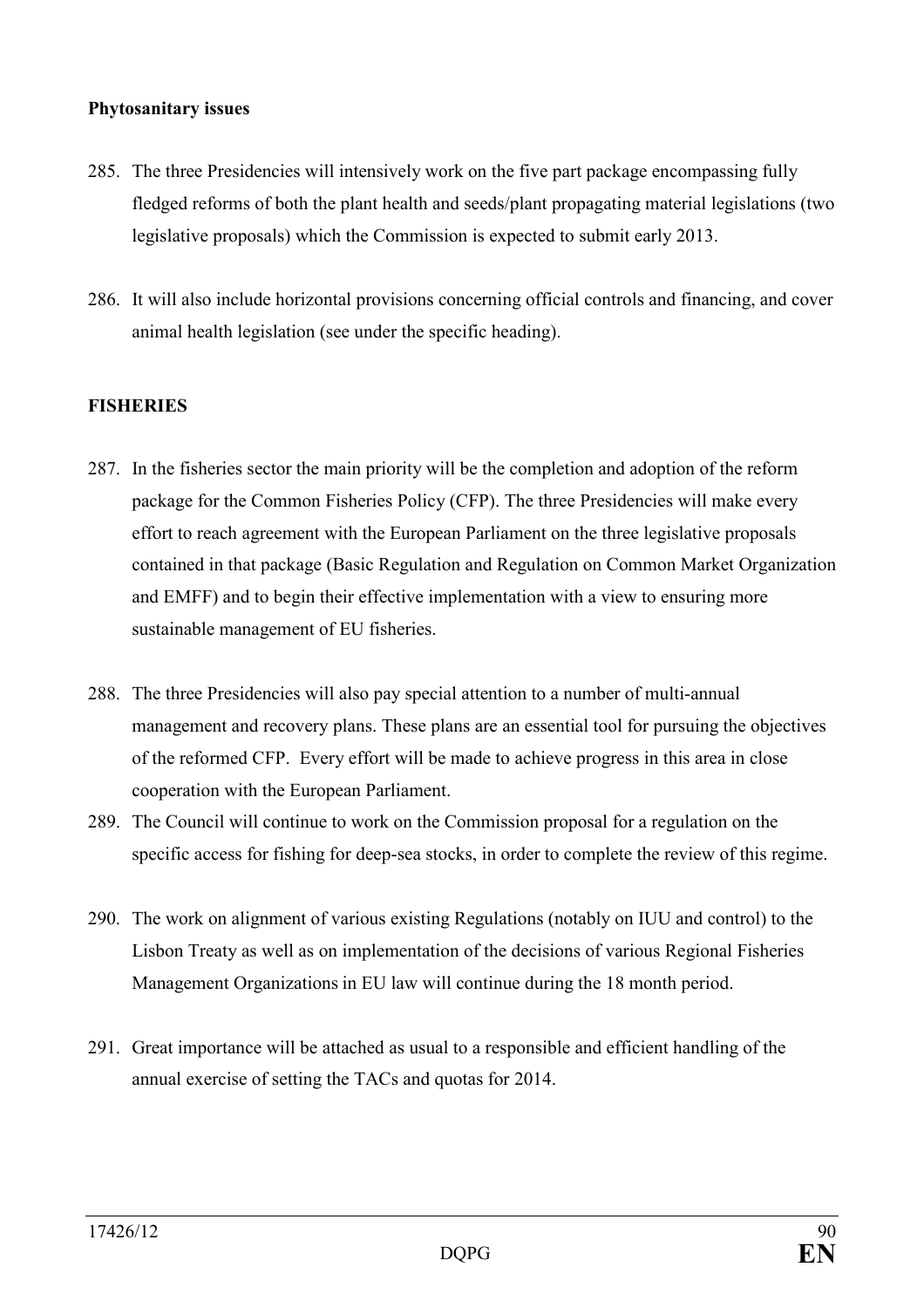**Phytosanitary issues**

285. The three Presidencies will intensively work on the five part package encompassing fully fledged reforms of both the plant health and seeds/plant propagating material legislations (two legislative proposals) which the Commission is expected to submit early 2013.

286. It will also include horizontal provisions concerning official controls and financing, and cover animal health legislation (see under the specific heading).

## FISHERIES

287. In the fisheries sector the main priority will be the completion and adoption of the reform package for the Common Fisheries Policy (CFP). The three Presidencies will make every effort to reach agreement with the European Parliament on the three legislative proposals contained in that package (Basic Regulation and Regulation on Common Market Organization and EMFF) and to begin their effective implementation with a view to ensuring more sustainable management of EU fisheries.

288. The three Presidencies will also pay special attention to a number of multi-annual management and recovery plans. These plans are an essential tool for pursuing the objectives of the reformed CFP. Every effort will be made to achieve progress in this area in close cooperation with the European Parliament.

289. The Council will continue to work on the Commission proposal for a regulation on the specific access for fishing for deep-sea stocks, in order to complete the review of this regime.

290. The work on alignment of various existing Regulations (notably on IUU and control) to the Lisbon Treaty as well as on implementation of the decisions of various Regional Fisheries Management Organizations in EU law will continue during the 18 month period.

291. Great importance will be attached as usual to a responsible and efficient handling of the annual exercise of setting the TACs and quotas for 2014.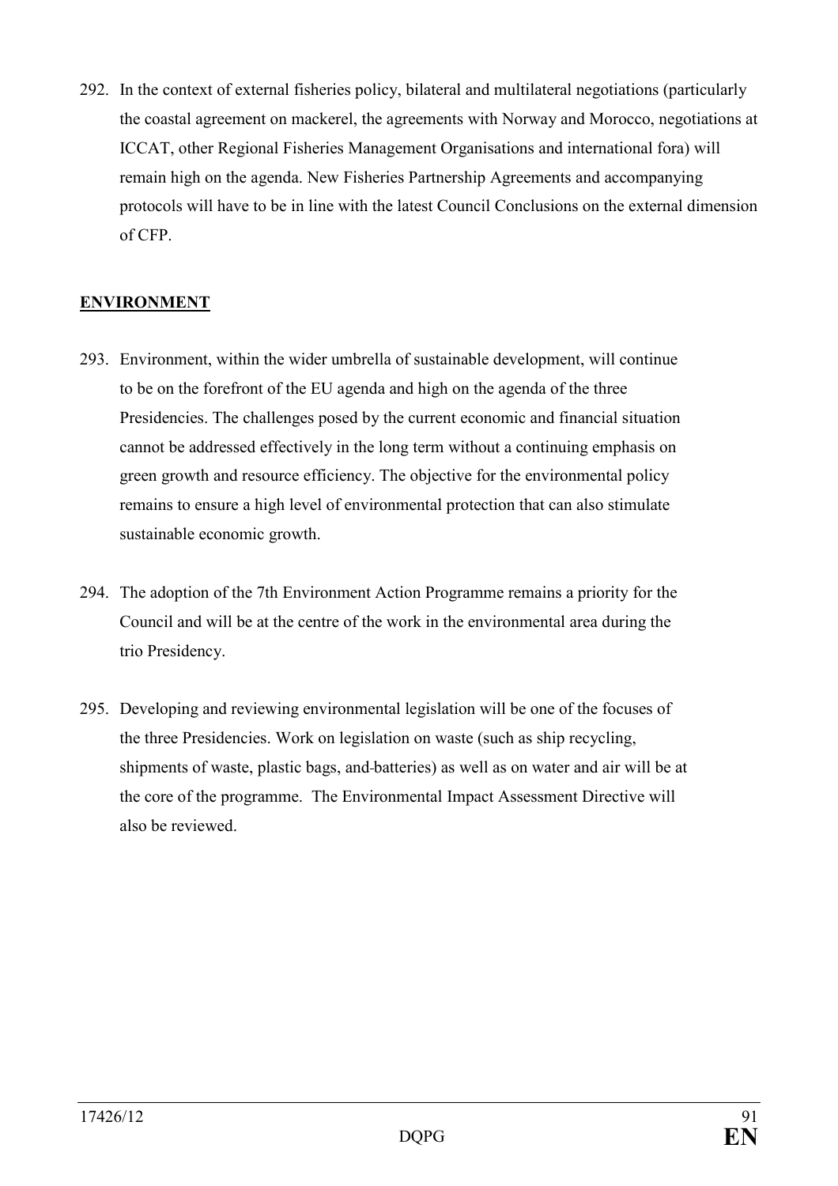292. In the context of external fisheries policy, bilateral and multilateral negotiations (particularly the coastal agreement on mackerel, the agreements with Norway and Morocco, negotiations at ICCAT, other Regional Fisheries Management Organisations and international fora) will remain high on the agenda. New Fisheries Partnership Agreements and accompanying protocols will have to be in line with the latest Council Conclusions on the external dimension of CFP.

## ENVIRONMENT

293. Environment, within the wider umbrella of sustainable development, will continue to be on the forefront of the EU agenda and high on the agenda of the three Presidencies. The challenges posed by the current economic and financial situation cannot be addressed effectively in the long term without a continuing emphasis on green growth and resource efficiency. The objective for the environmental policy remains to ensure a high level of environmental protection that can also stimulate sustainable economic growth.

294. The adoption of the 7th Environment Action Programme remains a priority for the Council and will be at the centre of the work in the environmental area during the trio Presidency.

295. Developing and reviewing environmental legislation will be one of the focuses of the three Presidencies. Work on legislation on waste (such as ship recycling, shipments of waste, plastic bags, and batteries) as well as on water and air will be at the core of the programme. The Environmental Impact Assessment Directive will also be reviewed.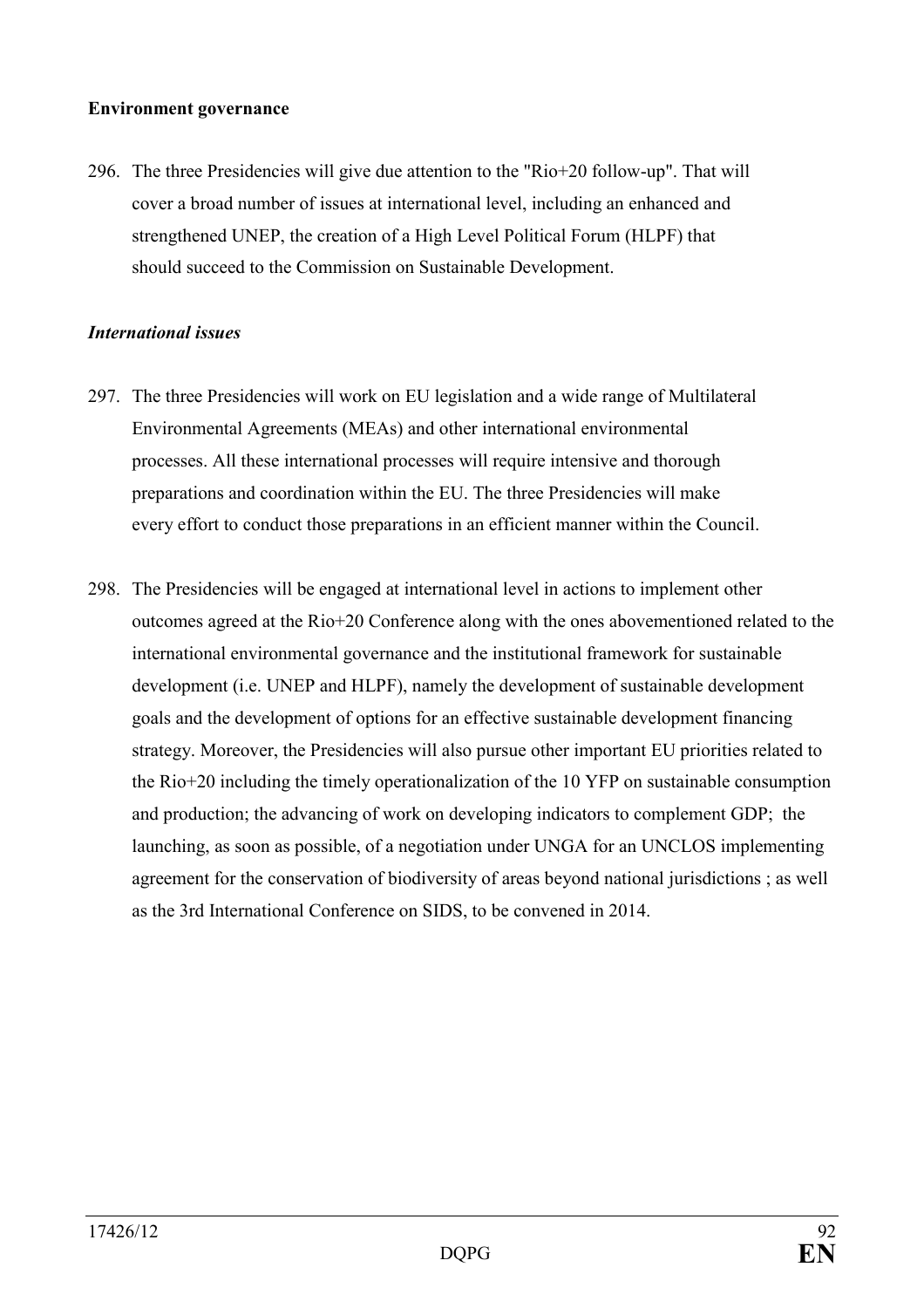**Environment governance**

296. The three Presidencies will give due attention to the "Rio+20 follow-up". That will cover a broad number of issues at international level, including an enhanced and strengthened UNEP, the creation of a High Level Political Forum (HLPF) that should succeed to the Commission on Sustainable Development.

***International issues***

297. The three Presidencies will work on EU legislation and a wide range of Multilateral Environmental Agreements (MEAs) and other international environmental processes. All these international processes will require intensive and thorough preparations and coordination within the EU. The three Presidencies will make every effort to conduct those preparations in an efficient manner within the Council.

298. The Presidencies will be engaged at international level in actions to implement other outcomes agreed at the Rio+20 Conference along with the ones abovementioned related to the international environmental governance and the institutional framework for sustainable development (i.e. UNEP and HLPF), namely the development of sustainable development goals and the development of options for an effective sustainable development financing strategy. Moreover, the Presidencies will also pursue other important EU priorities related to the Rio+20 including the timely operationalization of the 10 YFP on sustainable consumption and production; the advancing of work on developing indicators to complement GDP; the launching, as soon as possible, of a negotiation under UNGA for an UNCLOS implementing agreement for the conservation of biodiversity of areas beyond national jurisdictions ; as well as the 3rd International Conference on SIDS, to be convened in 2014.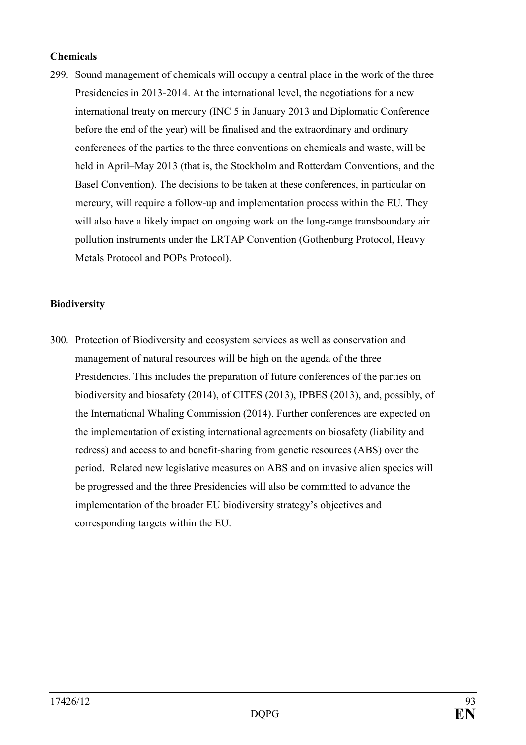**Chemicals**

299. Sound management of chemicals will occupy a central place in the work of the three Presidencies in 2013-2014. At the international level, the negotiations for a new international treaty on mercury (INC 5 in January 2013 and Diplomatic Conference before the end of the year) will be finalised and the extraordinary and ordinary conferences of the parties to the three conventions on chemicals and waste, will be held in April–May 2013 (that is, the Stockholm and Rotterdam Conventions, and the Basel Convention). The decisions to be taken at these conferences, in particular on mercury, will require a follow-up and implementation process within the EU. They will also have a likely impact on ongoing work on the long-range transboundary air pollution instruments under the LRTAP Convention (Gothenburg Protocol, Heavy Metals Protocol and POPs Protocol).

**Biodiversity**

300. Protection of Biodiversity and ecosystem services as well as conservation and management of natural resources will be high on the agenda of the three Presidencies. This includes the preparation of future conferences of the parties on biodiversity and biosafety (2014), of CITES (2013), IPBES (2013), and, possibly, of the International Whaling Commission (2014). Further conferences are expected on the implementation of existing international agreements on biosafety (liability and redress) and access to and benefit-sharing from genetic resources (ABS) over the period. Related new legislative measures on ABS and on invasive alien species will be progressed and the three Presidencies will also be committed to advance the implementation of the broader EU biodiversity strategy's objectives and corresponding targets within the EU.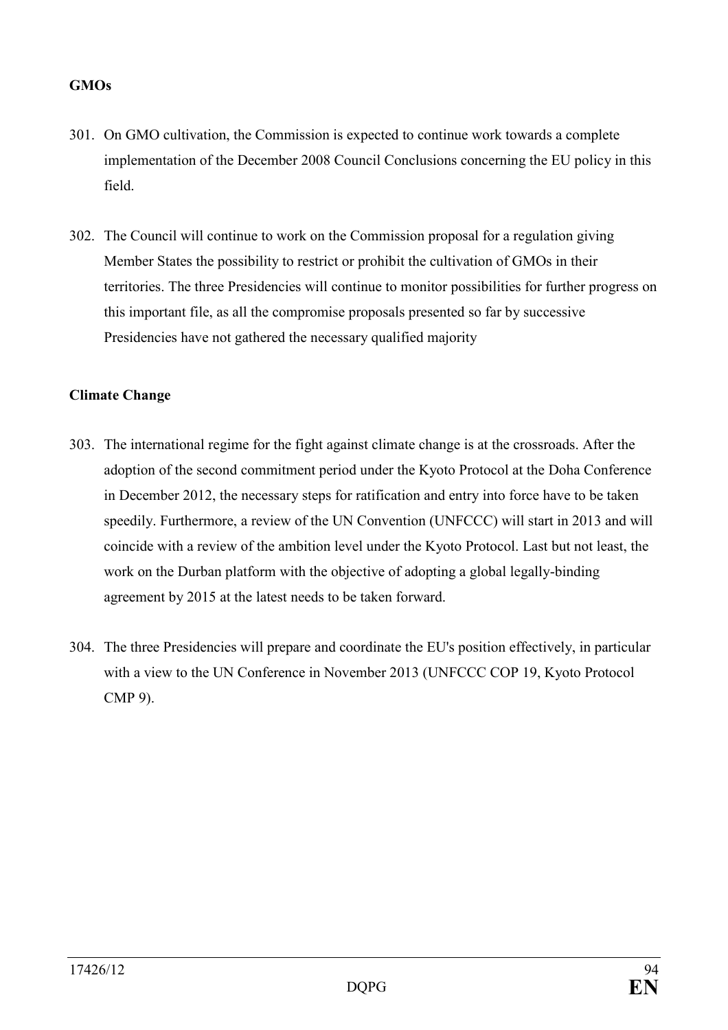**GMOs**

301. On GMO cultivation, the Commission is expected to continue work towards a complete implementation of the December 2008 Council Conclusions concerning the EU policy in this field.

302. The Council will continue to work on the Commission proposal for a regulation giving Member States the possibility to restrict or prohibit the cultivation of GMOs in their territories. The three Presidencies will continue to monitor possibilities for further progress on this important file, as all the compromise proposals presented so far by successive Presidencies have not gathered the necessary qualified majority

**Climate Change**

303. The international regime for the fight against climate change is at the crossroads. After the adoption of the second commitment period under the Kyoto Protocol at the Doha Conference in December 2012, the necessary steps for ratification and entry into force have to be taken speedily. Furthermore, a review of the UN Convention (UNFCCC) will start in 2013 and will coincide with a review of the ambition level under the Kyoto Protocol. Last but not least, the work on the Durban platform with the objective of adopting a global legally-binding agreement by 2015 at the latest needs to be taken forward.

304. The three Presidencies will prepare and coordinate the EU's position effectively, in particular with a view to the UN Conference in November 2013 (UNFCCC COP 19, Kyoto Protocol CMP 9).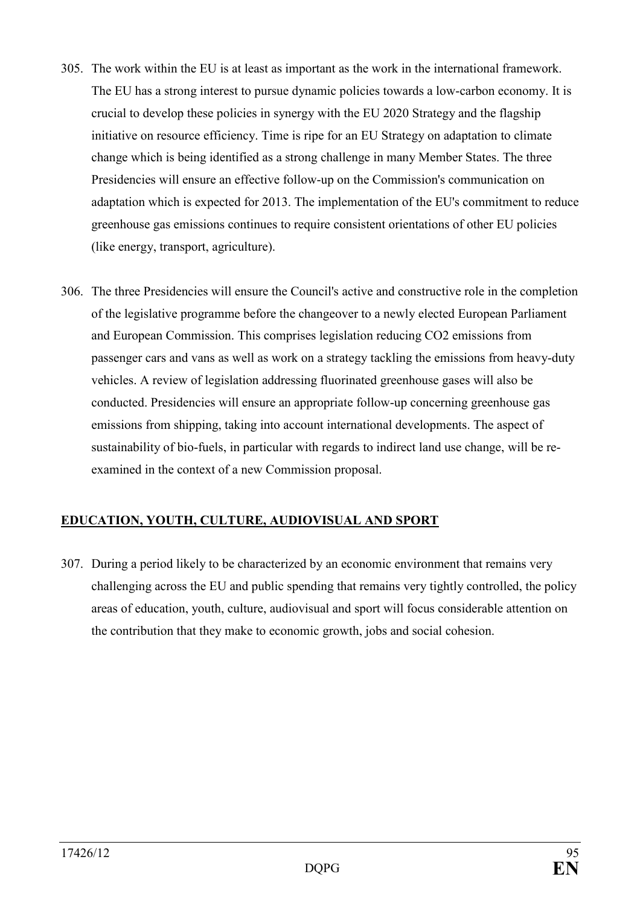305. The work within the EU is at least as important as the work in the international framework. The EU has a strong interest to pursue dynamic policies towards a low-carbon economy. It is crucial to develop these policies in synergy with the EU 2020 Strategy and the flagship initiative on resource efficiency. Time is ripe for an EU Strategy on adaptation to climate change which is being identified as a strong challenge in many Member States. The three Presidencies will ensure an effective follow-up on the Commission's communication on adaptation which is expected for 2013. The implementation of the EU's commitment to reduce greenhouse gas emissions continues to require consistent orientations of other EU policies (like energy, transport, agriculture).

306. The three Presidencies will ensure the Council's active and constructive role in the completion of the legislative programme before the changeover to a newly elected European Parliament and European Commission. This comprises legislation reducing $CO_2$ emissions from passenger cars and vans as well as work on a strategy tackling the emissions from heavy-duty vehicles. A review of legislation addressing fluorinated greenhouse gases will also be conducted. Presidencies will ensure an appropriate follow-up concerning greenhouse gas emissions from shipping, taking into account international developments. The aspect of sustainability of bio-fuels, in particular with regards to indirect land use change, will be re-examined in the context of a new Commission proposal.

## EDUCATION, YOUTH, CULTURE, AUDIOVISUAL AND SPORT

307. During a period likely to be characterized by an economic environment that remains very challenging across the EU and public spending that remains very tightly controlled, the policy areas of education, youth, culture, audiovisual and sport will focus considerable attention on the contribution that they make to economic growth, jobs and social cohesion.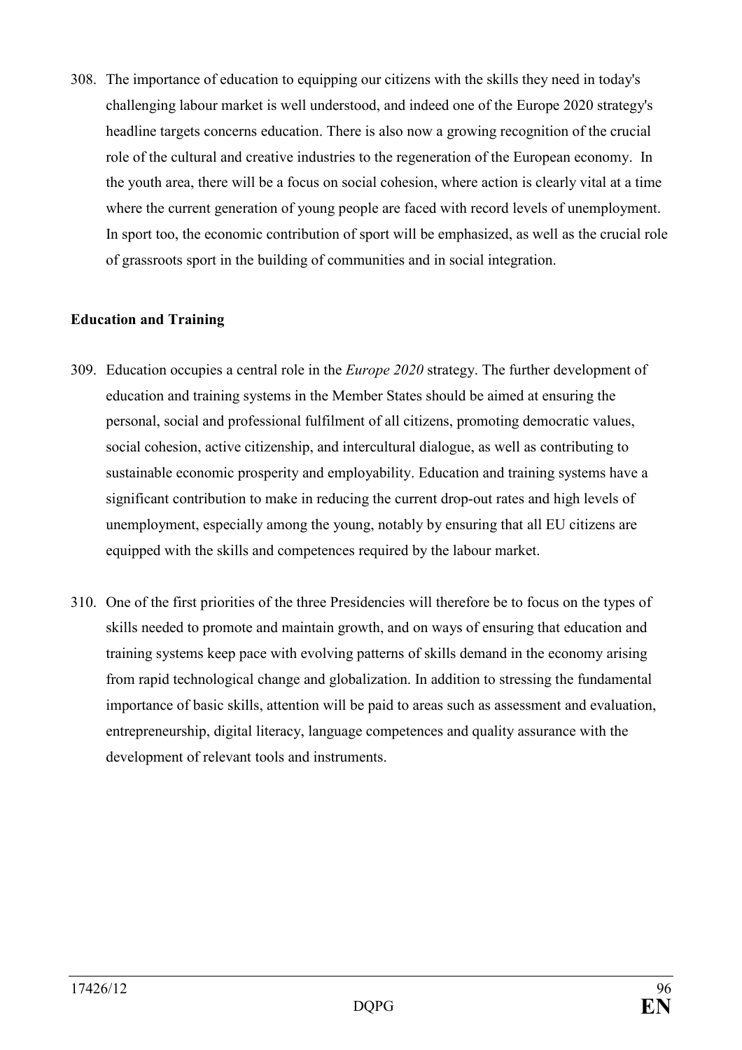308. The importance of education to equipping our citizens with the skills they need in today's challenging labour market is well understood, and indeed one of the Europe 2020 strategy's headline targets concerns education. There is also now a growing recognition of the crucial role of the cultural and creative industries to the regeneration of the European economy. In the youth area, there will be a focus on social cohesion, where action is clearly vital at a time where the current generation of young people are faced with record levels of unemployment. In sport too, the economic contribution of sport will be emphasized, as well as the crucial role of grassroots sport in the building of communities and in social integration.

**Education and Training**

309. Education occupies a central role in the *Europe 2020* strategy. The further development of education and training systems in the Member States should be aimed at ensuring the personal, social and professional fulfilment of all citizens, promoting democratic values, social cohesion, active citizenship, and intercultural dialogue, as well as contributing to sustainable economic prosperity and employability. Education and training systems have a significant contribution to make in reducing the current drop-out rates and high levels of unemployment, especially among the young, notably by ensuring that all EU citizens are equipped with the skills and competences required by the labour market.

310. One of the first priorities of the three Presidencies will therefore be to focus on the types of skills needed to promote and maintain growth, and on ways of ensuring that education and training systems keep pace with evolving patterns of skills demand in the economy arising from rapid technological change and globalization. In addition to stressing the fundamental importance of basic skills, attention will be paid to areas such as assessment and evaluation, entrepreneurship, digital literacy, language competences and quality assurance with the development of relevant tools and instruments.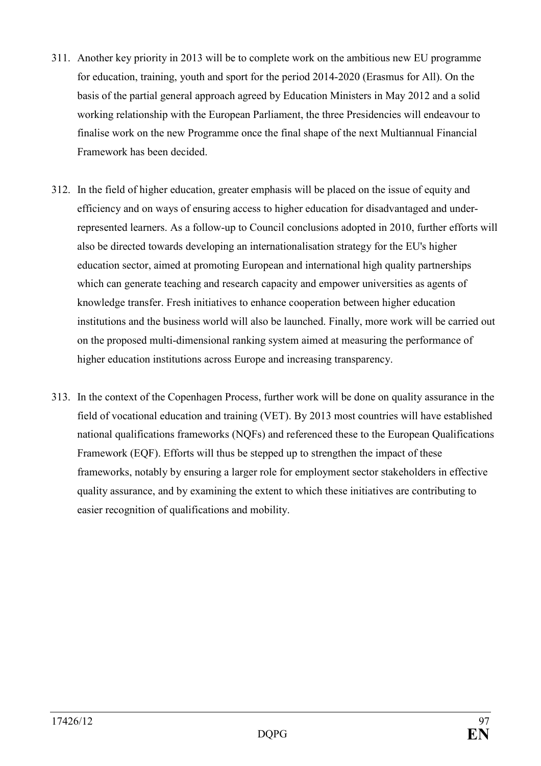311. Another key priority in 2013 will be to complete work on the ambitious new EU programme for education, training, youth and sport for the period 2014-2020 (Erasmus for All). On the basis of the partial general approach agreed by Education Ministers in May 2012 and a solid working relationship with the European Parliament, the three Presidencies will endeavour to finalise work on the new Programme once the final shape of the next Multiannual Financial Framework has been decided.

312. In the field of higher education, greater emphasis will be placed on the issue of equity and efficiency and on ways of ensuring access to higher education for disadvantaged and under-represented learners. As a follow-up to Council conclusions adopted in 2010, further efforts will also be directed towards developing an internationalisation strategy for the EU's higher education sector, aimed at promoting European and international high quality partnerships which can generate teaching and research capacity and empower universities as agents of knowledge transfer. Fresh initiatives to enhance cooperation between higher education institutions and the business world will also be launched. Finally, more work will be carried out on the proposed multi-dimensional ranking system aimed at measuring the performance of higher education institutions across Europe and increasing transparency.

313. In the context of the Copenhagen Process, further work will be done on quality assurance in the field of vocational education and training (VET). By 2013 most countries will have established national qualifications frameworks (NQFs) and referenced these to the European Qualifications Framework (EQF). Efforts will thus be stepped up to strengthen the impact of these frameworks, notably by ensuring a larger role for employment sector stakeholders in effective quality assurance, and by examining the extent to which these initiatives are contributing to easier recognition of qualifications and mobility.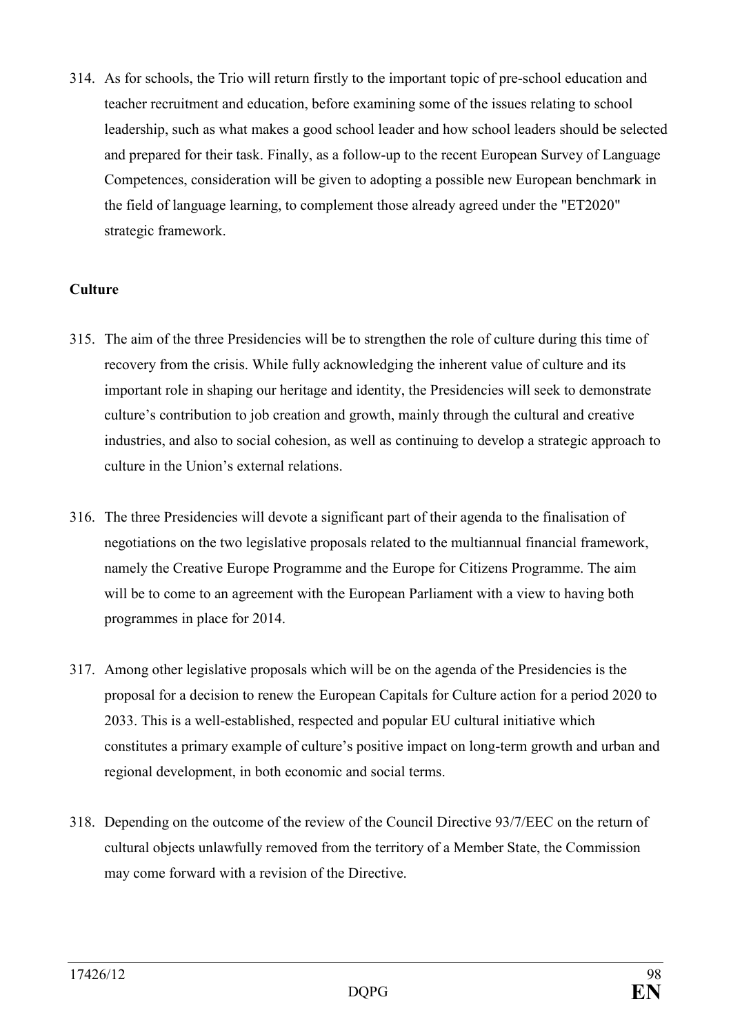314. As for schools, the Trio will return firstly to the important topic of pre-school education and teacher recruitment and education, before examining some of the issues relating to school leadership, such as what makes a good school leader and how school leaders should be selected and prepared for their task. Finally, as a follow-up to the recent European Survey of Language Competences, consideration will be given to adopting a possible new European benchmark in the field of language learning, to complement those already agreed under the "ET2020" strategic framework.

**Culture**

315. The aim of the three Presidencies will be to strengthen the role of culture during this time of recovery from the crisis. While fully acknowledging the inherent value of culture and its important role in shaping our heritage and identity, the Presidencies will seek to demonstrate culture's contribution to job creation and growth, mainly through the cultural and creative industries, and also to social cohesion, as well as continuing to develop a strategic approach to culture in the Union's external relations.

316. The three Presidencies will devote a significant part of their agenda to the finalisation of negotiations on the two legislative proposals related to the multiannual financial framework, namely the Creative Europe Programme and the Europe for Citizens Programme. The aim will be to come to an agreement with the European Parliament with a view to having both programmes in place for 2014.

317. Among other legislative proposals which will be on the agenda of the Presidencies is the proposal for a decision to renew the European Capitals for Culture action for a period 2020 to 2033. This is a well-established, respected and popular EU cultural initiative which constitutes a primary example of culture's positive impact on long-term growth and urban and regional development, in both economic and social terms.

318. Depending on the outcome of the review of the Council Directive 93/7/EEC on the return of cultural objects unlawfully removed from the territory of a Member State, the Commission may come forward with a revision of the Directive.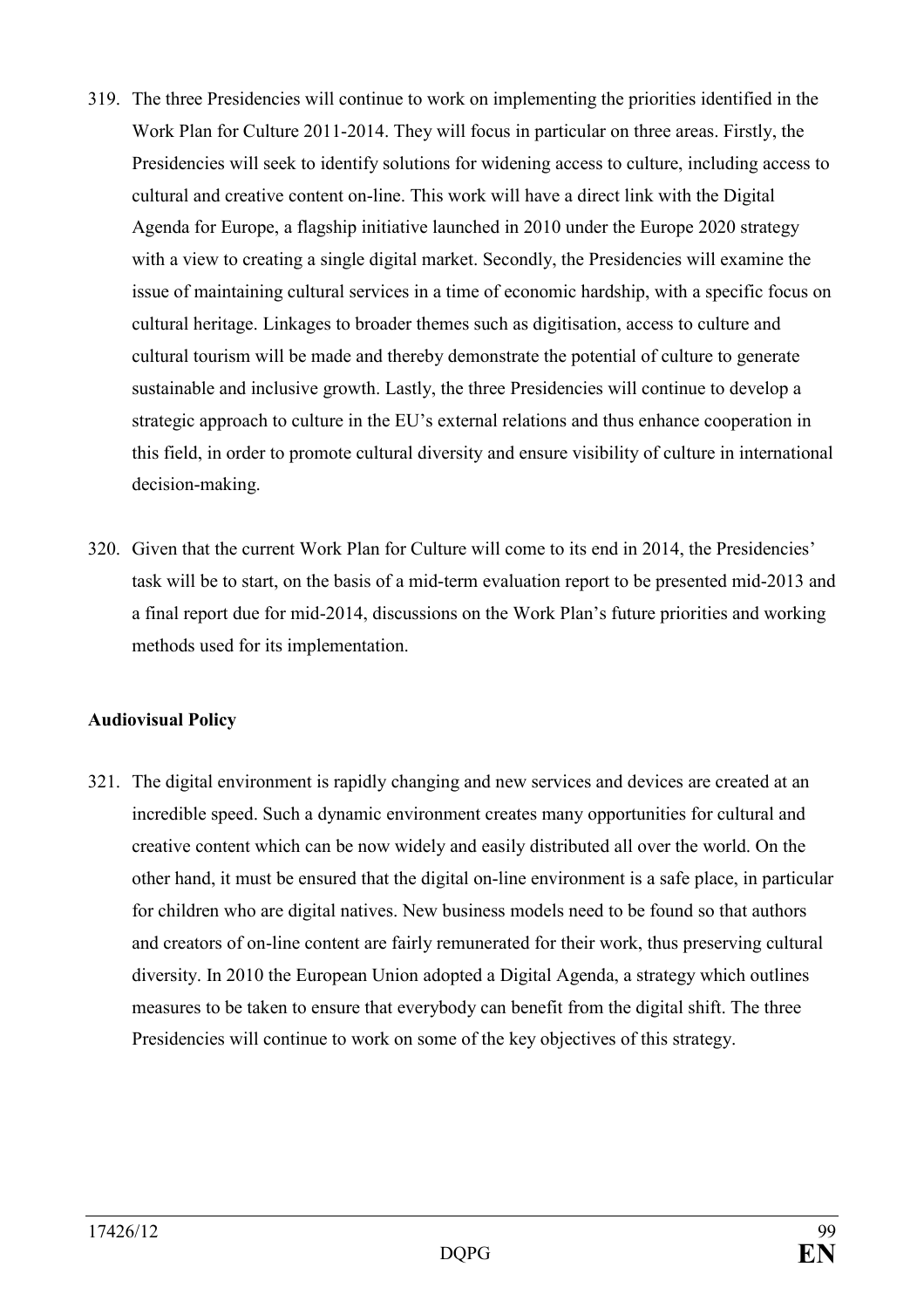319. The three Presidencies will continue to work on implementing the priorities identified in the Work Plan for Culture 2011-2014. They will focus in particular on three areas. Firstly, the Presidencies will seek to identify solutions for widening access to culture, including access to cultural and creative content on-line. This work will have a direct link with the Digital Agenda for Europe, a flagship initiative launched in 2010 under the Europe 2020 strategy with a view to creating a single digital market. Secondly, the Presidencies will examine the issue of maintaining cultural services in a time of economic hardship, with a specific focus on cultural heritage. Linkages to broader themes such as digitisation, access to culture and cultural tourism will be made and thereby demonstrate the potential of culture to generate sustainable and inclusive growth. Lastly, the three Presidencies will continue to develop a strategic approach to culture in the EU's external relations and thus enhance cooperation in this field, in order to promote cultural diversity and ensure visibility of culture in international decision-making.

320. Given that the current Work Plan for Culture will come to its end in 2014, the Presidencies' task will be to start, on the basis of a mid-term evaluation report to be presented mid-2013 and a final report due for mid-2014, discussions on the Work Plan's future priorities and working methods used for its implementation.

**Audiovisual Policy**

321. The digital environment is rapidly changing and new services and devices are created at an incredible speed. Such a dynamic environment creates many opportunities for cultural and creative content which can be now widely and easily distributed all over the world. On the other hand, it must be ensured that the digital on-line environment is a safe place, in particular for children who are digital natives. New business models need to be found so that authors and creators of on-line content are fairly remunerated for their work, thus preserving cultural diversity. In 2010 the European Union adopted a Digital Agenda, a strategy which outlines measures to be taken to ensure that everybody can benefit from the digital shift. The three Presidencies will continue to work on some of the key objectives of this strategy.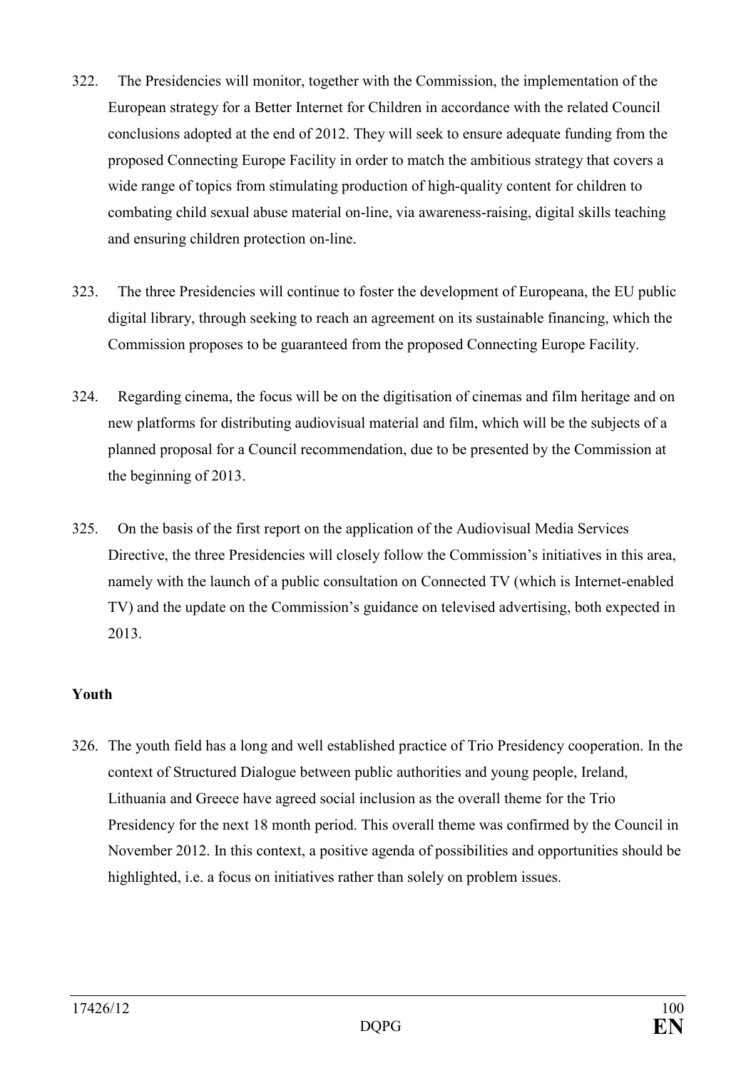322. The Presidencies will monitor, together with the Commission, the implementation of the European strategy for a Better Internet for Children in accordance with the related Council conclusions adopted at the end of 2012. They will seek to ensure adequate funding from the proposed Connecting Europe Facility in order to match the ambitious strategy that covers a wide range of topics from stimulating production of high-quality content for children to combating child sexual abuse material on-line, via awareness-raising, digital skills teaching and ensuring children protection on-line.

323. The three Presidencies will continue to foster the development of Europeana, the EU public digital library, through seeking to reach an agreement on its sustainable financing, which the Commission proposes to be guaranteed from the proposed Connecting Europe Facility.

324. Regarding cinema, the focus will be on the digitisation of cinemas and film heritage and on new platforms for distributing audiovisual material and film, which will be the subjects of a planned proposal for a Council recommendation, due to be presented by the Commission at the beginning of 2013.

325. On the basis of the first report on the application of the Audiovisual Media Services Directive, the three Presidencies will closely follow the Commission's initiatives in this area, namely with the launch of a public consultation on Connected TV (which is Internet-enabled TV) and the update on the Commission's guidance on televised advertising, both expected in 2013.

**Youth**

326. The youth field has a long and well established practice of Trio Presidency cooperation. In the context of Structured Dialogue between public authorities and young people, Ireland, Lithuania and Greece have agreed social inclusion as the overall theme for the Trio Presidency for the next 18 month period. This overall theme was confirmed by the Council in November 2012. In this context, a positive agenda of possibilities and opportunities should be highlighted, i.e. a focus on initiatives rather than solely on problem issues.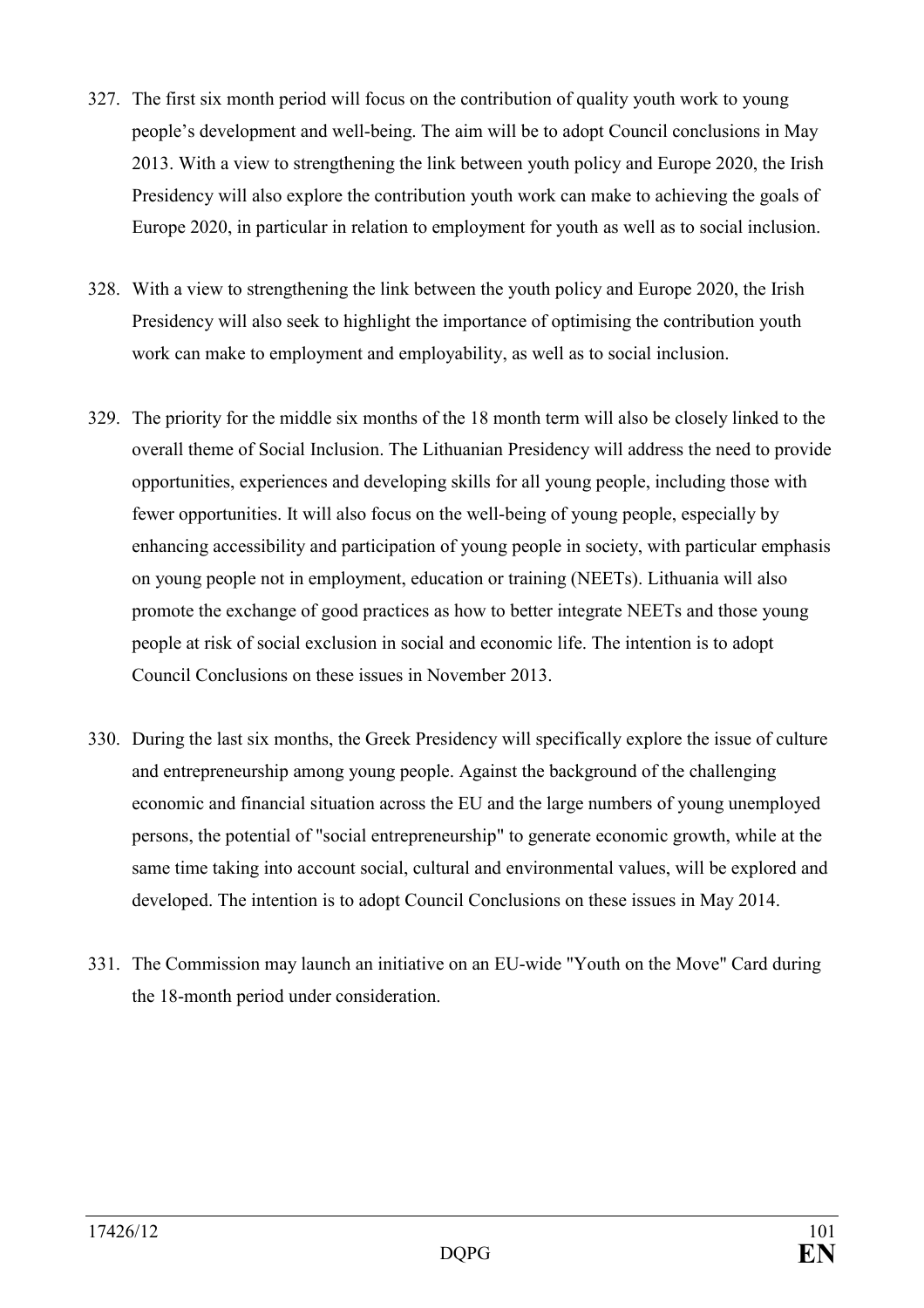327. The first six month period will focus on the contribution of quality youth work to young people's development and well-being. The aim will be to adopt Council conclusions in May 2013. With a view to strengthening the link between youth policy and Europe 2020, the Irish Presidency will also explore the contribution youth work can make to achieving the goals of Europe 2020, in particular in relation to employment for youth as well as to social inclusion.

328. With a view to strengthening the link between the youth policy and Europe 2020, the Irish Presidency will also seek to highlight the importance of optimising the contribution youth work can make to employment and employability, as well as to social inclusion.

329. The priority for the middle six months of the 18 month term will also be closely linked to the overall theme of Social Inclusion. The Lithuanian Presidency will address the need to provide opportunities, experiences and developing skills for all young people, including those with fewer opportunities. It will also focus on the well-being of young people, especially by enhancing accessibility and participation of young people in society, with particular emphasis on young people not in employment, education or training (NEETs). Lithuania will also promote the exchange of good practices as how to better integrate NEETs and those young people at risk of social exclusion in social and economic life. The intention is to adopt Council Conclusions on these issues in November 2013.

330. During the last six months, the Greek Presidency will specifically explore the issue of culture and entrepreneurship among young people. Against the background of the challenging economic and financial situation across the EU and the large numbers of young unemployed persons, the potential of "social entrepreneurship" to generate economic growth, while at the same time taking into account social, cultural and environmental values, will be explored and developed. The intention is to adopt Council Conclusions on these issues in May 2014.

331. The Commission may launch an initiative on an EU-wide "Youth on the Move" Card during the 18-month period under consideration.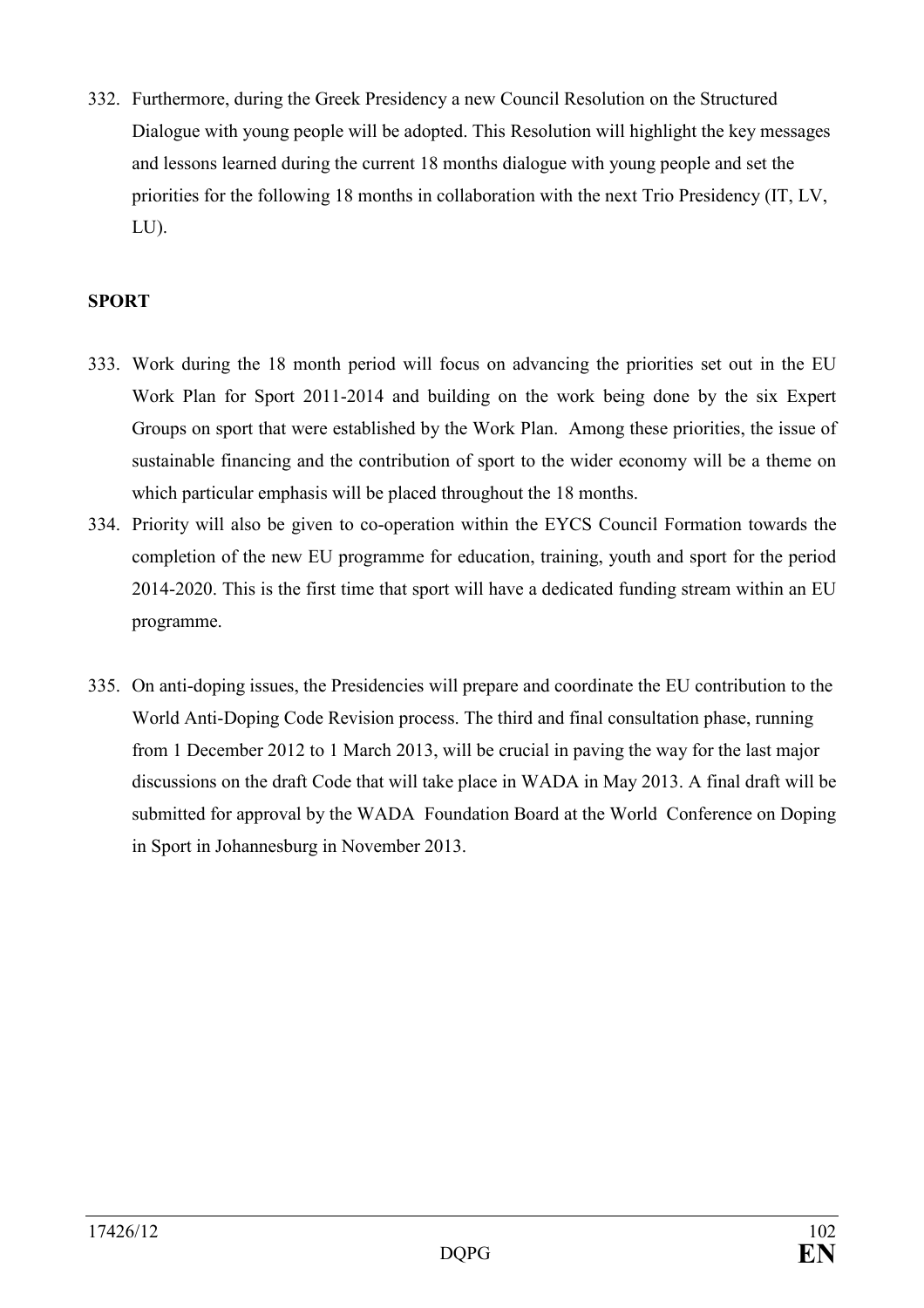332. Furthermore, during the Greek Presidency a new Council Resolution on the Structured Dialogue with young people will be adopted. This Resolution will highlight the key messages and lessons learned during the current 18 months dialogue with young people and set the priorities for the following 18 months in collaboration with the next Trio Presidency (IT, LV, LU).

**SPORT**

333. Work during the 18 month period will focus on advancing the priorities set out in the EU Work Plan for Sport 2011-2014 and building on the work being done by the six Expert Groups on sport that were established by the Work Plan. Among these priorities, the issue of sustainable financing and the contribution of sport to the wider economy will be a theme on which particular emphasis will be placed throughout the 18 months.

334. Priority will also be given to co-operation within the EYCS Council Formation towards the completion of the new EU programme for education, training, youth and sport for the period 2014-2020. This is the first time that sport will have a dedicated funding stream within an EU programme.

335. On anti-doping issues, the Presidencies will prepare and coordinate the EU contribution to the World Anti-Doping Code Revision process. The third and final consultation phase, running from 1 December 2012 to 1 March 2013, will be crucial in paving the way for the last major discussions on the draft Code that will take place in WADA in May 2013. A final draft will be submitted for approval by the WADA Foundation Board at the World Conference on Doping in Sport in Johannesburg in November 2013.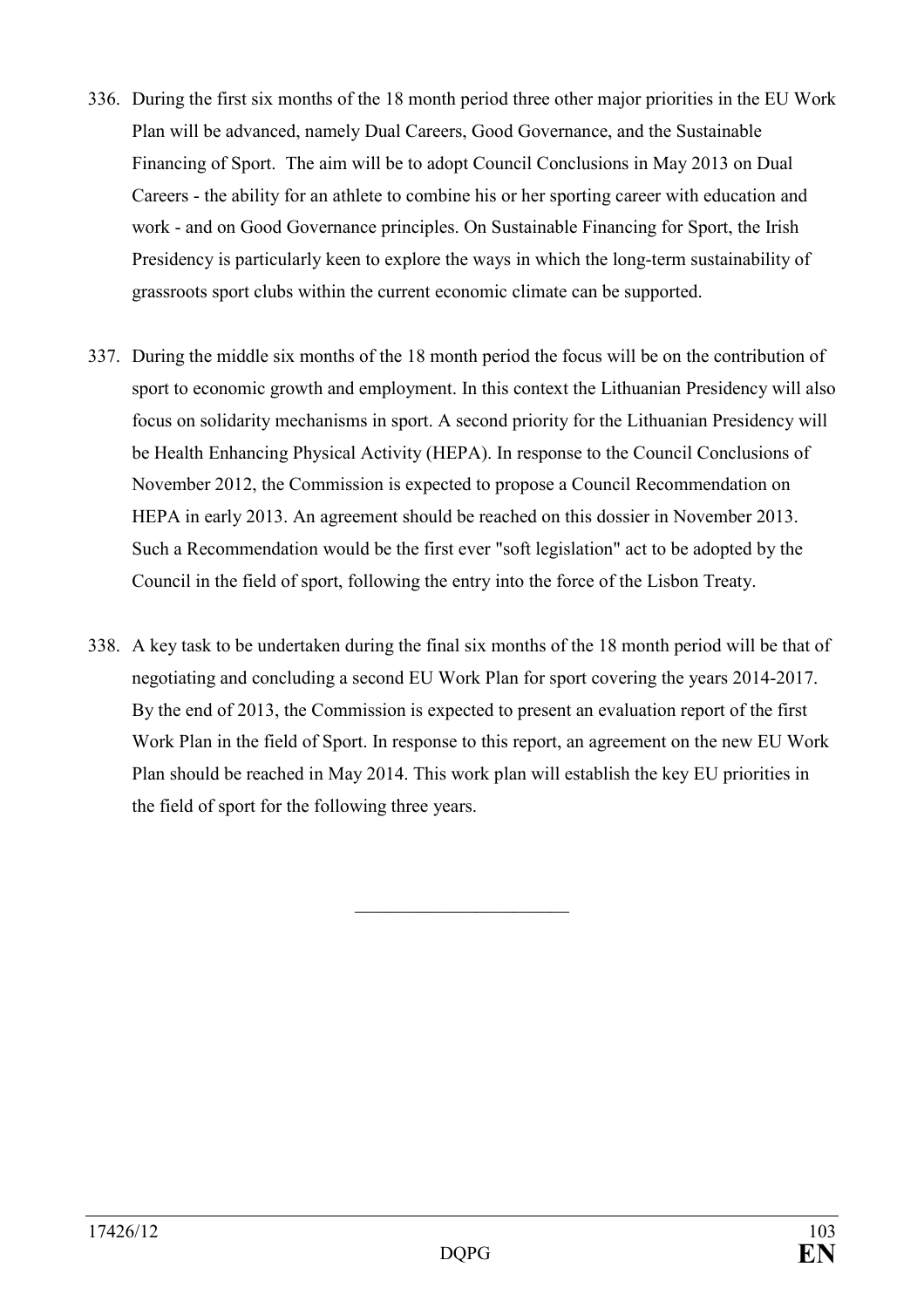336. During the first six months of the 18 month period three other major priorities in the EU Work Plan will be advanced, namely Dual Careers, Good Governance, and the Sustainable Financing of Sport. The aim will be to adopt Council Conclusions in May 2013 on Dual Careers - the ability for an athlete to combine his or her sporting career with education and work - and on Good Governance principles. On Sustainable Financing for Sport, the Irish Presidency is particularly keen to explore the ways in which the long-term sustainability of grassroots sport clubs within the current economic climate can be supported.

337. During the middle six months of the 18 month period the focus will be on the contribution of sport to economic growth and employment. In this context the Lithuanian Presidency will also focus on solidarity mechanisms in sport. A second priority for the Lithuanian Presidency will be Health Enhancing Physical Activity (HEPA). In response to the Council Conclusions of November 2012, the Commission is expected to propose a Council Recommendation on HEPA in early 2013. An agreement should be reached on this dossier in November 2013. Such a Recommendation would be the first ever "soft legislation" act to be adopted by the Council in the field of sport, following the entry into the force of the Lisbon Treaty.

338. A key task to be undertaken during the final six months of the 18 month period will be that of negotiating and concluding a second EU Work Plan for sport covering the years 2014-2017. By the end of 2013, the Commission is expected to present an evaluation report of the first Work Plan in the field of Sport. In response to this report, an agreement on the new EU Work Plan should be reached in May 2014. This work plan will establish the key EU priorities in the field of sport for the following three years.

\_\_\_\_\_\_\_\_\_\_\_\_\_\_\_\_\_\_\_\_\_\_\_\_